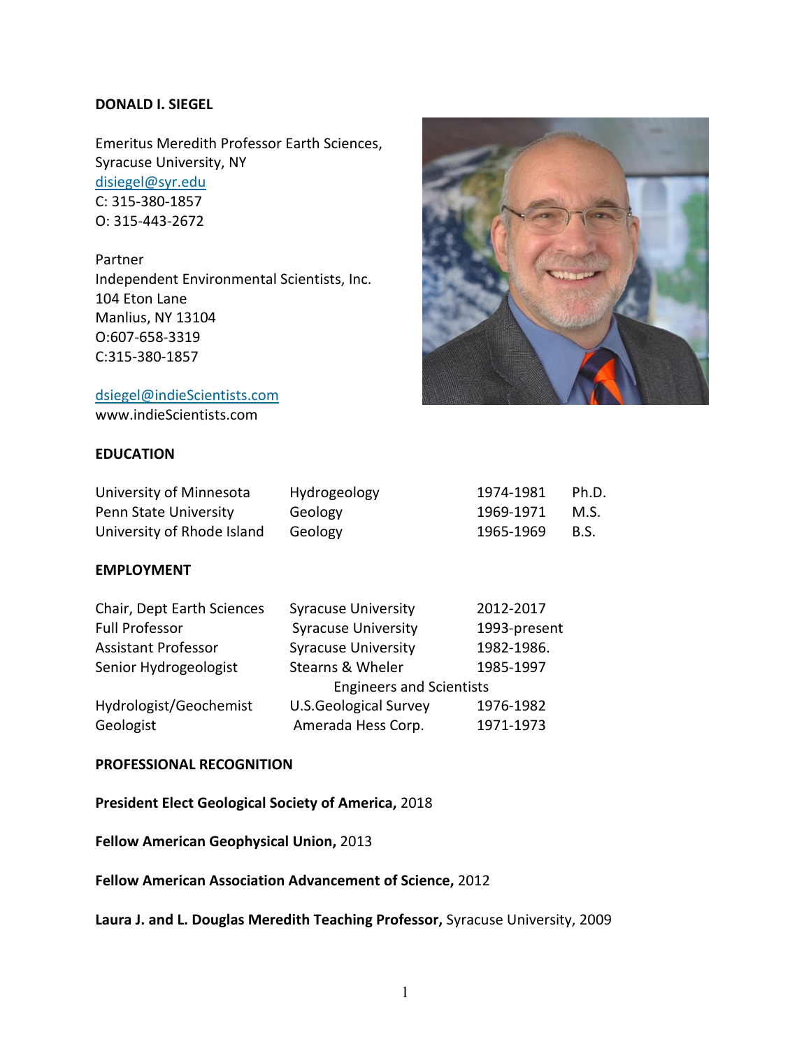**DONALD I. SIEGEL**

Emeritus Meredith Professor Earth Sciences,
Syracuse University, NY
disiegel@syr.edu
C: 315-380-1857
O: 315-443-2672

Partner
Independent Environmental Scientists, Inc.
104 Eton Lane
Manlius, NY 13104
O:607-658-3319
C:315-380-1857

dsiegel@indieScientists.com
www.indieScientists.com

## EDUCATION

| | | | |
|---|---|---|---|
| University of Minnesota | Hydrogeology | 1974-1981 | Ph.D. |
| Penn State University | Geology | 1969-1971 | M.S. |
| University of Rhode Island | Geology | 1965-1969 | B.S. |

## EMPLOYMENT

| | | |
|---|---|---|
| Chair, Dept Earth Sciences | Syracuse University | 2012-2017 |
| Full Professor | Syracuse University | 1993-present |
| Assistant Professor | Syracuse University | 1982-1986. |
| Senior Hydrogeologist | Stearns & Wheler Engineers and Scientists | 1985-1997 |
| Hydrologist/Geochemist | U.S.Geological Survey | 1976-1982 |
| Geologist | Amerada Hess Corp. | 1971-1973 |

## PROFESSIONAL RECOGNITION

**President Elect Geological Society of America,** 2018

**Fellow American Geophysical Union,** 2013

**Fellow American Association Advancement of Science,** 2012

**Laura J. and L. Douglas Meredith Teaching Professor,** Syracuse University, 2009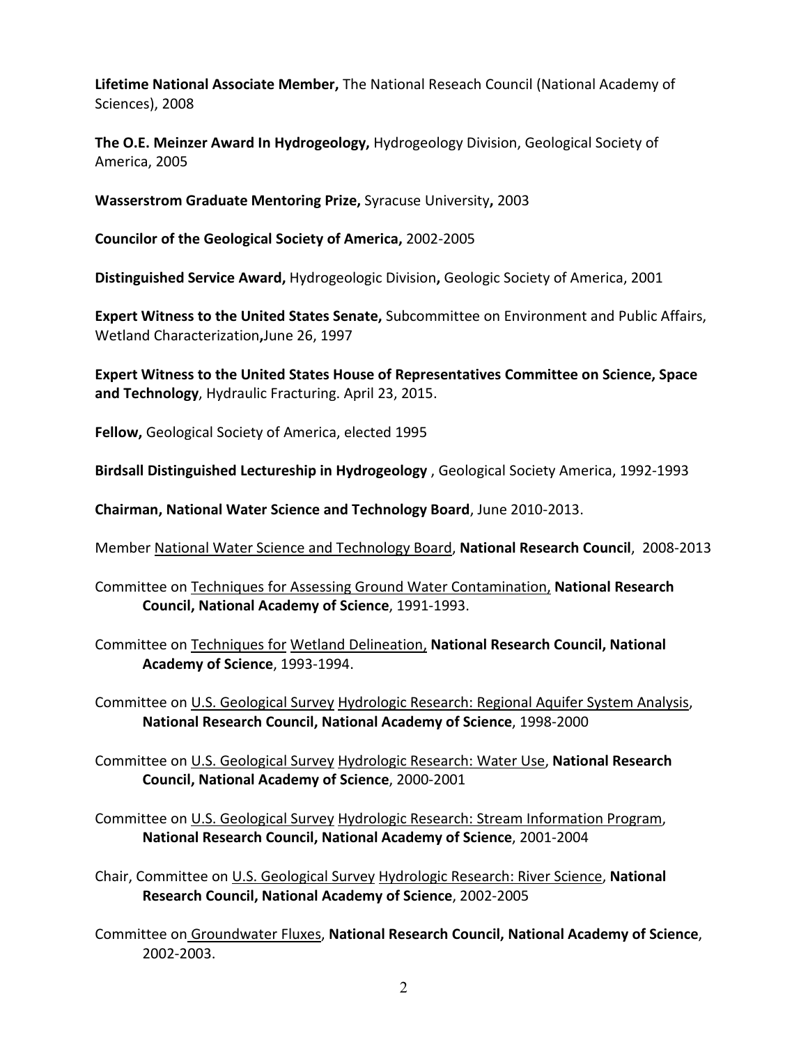**Lifetime National Associate Member,** The National Reseach Council (National Academy of Sciences), 2008

**The O.E. Meinzer Award In Hydrogeology,** Hydrogeology Division, Geological Society of America, 2005

**Wasserstrom Graduate Mentoring Prize,** Syracuse University**,** 2003

**Councilor of the Geological Society of America,** 2002-2005

**Distinguished Service Award,** Hydrogeologic Division**,** Geologic Society of America, 2001

**Expert Witness to the United States Senate,** Subcommittee on Environment and Public Affairs, Wetland Characterization**,**June 26, 1997

**Expert Witness to the United States House of Representatives Committee on Science, Space and Technology**, Hydraulic Fracturing. April 23, 2015.

**Fellow,** Geological Society of America, elected 1995

**Birdsall Distinguished Lectureship in Hydrogeology** , Geological Society America, 1992-1993

**Chairman, National Water Science and Technology Board**, June 2010-2013.

Member National Water Science and Technology Board, **National Research Council**, 2008-2013

Committee on Techniques for Assessing Ground Water Contamination, **National Research Council, National Academy of Science**, 1991-1993.

Committee on Techniques for Wetland Delineation, **National Research Council, National Academy of Science**, 1993-1994.

Committee on U.S. Geological Survey Hydrologic Research: Regional Aquifer System Analysis, **National Research Council, National Academy of Science**, 1998-2000

Committee on U.S. Geological Survey Hydrologic Research: Water Use, **National Research Council, National Academy of Science**, 2000-2001

Committee on U.S. Geological Survey Hydrologic Research: Stream Information Program, **National Research Council, National Academy of Science**, 2001-2004

Chair, Committee on U.S. Geological Survey Hydrologic Research: River Science, **National Research Council, National Academy of Science**, 2002-2005

Committee on Groundwater Fluxes, **National Research Council, National Academy of Science**, 2002-2003.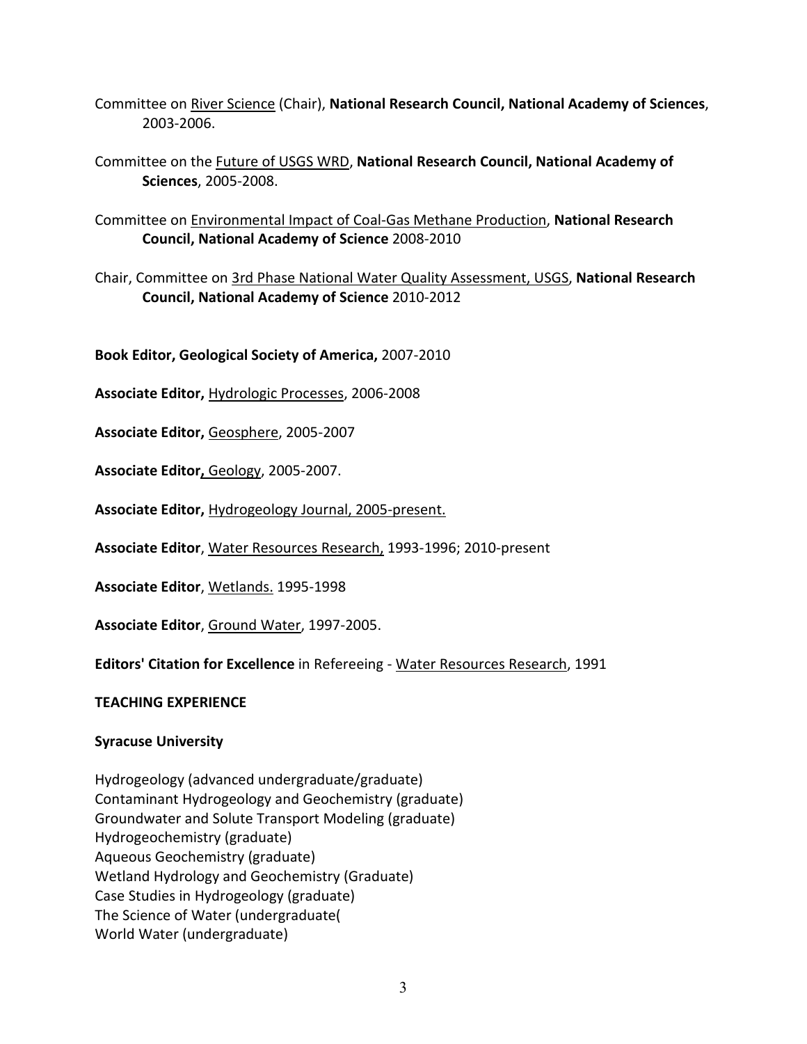Committee on River Science (Chair), **National Research Council, National Academy of Sciences**, 2003-2006.

Committee on the Future of USGS WRD, **National Research Council, National Academy of Sciences**, 2005-2008.

Committee on Environmental Impact of Coal-Gas Methane Production, **National Research Council, National Academy of Science** 2008-2010

Chair, Committee on 3rd Phase National Water Quality Assessment, USGS, **National Research Council, National Academy of Science** 2010-2012

**Book Editor, Geological Society of America,** 2007-2010

**Associate Editor,** Hydrologic Processes, 2006-2008

**Associate Editor,** Geosphere, 2005-2007

**Associate Editor,** Geology, 2005-2007.

**Associate Editor,** Hydrogeology Journal, 2005-present.

**Associate Editor**, Water Resources Research, 1993-1996; 2010-present

**Associate Editor**, Wetlands. 1995-1998

**Associate Editor**, Ground Water, 1997-2005.

**Editors' Citation for Excellence** in Refereeing - Water Resources Research, 1991

**TEACHING EXPERIENCE**

**Syracuse University**

Hydrogeology (advanced undergraduate/graduate)
Contaminant Hydrogeology and Geochemistry (graduate)
Groundwater and Solute Transport Modeling (graduate)
Hydrogeochemistry (graduate)
Aqueous Geochemistry (graduate)
Wetland Hydrology and Geochemistry (Graduate)
Case Studies in Hydrogeology (graduate)
The Science of Water (undergraduate(
World Water (undergraduate)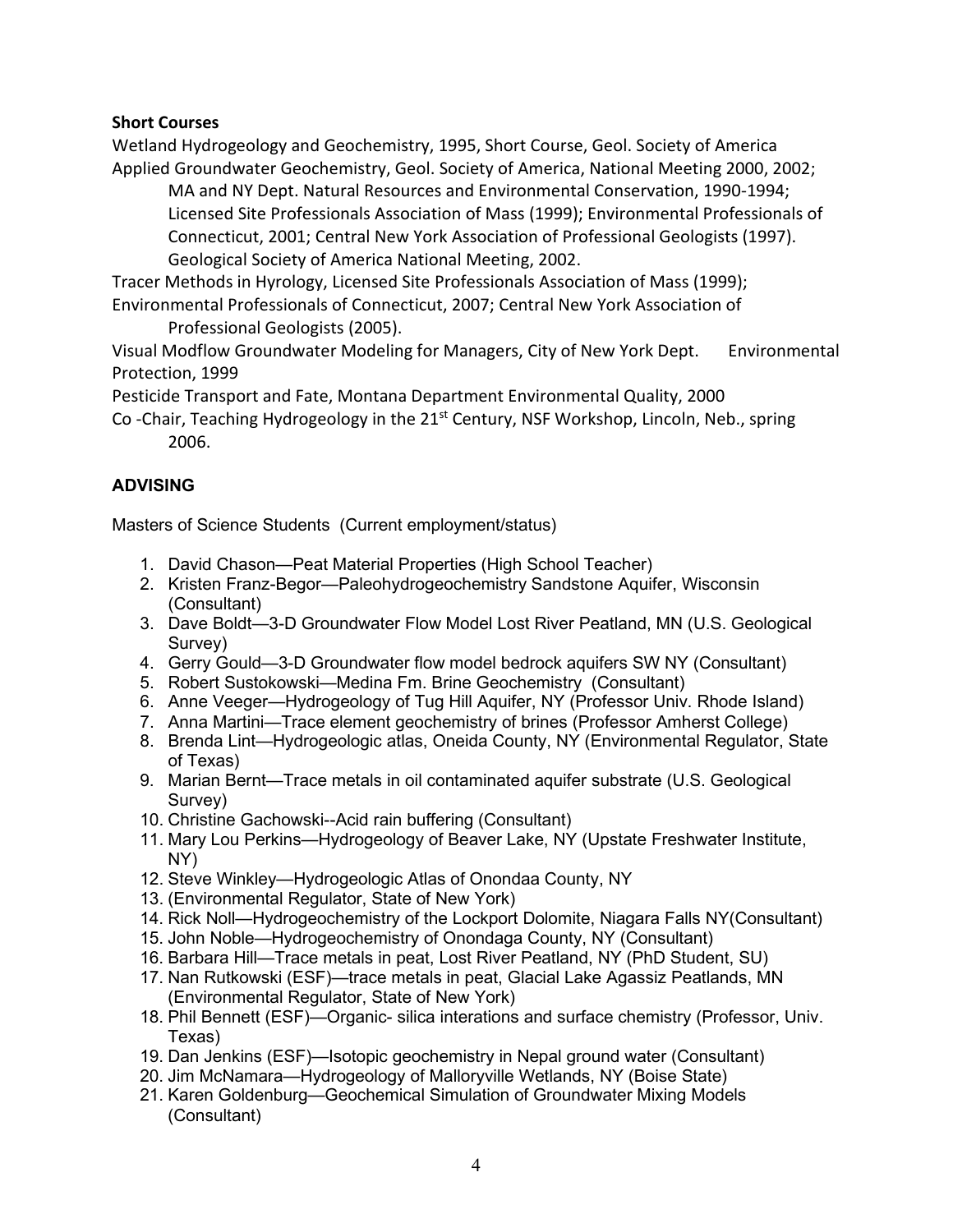**Short Courses**

Wetland Hydrogeology and Geochemistry, 1995, Short Course, Geol. Society of America

Applied Groundwater Geochemistry, Geol. Society of America, National Meeting 2000, 2002; MA and NY Dept. Natural Resources and Environmental Conservation, 1990-1994; Licensed Site Professionals Association of Mass (1999); Environmental Professionals of Connecticut, 2001; Central New York Association of Professional Geologists (1997). Geological Society of America National Meeting, 2002.

Tracer Methods in Hyrology, Licensed Site Professionals Association of Mass (1999); Environmental Professionals of Connecticut, 2007; Central New York Association of Professional Geologists (2005).

Visual Modflow Groundwater Modeling for Managers, City of New York Dept. Environmental Protection, 1999

Pesticide Transport and Fate, Montana Department Environmental Quality, 2000

Co -Chair, Teaching Hydrogeology in the 21st Century, NSF Workshop, Lincoln, Neb., spring 2006.

## ADVISING

Masters of Science Students (Current employment/status)

1. David Chason—Peat Material Properties (High School Teacher)
2. Kristen Franz-Begor—Paleohydrogeochemistry Sandstone Aquifer, Wisconsin (Consultant)
3. Dave Boldt—3-D Groundwater Flow Model Lost River Peatland, MN (U.S. Geological Survey)
4. Gerry Gould—3-D Groundwater flow model bedrock aquifers SW NY (Consultant)
5. Robert Sustokowski—Medina Fm. Brine Geochemistry (Consultant)
6. Anne Veeger—Hydrogeology of Tug Hill Aquifer, NY (Professor Univ. Rhode Island)
7. Anna Martini—Trace element geochemistry of brines (Professor Amherst College)
8. Brenda Lint—Hydrogeologic atlas, Oneida County, NY (Environmental Regulator, State of Texas)
9. Marian Bernt—Trace metals in oil contaminated aquifer substrate (U.S. Geological Survey)
10. Christine Gachowski--Acid rain buffering (Consultant)
11. Mary Lou Perkins—Hydrogeology of Beaver Lake, NY (Upstate Freshwater Institute, NY)
12. Steve Winkley—Hydrogeologic Atlas of Onondaa County, NY
13. (Environmental Regulator, State of New York)
14. Rick Noll—Hydrogeochemistry of the Lockport Dolomite, Niagara Falls NY(Consultant)
15. John Noble—Hydrogeochemistry of Onondaga County, NY (Consultant)
16. Barbara Hill—Trace metals in peat, Lost River Peatland, NY (PhD Student, SU)
17. Nan Rutkowski (ESF)—trace metals in peat, Glacial Lake Agassiz Peatlands, MN (Environmental Regulator, State of New York)
18. Phil Bennett (ESF)—Organic- silica interations and surface chemistry (Professor, Univ. Texas)
19. Dan Jenkins (ESF)—Isotopic geochemistry in Nepal ground water (Consultant)
20. Jim McNamara—Hydrogeology of Malloryville Wetlands, NY (Boise State)
21. Karen Goldenburg—Geochemical Simulation of Groundwater Mixing Models (Consultant)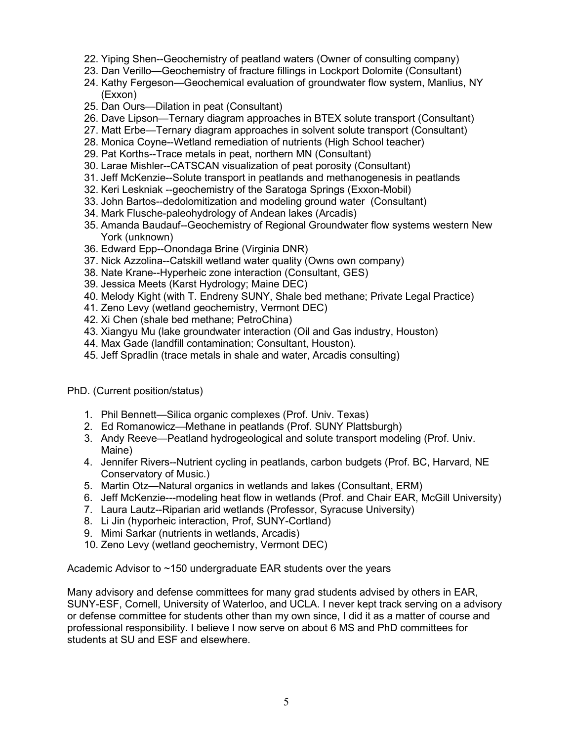22. Yiping Shen--Geochemistry of peatland waters (Owner of consulting company)
23. Dan Verillo—Geochemistry of fracture fillings in Lockport Dolomite (Consultant)
24. Kathy Fergeson—Geochemical evaluation of groundwater flow system, Manlius, NY (Exxon)
25. Dan Ours—Dilation in peat (Consultant)
26. Dave Lipson—Ternary diagram approaches in BTEX solute transport (Consultant)
27. Matt Erbe—Ternary diagram approaches in solvent solute transport (Consultant)
28. Monica Coyne--Wetland remediation of nutrients (High School teacher)
29. Pat Korths--Trace metals in peat, northern MN (Consultant)
30. Larae Mishler--CATSCAN visualization of peat porosity (Consultant)
31. Jeff McKenzie--Solute transport in peatlands and methanogenesis in peatlands
32. Keri Leskniak --geochemistry of the Saratoga Springs (Exxon-Mobil)
33. John Bartos--dedolomitization and modeling ground water (Consultant)
34. Mark Flusche-paleohydrology of Andean lakes (Arcadis)
35. Amanda Baudauf--Geochemistry of Regional Groundwater flow systems western New York (unknown)
36. Edward Epp--Onondaga Brine (Virginia DNR)
37. Nick Azzolina--Catskill wetland water quality (Owns own company)
38. Nate Krane--Hyperheic zone interaction (Consultant, GES)
39. Jessica Meets (Karst Hydrology; Maine DEC)
40. Melody Kight (with T. Endreny SUNY, Shale bed methane; Private Legal Practice)
41. Zeno Levy (wetland geochemistry, Vermont DEC)
42. Xi Chen (shale bed methane; PetroChina)
43. Xiangyu Mu (lake groundwater interaction (Oil and Gas industry, Houston)
44. Max Gade (landfill contamination; Consultant, Houston).
45. Jeff Spradlin (trace metals in shale and water, Arcadis consulting)

PhD. (Current position/status)

1. Phil Bennett—Silica organic complexes (Prof. Univ. Texas)
2. Ed Romanowicz—Methane in peatlands (Prof. SUNY Plattsburgh)
3. Andy Reeve—Peatland hydrogeological and solute transport modeling (Prof. Univ. Maine)
4. Jennifer Rivers--Nutrient cycling in peatlands, carbon budgets (Prof. BC, Harvard, NE Conservatory of Music.)
5. Martin Otz—Natural organics in wetlands and lakes (Consultant, ERM)
6. Jeff McKenzie---modeling heat flow in wetlands (Prof. and Chair EAR, McGill University)
7. Laura Lautz--Riparian arid wetlands (Professor, Syracuse University)
8. Li Jin (hyporheic interaction, Prof, SUNY-Cortland)
9. Mimi Sarkar (nutrients in wetlands, Arcadis)
10. Zeno Levy (wetland geochemistry, Vermont DEC)

Academic Advisor to ~150 undergraduate EAR students over the years

Many advisory and defense committees for many grad students advised by others in EAR, SUNY-ESF, Cornell, University of Waterloo, and UCLA. I never kept track serving on a advisory or defense committee for students other than my own since, I did it as a matter of course and professional responsibility. I believe I now serve on about 6 MS and PhD committees for students at SU and ESF and elsewhere.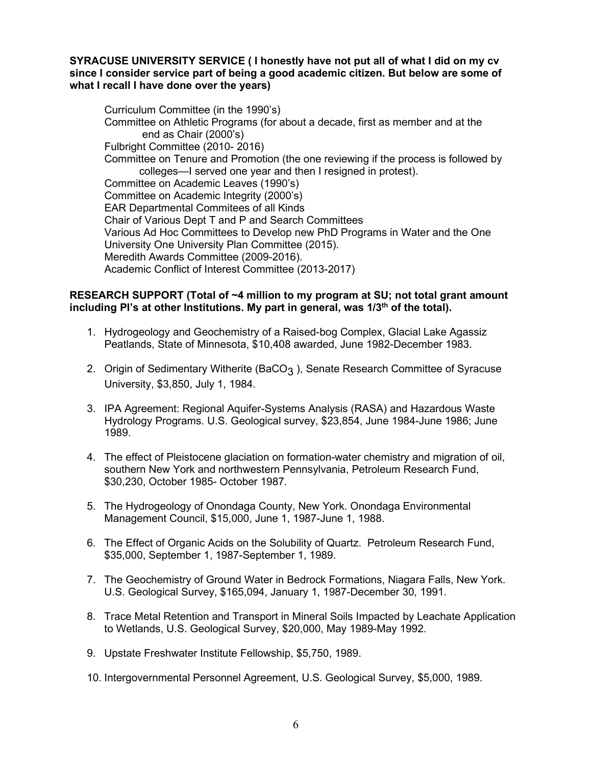**SYRACUSE UNIVERSITY SERVICE ( I honestly have not put all of what I did on my cv since I consider service part of being a good academic citizen. But below are some of what I recall I have done over the years)**

Curriculum Committee (in the 1990's)
Committee on Athletic Programs (for about a decade, first as member and at the end as Chair (2000's)
Fulbright Committee (2010- 2016)
Committee on Tenure and Promotion (the one reviewing if the process is followed by colleges—I served one year and then I resigned in protest).
Committee on Academic Leaves (1990's)
Committee on Academic Integrity (2000's)
EAR Departmental Commitees of all Kinds
Chair of Various Dept T and P and Search Committees
Various Ad Hoc Committees to Develop new PhD Programs in Water and the One University One University Plan Committee (2015).
Meredith Awards Committee (2009-2016).
Academic Conflict of Interest Committee (2013-2017)

**RESEARCH SUPPORT (Total of ~4 million to my program at SU; not total grant amount including PI's at other Institutions. My part in general, was 1/3$^{th}$ of the total).**

1. Hydrogeology and Geochemistry of a Raised-bog Complex, Glacial Lake Agassiz Peatlands, State of Minnesota, $10,408 awarded, June 1982-December 1983.

2. Origin of Sedimentary Witherite ($BaCO_3$ ), Senate Research Committee of Syracuse University, $3,850, July 1, 1984.

3. IPA Agreement: Regional Aquifer-Systems Analysis (RASA) and Hazardous Waste Hydrology Programs. U.S. Geological survey, $23,854, June 1984-June 1986; June 1989.

4. The effect of Pleistocene glaciation on formation-water chemistry and migration of oil, southern New York and northwestern Pennsylvania, Petroleum Research Fund, $30,230, October 1985- October 1987.

5. The Hydrogeology of Onondaga County, New York. Onondaga Environmental Management Council, $15,000, June 1, 1987-June 1, 1988.

6. The Effect of Organic Acids on the Solubility of Quartz. Petroleum Research Fund, $35,000, September 1, 1987-September 1, 1989.

7. The Geochemistry of Ground Water in Bedrock Formations, Niagara Falls, New York. U.S. Geological Survey, $165,094, January 1, 1987-December 30, 1991.

8. Trace Metal Retention and Transport in Mineral Soils Impacted by Leachate Application to Wetlands, U.S. Geological Survey, $20,000, May 1989-May 1992.

9. Upstate Freshwater Institute Fellowship, $5,750, 1989.

10. Intergovernmental Personnel Agreement, U.S. Geological Survey, $5,000, 1989.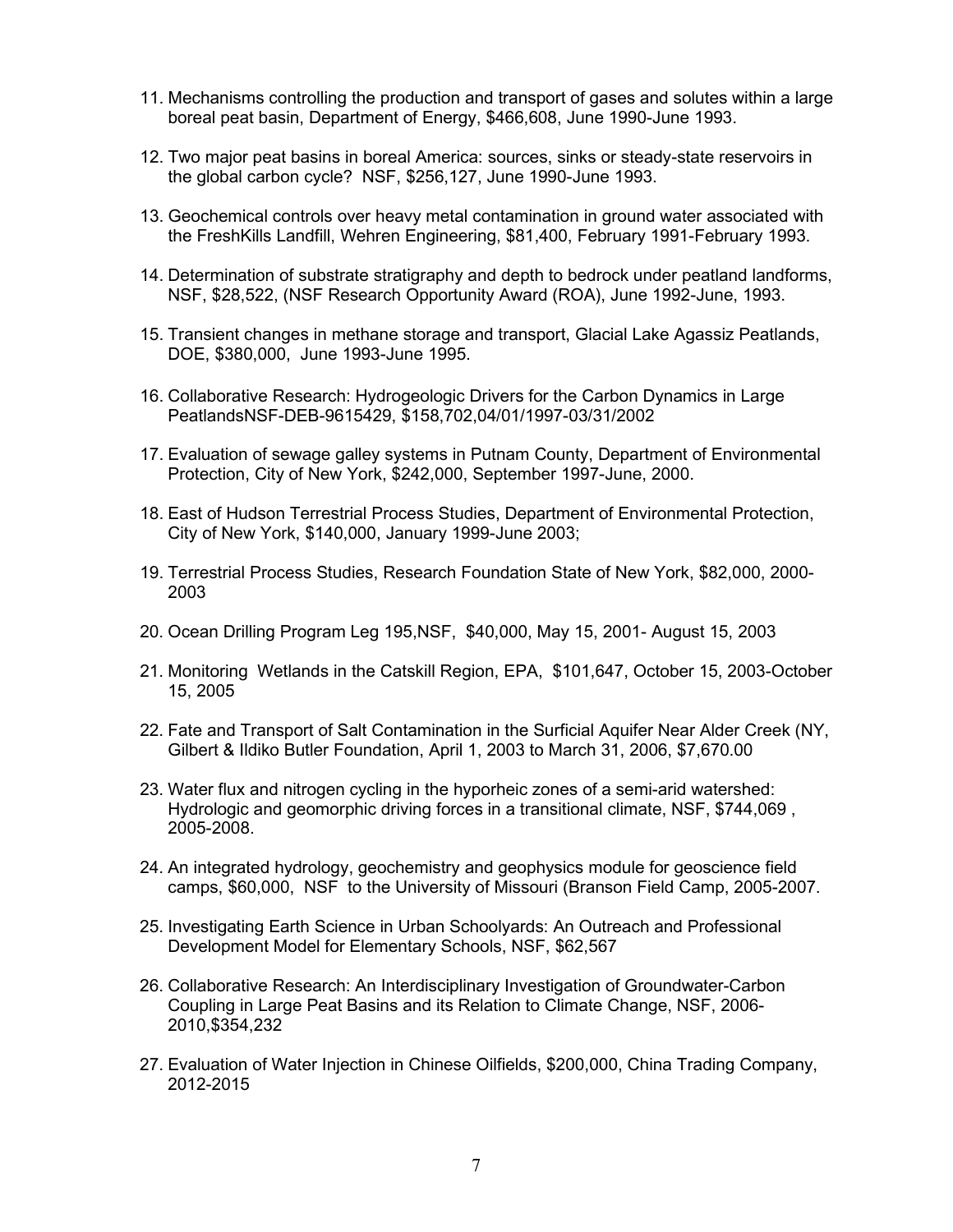11. Mechanisms controlling the production and transport of gases and solutes within a large boreal peat basin, Department of Energy, $466,608, June 1990-June 1993.

12. Two major peat basins in boreal America: sources, sinks or steady-state reservoirs in the global carbon cycle? NSF, $256,127, June 1990-June 1993.

13. Geochemical controls over heavy metal contamination in ground water associated with the FreshKills Landfill, Wehren Engineering, $81,400, February 1991-February 1993.

14. Determination of substrate stratigraphy and depth to bedrock under peatland landforms, NSF, $28,522, (NSF Research Opportunity Award (ROA), June 1992-June, 1993.

15. Transient changes in methane storage and transport, Glacial Lake Agassiz Peatlands, DOE, $380,000, June 1993-June 1995.

16. Collaborative Research: Hydrogeologic Drivers for the Carbon Dynamics in Large PeatlandsNSF-DEB-9615429, $158,702,04/01/1997-03/31/2002

17. Evaluation of sewage galley systems in Putnam County, Department of Environmental Protection, City of New York, $242,000, September 1997-June, 2000.

18. East of Hudson Terrestrial Process Studies, Department of Environmental Protection, City of New York, $140,000, January 1999-June 2003;

19. Terrestrial Process Studies, Research Foundation State of New York, $82,000, 2000-2003

20. Ocean Drilling Program Leg 195,NSF, $40,000, May 15, 2001- August 15, 2003

21. Monitoring Wetlands in the Catskill Region, EPA, $101,647, October 15, 2003-October 15, 2005

22. Fate and Transport of Salt Contamination in the Surficial Aquifer Near Alder Creek (NY, Gilbert & Ildiko Butler Foundation, April 1, 2003 to March 31, 2006, $7,670.00

23. Water flux and nitrogen cycling in the hyporheic zones of a semi-arid watershed: Hydrologic and geomorphic driving forces in a transitional climate, NSF, $744,069 , 2005-2008.

24. An integrated hydrology, geochemistry and geophysics module for geoscience field camps, $60,000, NSF to the University of Missouri (Branson Field Camp, 2005-2007.

25. Investigating Earth Science in Urban Schoolyards: An Outreach and Professional Development Model for Elementary Schools, NSF, $62,567

26. Collaborative Research: An Interdisciplinary Investigation of Groundwater-Carbon Coupling in Large Peat Basins and its Relation to Climate Change, NSF, 2006-2010,$354,232

27. Evaluation of Water Injection in Chinese Oilfields, $200,000, China Trading Company, 2012-2015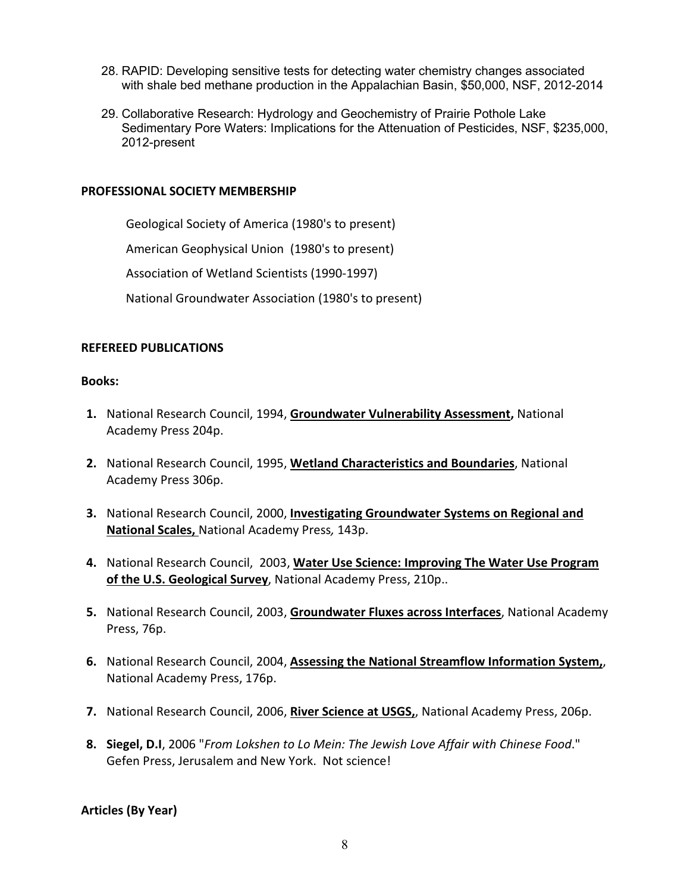28. RAPID: Developing sensitive tests for detecting water chemistry changes associated with shale bed methane production in the Appalachian Basin, $50,000, NSF, 2012-2014

29. Collaborative Research: Hydrology and Geochemistry of Prairie Pothole Lake Sedimentary Pore Waters: Implications for the Attenuation of Pesticides, NSF, $235,000, 2012-present

**PROFESSIONAL SOCIETY MEMBERSHIP**

Geological Society of America (1980's to present)

American Geophysical Union (1980's to present)

Association of Wetland Scientists (1990-1997)

National Groundwater Association (1980's to present)

**REFEREED PUBLICATIONS**

**Books:**

1. National Research Council, 1994, **Groundwater Vulnerability Assessment,** National Academy Press 204p.

2. National Research Council, 1995, **Wetland Characteristics and Boundaries**, National Academy Press 306p.

3. National Research Council, 2000, **Investigating Groundwater Systems on Regional and National Scales,** National Academy Press*,* 143p.

4. National Research Council, 2003, **Water Use Science: Improving The Water Use Program of the U.S. Geological Survey**, National Academy Press, 210p..

5. National Research Council, 2003, **Groundwater Fluxes across Interfaces**, National Academy Press, 76p.

6. National Research Council, 2004, **Assessing the National Streamflow Information System,**, National Academy Press, 176p.

7. National Research Council, 2006, **River Science at USGS,**, National Academy Press, 206p.

8. **Siegel, D.I**, 2006 "*From Lokshen to Lo Mein: The Jewish Love Affair with Chinese Food*." Gefen Press, Jerusalem and New York. Not science!

**Articles (By Year)**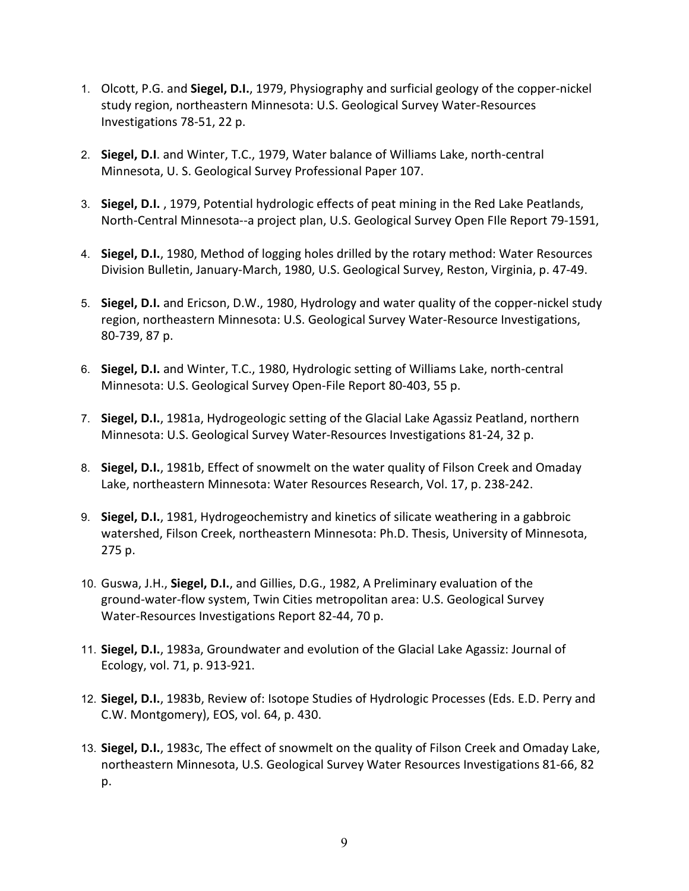1. Olcott, P.G. and **Siegel, D.I.**, 1979, Physiography and surficial geology of the copper-nickel study region, northeastern Minnesota: U.S. Geological Survey Water-Resources Investigations 78-51, 22 p.

2. **Siegel, D.I**. and Winter, T.C., 1979, Water balance of Williams Lake, north-central Minnesota, U. S. Geological Survey Professional Paper 107.

3. **Siegel, D.I.** , 1979, Potential hydrologic effects of peat mining in the Red Lake Peatlands, North-Central Minnesota--a project plan, U.S. Geological Survey Open FIle Report 79-1591,

4. **Siegel, D.I.**, 1980, Method of logging holes drilled by the rotary method: Water Resources Division Bulletin, January-March, 1980, U.S. Geological Survey, Reston, Virginia, p. 47-49.

5. **Siegel, D.I.** and Ericson, D.W., 1980, Hydrology and water quality of the copper-nickel study region, northeastern Minnesota: U.S. Geological Survey Water-Resource Investigations, 80-739, 87 p.

6. **Siegel, D.I.** and Winter, T.C., 1980, Hydrologic setting of Williams Lake, north-central Minnesota: U.S. Geological Survey Open-File Report 80-403, 55 p.

7. **Siegel, D.I.**, 1981a, Hydrogeologic setting of the Glacial Lake Agassiz Peatland, northern Minnesota: U.S. Geological Survey Water-Resources Investigations 81-24, 32 p.

8. **Siegel, D.I.**, 1981b, Effect of snowmelt on the water quality of Filson Creek and Omaday Lake, northeastern Minnesota: Water Resources Research, Vol. 17, p. 238-242.

9. **Siegel, D.I.**, 1981, Hydrogeochemistry and kinetics of silicate weathering in a gabbroic watershed, Filson Creek, northeastern Minnesota: Ph.D. Thesis, University of Minnesota, 275 p.

10. Guswa, J.H., **Siegel, D.I.**, and Gillies, D.G., 1982, A Preliminary evaluation of the ground-water-flow system, Twin Cities metropolitan area: U.S. Geological Survey Water-Resources Investigations Report 82-44, 70 p.

11. **Siegel, D.I.**, 1983a, Groundwater and evolution of the Glacial Lake Agassiz: Journal of Ecology, vol. 71, p. 913-921.

12. **Siegel, D.I.**, 1983b, Review of: Isotope Studies of Hydrologic Processes (Eds. E.D. Perry and C.W. Montgomery), EOS, vol. 64, p. 430.

13. **Siegel, D.I.**, 1983c, The effect of snowmelt on the quality of Filson Creek and Omaday Lake, northeastern Minnesota, U.S. Geological Survey Water Resources Investigations 81-66, 82 p.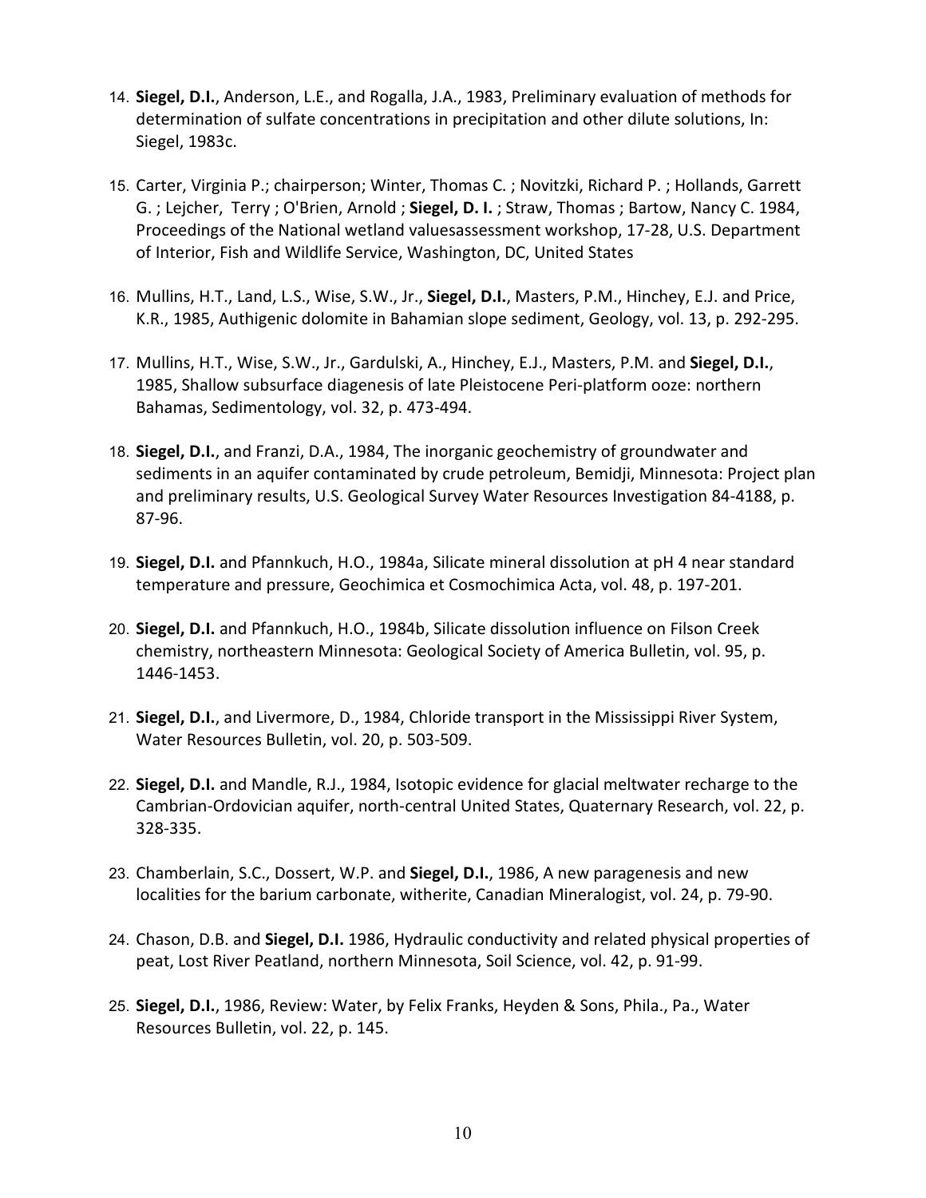14. **Siegel, D.I.**, Anderson, L.E., and Rogalla, J.A., 1983, Preliminary evaluation of methods for determination of sulfate concentrations in precipitation and other dilute solutions, In: Siegel, 1983c.

15. Carter, Virginia P.; chairperson; Winter, Thomas C. ; Novitzki, Richard P. ; Hollands, Garrett G. ; Lejcher, Terry ; O'Brien, Arnold ; **Siegel, D. I.** ; Straw, Thomas ; Bartow, Nancy C. 1984, Proceedings of the National wetland valuesassessment workshop, 17-28, U.S. Department of Interior, Fish and Wildlife Service, Washington, DC, United States

16. Mullins, H.T., Land, L.S., Wise, S.W., Jr., **Siegel, D.I.**, Masters, P.M., Hinchey, E.J. and Price, K.R., 1985, Authigenic dolomite in Bahamian slope sediment, Geology, vol. 13, p. 292-295.

17. Mullins, H.T., Wise, S.W., Jr., Gardulski, A., Hinchey, E.J., Masters, P.M. and **Siegel, D.I.**, 1985, Shallow subsurface diagenesis of late Pleistocene Peri-platform ooze: northern Bahamas, Sedimentology, vol. 32, p. 473-494.

18. **Siegel, D.I.**, and Franzi, D.A., 1984, The inorganic geochemistry of groundwater and sediments in an aquifer contaminated by crude petroleum, Bemidji, Minnesota: Project plan and preliminary results, U.S. Geological Survey Water Resources Investigation 84-4188, p. 87-96.

19. **Siegel, D.I.** and Pfannkuch, H.O., 1984a, Silicate mineral dissolution at pH 4 near standard temperature and pressure, Geochimica et Cosmochimica Acta, vol. 48, p. 197-201.

20. **Siegel, D.I.** and Pfannkuch, H.O., 1984b, Silicate dissolution influence on Filson Creek chemistry, northeastern Minnesota: Geological Society of America Bulletin, vol. 95, p. 1446-1453.

21. **Siegel, D.I.**, and Livermore, D., 1984, Chloride transport in the Mississippi River System, Water Resources Bulletin, vol. 20, p. 503-509.

22. **Siegel, D.I.** and Mandle, R.J., 1984, Isotopic evidence for glacial meltwater recharge to the Cambrian-Ordovician aquifer, north-central United States, Quaternary Research, vol. 22, p. 328-335.

23. Chamberlain, S.C., Dossert, W.P. and **Siegel, D.I.**, 1986, A new paragenesis and new localities for the barium carbonate, witherite, Canadian Mineralogist, vol. 24, p. 79-90.

24. Chason, D.B. and **Siegel, D.I.** 1986, Hydraulic conductivity and related physical properties of peat, Lost River Peatland, northern Minnesota, Soil Science, vol. 42, p. 91-99.

25. **Siegel, D.I.**, 1986, Review: Water, by Felix Franks, Heyden & Sons, Phila., Pa., Water Resources Bulletin, vol. 22, p. 145.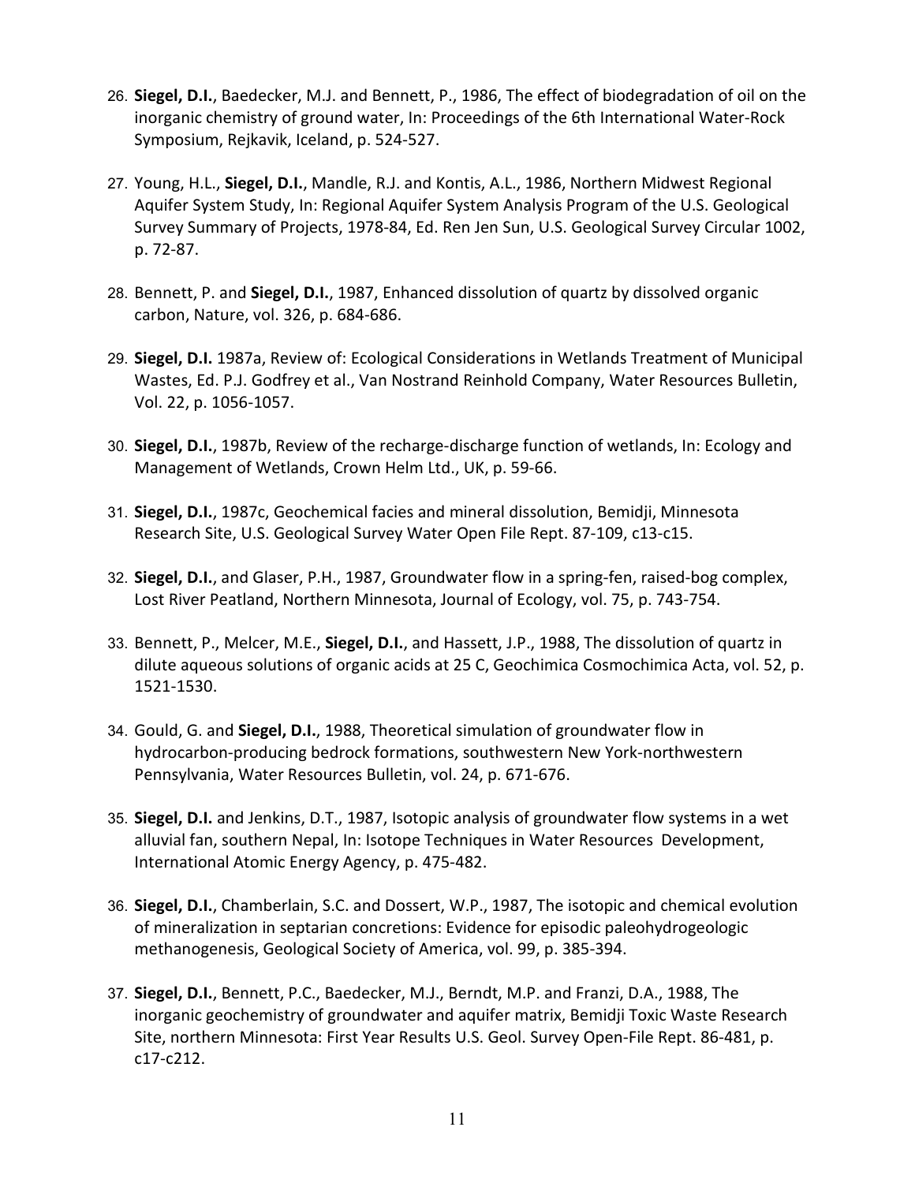26. **Siegel, D.I.**, Baedecker, M.J. and Bennett, P., 1986, The effect of biodegradation of oil on the inorganic chemistry of ground water, In: Proceedings of the 6th International Water-Rock Symposium, Rejkavik, Iceland, p. 524-527.

27. Young, H.L., **Siegel, D.I.**, Mandle, R.J. and Kontis, A.L., 1986, Northern Midwest Regional Aquifer System Study, In: Regional Aquifer System Analysis Program of the U.S. Geological Survey Summary of Projects, 1978-84, Ed. Ren Jen Sun, U.S. Geological Survey Circular 1002, p. 72-87.

28. Bennett, P. and **Siegel, D.I.**, 1987, Enhanced dissolution of quartz by dissolved organic carbon, Nature, vol. 326, p. 684-686.

29. **Siegel, D.I.** 1987a, Review of: Ecological Considerations in Wetlands Treatment of Municipal Wastes, Ed. P.J. Godfrey et al., Van Nostrand Reinhold Company, Water Resources Bulletin, Vol. 22, p. 1056-1057.

30. **Siegel, D.I.**, 1987b, Review of the recharge-discharge function of wetlands, In: Ecology and Management of Wetlands, Crown Helm Ltd., UK, p. 59-66.

31. **Siegel, D.I.**, 1987c, Geochemical facies and mineral dissolution, Bemidji, Minnesota Research Site, U.S. Geological Survey Water Open File Rept. 87-109, c13-c15.

32. **Siegel, D.I.**, and Glaser, P.H., 1987, Groundwater flow in a spring-fen, raised-bog complex, Lost River Peatland, Northern Minnesota, Journal of Ecology, vol. 75, p. 743-754.

33. Bennett, P., Melcer, M.E., **Siegel, D.I.**, and Hassett, J.P., 1988, The dissolution of quartz in dilute aqueous solutions of organic acids at 25 C, Geochimica Cosmochimica Acta, vol. 52, p. 1521-1530.

34. Gould, G. and **Siegel, D.I.**, 1988, Theoretical simulation of groundwater flow in hydrocarbon-producing bedrock formations, southwestern New York-northwestern Pennsylvania, Water Resources Bulletin, vol. 24, p. 671-676.

35. **Siegel, D.I.** and Jenkins, D.T., 1987, Isotopic analysis of groundwater flow systems in a wet alluvial fan, southern Nepal, In: Isotope Techniques in Water Resources Development, International Atomic Energy Agency, p. 475-482.

36. **Siegel, D.I.**, Chamberlain, S.C. and Dossert, W.P., 1987, The isotopic and chemical evolution of mineralization in septarian concretions: Evidence for episodic paleohydrogeologic methanogenesis, Geological Society of America, vol. 99, p. 385-394.

37. **Siegel, D.I.**, Bennett, P.C., Baedecker, M.J., Berndt, M.P. and Franzi, D.A., 1988, The inorganic geochemistry of groundwater and aquifer matrix, Bemidji Toxic Waste Research Site, northern Minnesota: First Year Results U.S. Geol. Survey Open-File Rept. 86-481, p. c17-c212.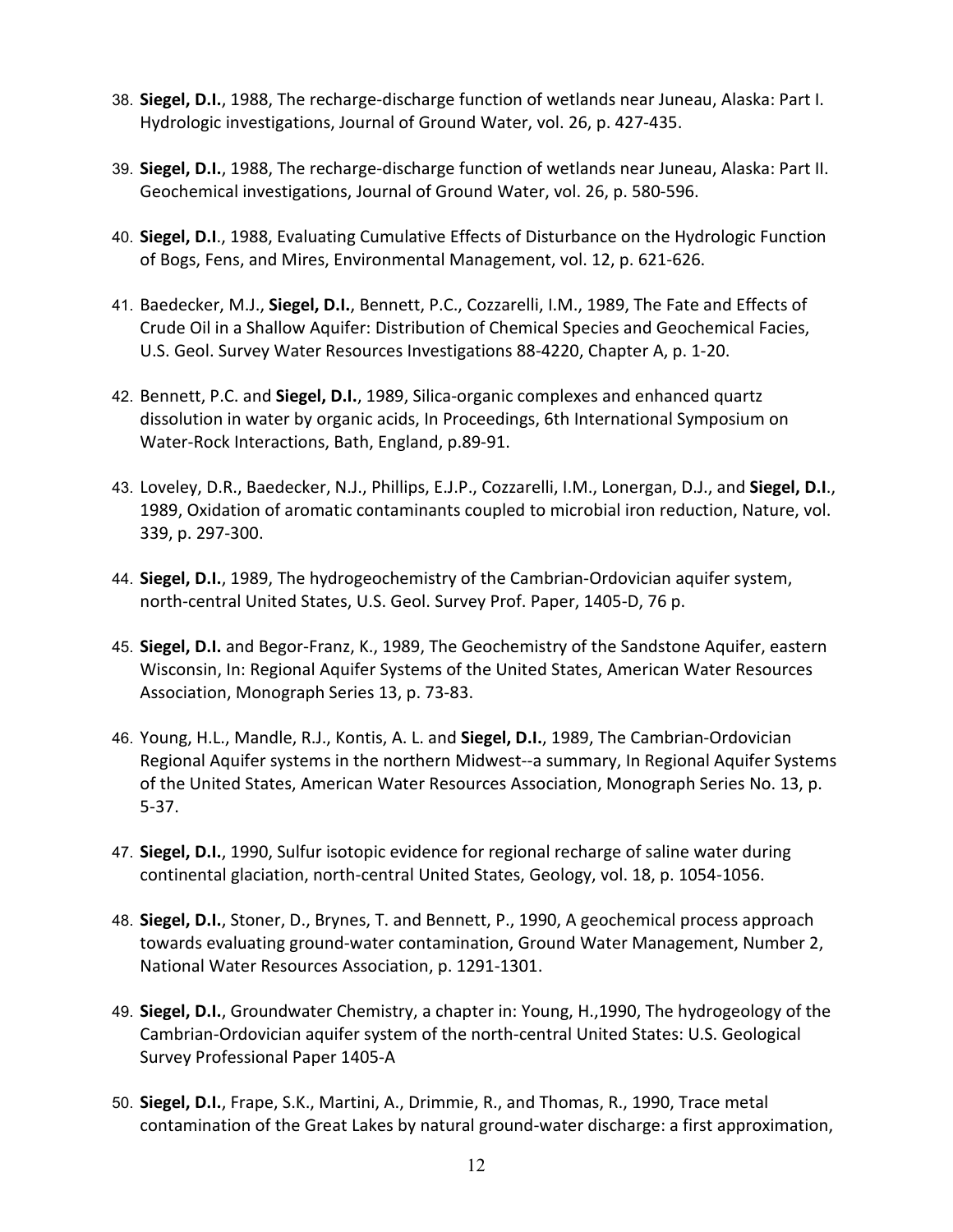38. **Siegel, D.I.**, 1988, The recharge-discharge function of wetlands near Juneau, Alaska: Part I. Hydrologic investigations, Journal of Ground Water, vol. 26, p. 427-435.

39. **Siegel, D.I.**, 1988, The recharge-discharge function of wetlands near Juneau, Alaska: Part II. Geochemical investigations, Journal of Ground Water, vol. 26, p. 580-596.

40. **Siegel, D.I**., 1988, Evaluating Cumulative Effects of Disturbance on the Hydrologic Function of Bogs, Fens, and Mires, Environmental Management, vol. 12, p. 621-626.

41. Baedecker, M.J., **Siegel, D.I.**, Bennett, P.C., Cozzarelli, I.M., 1989, The Fate and Effects of Crude Oil in a Shallow Aquifer: Distribution of Chemical Species and Geochemical Facies, U.S. Geol. Survey Water Resources Investigations 88-4220, Chapter A, p. 1-20.

42. Bennett, P.C. and **Siegel, D.I.**, 1989, Silica-organic complexes and enhanced quartz dissolution in water by organic acids, In Proceedings, 6th International Symposium on Water-Rock Interactions, Bath, England, p.89-91.

43. Loveley, D.R., Baedecker, N.J., Phillips, E.J.P., Cozzarelli, I.M., Lonergan, D.J., and **Siegel, D.I**., 1989, Oxidation of aromatic contaminants coupled to microbial iron reduction, Nature, vol. 339, p. 297-300.

44. **Siegel, D.I.**, 1989, The hydrogeochemistry of the Cambrian-Ordovician aquifer system, north-central United States, U.S. Geol. Survey Prof. Paper, 1405-D, 76 p.

45. **Siegel, D.I.** and Begor-Franz, K., 1989, The Geochemistry of the Sandstone Aquifer, eastern Wisconsin, In: Regional Aquifer Systems of the United States, American Water Resources Association, Monograph Series 13, p. 73-83.

46. Young, H.L., Mandle, R.J., Kontis, A. L. and **Siegel, D.I.**, 1989, The Cambrian-Ordovician Regional Aquifer systems in the northern Midwest--a summary, In Regional Aquifer Systems of the United States, American Water Resources Association, Monograph Series No. 13, p. 5-37.

47. **Siegel, D.I.**, 1990, Sulfur isotopic evidence for regional recharge of saline water during continental glaciation, north-central United States, Geology, vol. 18, p. 1054-1056.

48. **Siegel, D.I.**, Stoner, D., Brynes, T. and Bennett, P., 1990, A geochemical process approach towards evaluating ground-water contamination, Ground Water Management, Number 2, National Water Resources Association, p. 1291-1301.

49. **Siegel, D.I.**, Groundwater Chemistry, a chapter in: Young, H.,1990, The hydrogeology of the Cambrian-Ordovician aquifer system of the north-central United States: U.S. Geological Survey Professional Paper 1405-A

50. **Siegel, D.I.**, Frape, S.K., Martini, A., Drimmie, R., and Thomas, R., 1990, Trace metal contamination of the Great Lakes by natural ground-water discharge: a first approximation,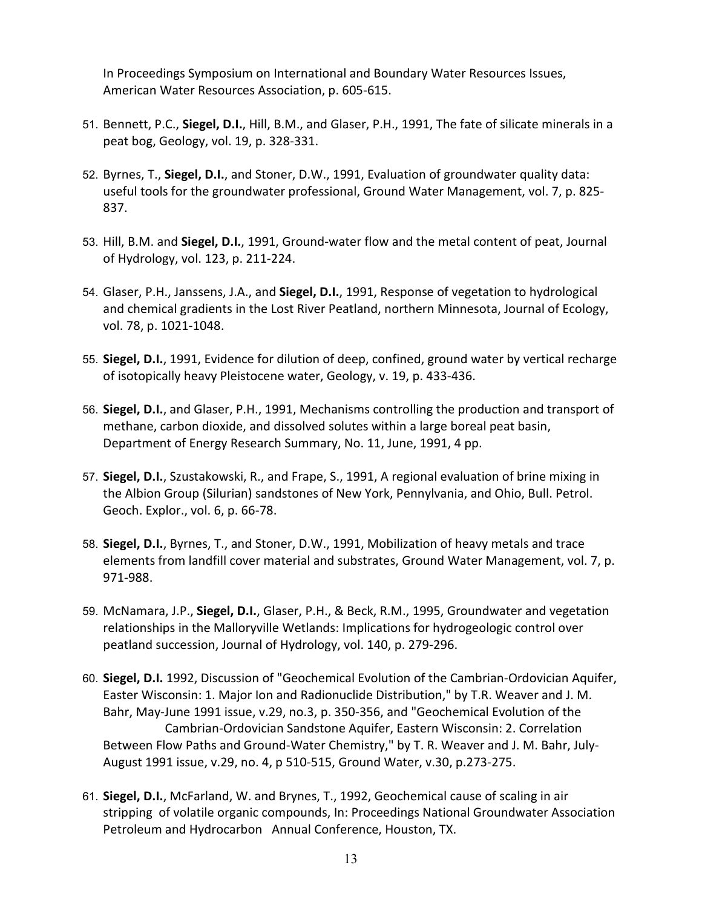In Proceedings Symposium on International and Boundary Water Resources Issues, American Water Resources Association, p. 605-615.

51. Bennett, P.C., **Siegel, D.I.**, Hill, B.M., and Glaser, P.H., 1991, The fate of silicate minerals in a peat bog, Geology, vol. 19, p. 328-331.

52. Byrnes, T., **Siegel, D.I.**, and Stoner, D.W., 1991, Evaluation of groundwater quality data: useful tools for the groundwater professional, Ground Water Management, vol. 7, p. 825-837.

53. Hill, B.M. and **Siegel, D.I.**, 1991, Ground-water flow and the metal content of peat, Journal of Hydrology, vol. 123, p. 211-224.

54. Glaser, P.H., Janssens, J.A., and **Siegel, D.I.**, 1991, Response of vegetation to hydrological and chemical gradients in the Lost River Peatland, northern Minnesota, Journal of Ecology, vol. 78, p. 1021-1048.

55. **Siegel, D.I.**, 1991, Evidence for dilution of deep, confined, ground water by vertical recharge of isotopically heavy Pleistocene water, Geology, v. 19, p. 433-436.

56. **Siegel, D.I.**, and Glaser, P.H., 1991, Mechanisms controlling the production and transport of methane, carbon dioxide, and dissolved solutes within a large boreal peat basin, Department of Energy Research Summary, No. 11, June, 1991, 4 pp.

57. **Siegel, D.I.**, Szustakowski, R., and Frape, S., 1991, A regional evaluation of brine mixing in the Albion Group (Silurian) sandstones of New York, Pennylvania, and Ohio, Bull. Petrol. Geoch. Explor., vol. 6, p. 66-78.

58. **Siegel, D.I.**, Byrnes, T., and Stoner, D.W., 1991, Mobilization of heavy metals and trace elements from landfill cover material and substrates, Ground Water Management, vol. 7, p. 971-988.

59. McNamara, J.P., **Siegel, D.I.**, Glaser, P.H., & Beck, R.M., 1995, Groundwater and vegetation relationships in the Malloryville Wetlands: Implications for hydrogeologic control over peatland succession, Journal of Hydrology, vol. 140, p. 279-296.

60. **Siegel, D.I.** 1992, Discussion of "Geochemical Evolution of the Cambrian-Ordovician Aquifer, Easter Wisconsin: 1. Major Ion and Radionuclide Distribution," by T.R. Weaver and J. M. Bahr, May-June 1991 issue, v.29, no.3, p. 350-356, and "Geochemical Evolution of the Cambrian-Ordovician Sandstone Aquifer, Eastern Wisconsin: 2. Correlation Between Flow Paths and Ground-Water Chemistry," by T. R. Weaver and J. M. Bahr, July-August 1991 issue, v.29, no. 4, p 510-515, Ground Water, v.30, p.273-275.

61. **Siegel, D.I.**, McFarland, W. and Brynes, T., 1992, Geochemical cause of scaling in air stripping of volatile organic compounds, In: Proceedings National Groundwater Association Petroleum and Hydrocarbon Annual Conference, Houston, TX.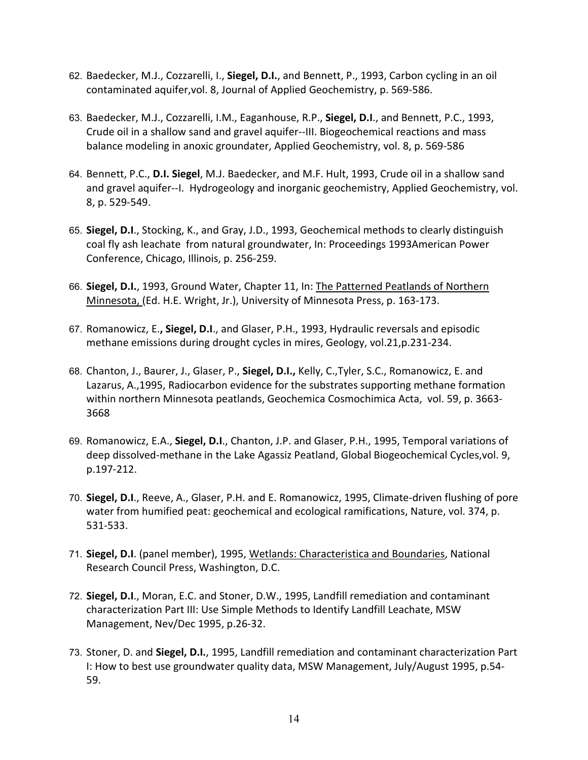62. Baedecker, M.J., Cozzarelli, I., **Siegel, D.I.**, and Bennett, P., 1993, Carbon cycling in an oil contaminated aquifer,vol. 8, Journal of Applied Geochemistry, p. 569-586.

63. Baedecker, M.J., Cozzarelli, I.M., Eaganhouse, R.P., **Siegel, D.I**., and Bennett, P.C., 1993, Crude oil in a shallow sand and gravel aquifer--III. Biogeochemical reactions and mass balance modeling in anoxic groundater, Applied Geochemistry, vol. 8, p. 569-586

64. Bennett, P.C., **D.I. Siegel**, M.J. Baedecker, and M.F. Hult, 1993, Crude oil in a shallow sand and gravel aquifer--I. Hydrogeology and inorganic geochemistry, Applied Geochemistry, vol. 8, p. 529-549.

65. **Siegel, D.I**., Stocking, K., and Gray, J.D., 1993, Geochemical methods to clearly distinguish coal fly ash leachate from natural groundwater, In: Proceedings 1993American Power Conference, Chicago, Illinois, p. 256-259.

66. **Siegel, D.I.**, 1993, Ground Water, Chapter 11, In: <u>The Patterned Peatlands of Northern Minnesota,</u> (Ed. H.E. Wright, Jr.), University of Minnesota Press, p. 163-173.

67. Romanowicz, E.**, Siegel, D.I**., and Glaser, P.H., 1993, Hydraulic reversals and episodic methane emissions during drought cycles in mires, Geology, vol.21,p.231-234.

68. Chanton, J., Baurer, J., Glaser, P., **Siegel, D.I.,** Kelly, C.,Tyler, S.C., Romanowicz, E. and Lazarus, A.,1995, Radiocarbon evidence for the substrates supporting methane formation within northern Minnesota peatlands, Geochemica Cosmochimica Acta, vol. 59, p. 3663-3668

69. Romanowicz, E.A., **Siegel, D.I**., Chanton, J.P. and Glaser, P.H., 1995, Temporal variations of deep dissolved-methane in the Lake Agassiz Peatland, Global Biogeochemical Cycles,vol. 9, p.197-212.

70. **Siegel, D.I**., Reeve, A., Glaser, P.H. and E. Romanowicz, 1995, Climate-driven flushing of pore water from humified peat: geochemical and ecological ramifications, Nature, vol. 374, p. 531-533.

71. **Siegel, D.I**. (panel member), 1995, <u>Wetlands: Characteristica and Boundaries</u>, National Research Council Press, Washington, D.C.

72. **Siegel, D.I**., Moran, E.C. and Stoner, D.W., 1995, Landfill remediation and contaminant characterization Part III: Use Simple Methods to Identify Landfill Leachate, MSW Management, Nev/Dec 1995, p.26-32.

73. Stoner, D. and **Siegel, D.I.**, 1995, Landfill remediation and contaminant characterization Part I: How to best use groundwater quality data, MSW Management, July/August 1995, p.54-59.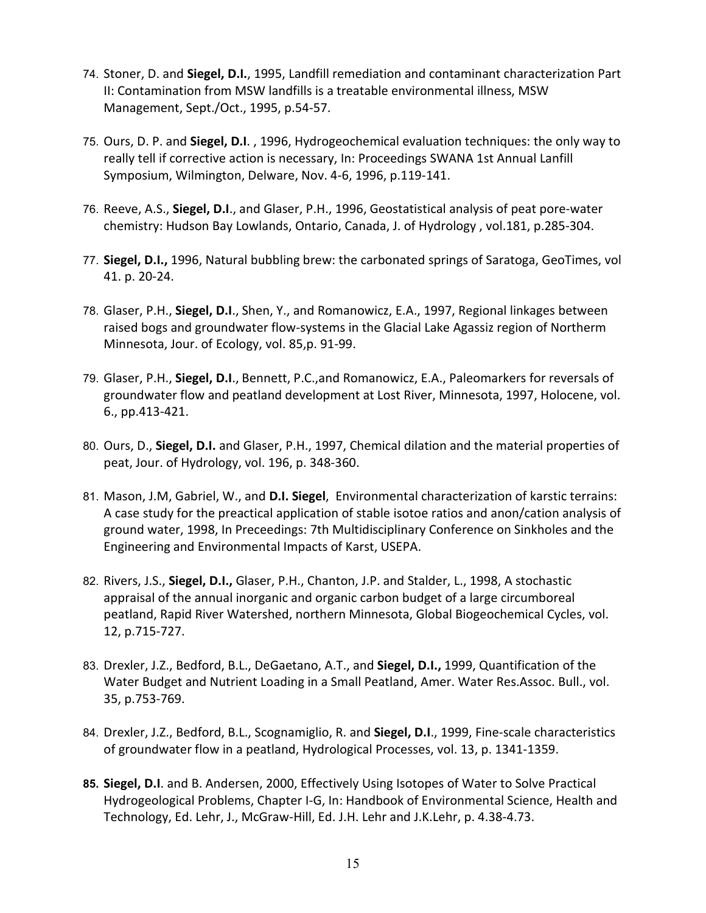74. Stoner, D. and **Siegel, D.I.**, 1995, Landfill remediation and contaminant characterization Part II: Contamination from MSW landfills is a treatable environmental illness, MSW Management, Sept./Oct., 1995, p.54-57.

75. Ours, D. P. and **Siegel, D.I**. , 1996, Hydrogeochemical evaluation techniques: the only way to really tell if corrective action is necessary, In: Proceedings SWANA 1st Annual Lanfill Symposium, Wilmington, Delware, Nov. 4-6, 1996, p.119-141.

76. Reeve, A.S., **Siegel, D.I**., and Glaser, P.H., 1996, Geostatistical analysis of peat pore-water chemistry: Hudson Bay Lowlands, Ontario, Canada, J. of Hydrology , vol.181, p.285-304.

77. **Siegel, D.I.,** 1996, Natural bubbling brew: the carbonated springs of Saratoga, GeoTimes, vol 41. p. 20-24.

78. Glaser, P.H., **Siegel, D.I**., Shen, Y., and Romanowicz, E.A., 1997, Regional linkages between raised bogs and groundwater flow-systems in the Glacial Lake Agassiz region of Northerm Minnesota, Jour. of Ecology, vol. 85,p. 91-99.

79. Glaser, P.H., **Siegel, D.I**., Bennett, P.C.,and Romanowicz, E.A., Paleomarkers for reversals of groundwater flow and peatland development at Lost River, Minnesota, 1997, Holocene, vol. 6., pp.413-421.

80. Ours, D., **Siegel, D.I.** and Glaser, P.H., 1997, Chemical dilation and the material properties of peat, Jour. of Hydrology, vol. 196, p. 348-360.

81. Mason, J.M, Gabriel, W., and **D.I. Siegel**, Environmental characterization of karstic terrains: A case study for the preactical application of stable isotoe ratios and anon/cation analysis of ground water, 1998, In Preceedings: 7th Multidisciplinary Conference on Sinkholes and the Engineering and Environmental Impacts of Karst, USEPA.

82. Rivers, J.S., **Siegel, D.I.,** Glaser, P.H., Chanton, J.P. and Stalder, L., 1998, A stochastic appraisal of the annual inorganic and organic carbon budget of a large circumboreal peatland, Rapid River Watershed, northern Minnesota, Global Biogeochemical Cycles, vol. 12, p.715-727.

83. Drexler, J.Z., Bedford, B.L., DeGaetano, A.T., and **Siegel, D.I.,** 1999, Quantification of the Water Budget and Nutrient Loading in a Small Peatland, Amer. Water Res.Assoc. Bull., vol. 35, p.753-769.

84. Drexler, J.Z., Bedford, B.L., Scognamiglio, R. and **Siegel, D.I**., 1999, Fine-scale characteristics of groundwater flow in a peatland, Hydrological Processes, vol. 13, p. 1341-1359.

**85. Siegel, D.I**. and B. Andersen, 2000, Effectively Using Isotopes of Water to Solve Practical Hydrogeological Problems, Chapter I-G, In: Handbook of Environmental Science, Health and Technology, Ed. Lehr, J., McGraw-Hill, Ed. J.H. Lehr and J.K.Lehr, p. 4.38-4.73.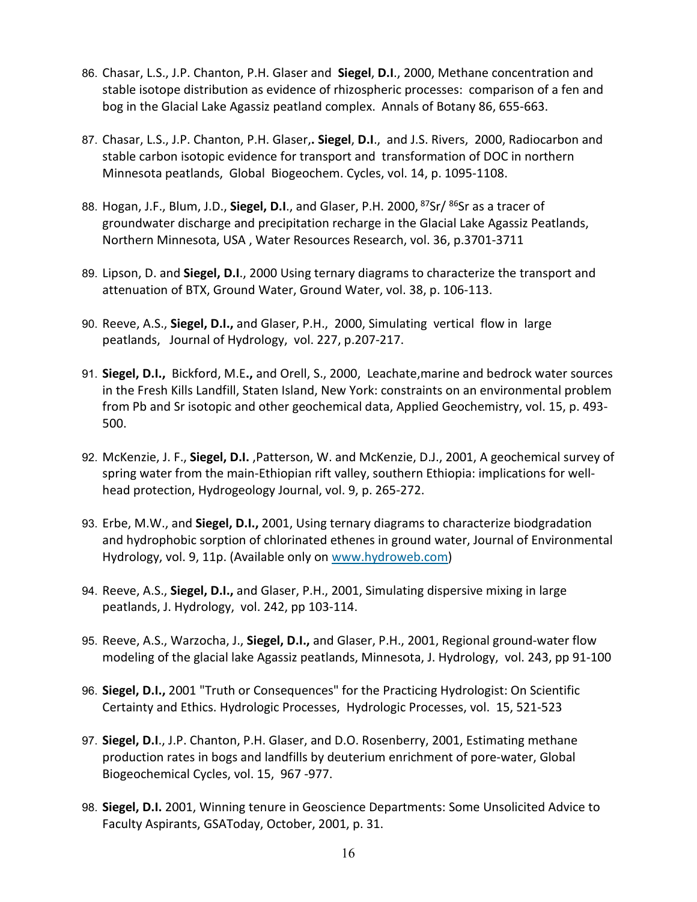86. Chasar, L.S., J.P. Chanton, P.H. Glaser and **Siegel**, **D.I**., 2000, Methane concentration and stable isotope distribution as evidence of rhizospheric processes: comparison of a fen and bog in the Glacial Lake Agassiz peatland complex. Annals of Botany 86, 655-663.

87. Chasar, L.S., J.P. Chanton, P.H. Glaser,**. Siegel**, **D.I**., and J.S. Rivers, 2000, Radiocarbon and stable carbon isotopic evidence for transport and transformation of DOC in northern Minnesota peatlands, Global Biogeochem. Cycles, vol. 14, p. 1095-1108.

88. Hogan, J.F., Blum, J.D., **Siegel, D.I**., and Glaser, P.H. 2000, $^{87}Sr/^{86}Sr$ as a tracer of groundwater discharge and precipitation recharge in the Glacial Lake Agassiz Peatlands, Northern Minnesota, USA , Water Resources Research, vol. 36, p.3701-3711

89. Lipson, D. and **Siegel, D.I**., 2000 Using ternary diagrams to characterize the transport and attenuation of BTX, Ground Water, Ground Water, vol. 38, p. 106-113.

90. Reeve, A.S., **Siegel, D.I.,** and Glaser, P.H., 2000, Simulating vertical flow in large peatlands, Journal of Hydrology, vol. 227, p.207-217.

91. **Siegel, D.I.,** Bickford, M.E**.,** and Orell, S., 2000, Leachate,marine and bedrock water sources in the Fresh Kills Landfill, Staten Island, New York: constraints on an environmental problem from Pb and Sr isotopic and other geochemical data, Applied Geochemistry, vol. 15, p. 493-500.

92. McKenzie, J. F., **Siegel, D.I.** ,Patterson, W. and McKenzie, D.J., 2001, A geochemical survey of spring water from the main-Ethiopian rift valley, southern Ethiopia: implications for well-head protection, Hydrogeology Journal, vol. 9, p. 265-272.

93. Erbe, M.W., and **Siegel, D.I.,** 2001, Using ternary diagrams to characterize biodgradation and hydrophobic sorption of chlorinated ethenes in ground water, Journal of Environmental Hydrology, vol. 9, 11p. (Available only on www.hydroweb.com)

94. Reeve, A.S., **Siegel, D.I.,** and Glaser, P.H., 2001, Simulating dispersive mixing in large peatlands, J. Hydrology, vol. 242, pp 103-114.

95. Reeve, A.S., Warzocha, J., **Siegel, D.I.,** and Glaser, P.H., 2001, Regional ground-water flow modeling of the glacial lake Agassiz peatlands, Minnesota, J. Hydrology, vol. 243, pp 91-100

96. **Siegel, D.I.,** 2001 "Truth or Consequences" for the Practicing Hydrologist: On Scientific Certainty and Ethics. Hydrologic Processes, Hydrologic Processes, vol. 15, 521-523

97. **Siegel, D.I**., J.P. Chanton, P.H. Glaser, and D.O. Rosenberry, 2001, Estimating methane production rates in bogs and landfills by deuterium enrichment of pore-water, Global Biogeochemical Cycles, vol. 15, 967 -977.

98. **Siegel, D.I.** 2001, Winning tenure in Geoscience Departments: Some Unsolicited Advice to Faculty Aspirants, GSAToday, October, 2001, p. 31.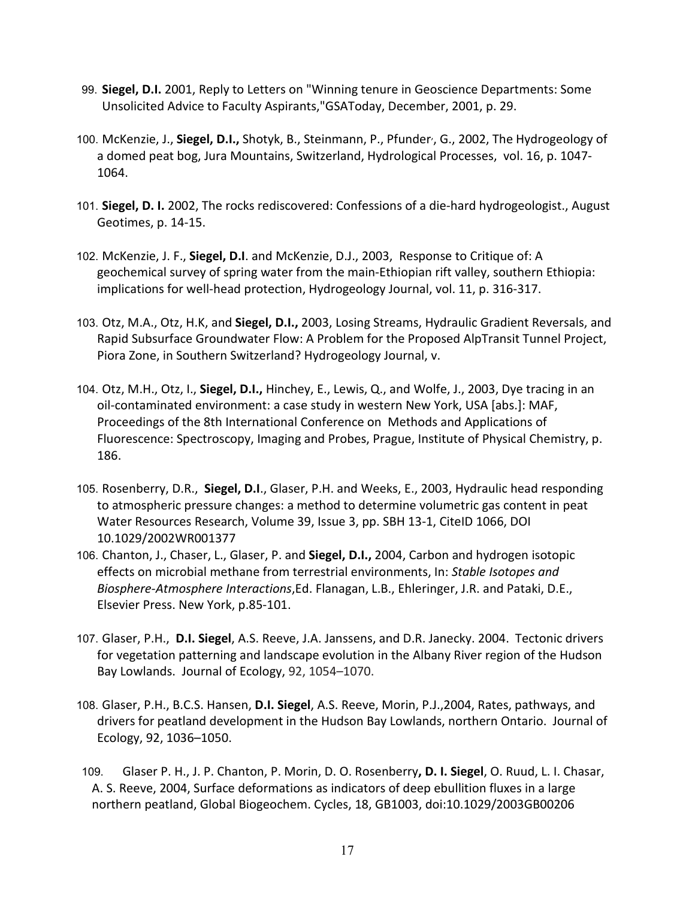99. **Siegel, D.I.** 2001, Reply to Letters on "Winning tenure in Geoscience Departments: Some Unsolicited Advice to Faculty Aspirants,"GSAToday, December, 2001, p. 29.

100. McKenzie, J., **Siegel, D.I.,** Shotyk, B., Steinmann, P., Pfunder, G., 2002, The Hydrogeology of a domed peat bog, Jura Mountains, Switzerland, Hydrological Processes, vol. 16, p. 1047-1064.

101. **Siegel, D. I.** 2002, The rocks rediscovered: Confessions of a die-hard hydrogeologist., August Geotimes, p. 14-15.

102. McKenzie, J. F., **Siegel, D.I**. and McKenzie, D.J., 2003, Response to Critique of: A geochemical survey of spring water from the main-Ethiopian rift valley, southern Ethiopia: implications for well-head protection, Hydrogeology Journal, vol. 11, p. 316-317.

103. Otz, M.A., Otz, H.K, and **Siegel, D.I.,** 2003, Losing Streams, Hydraulic Gradient Reversals, and Rapid Subsurface Groundwater Flow: A Problem for the Proposed AlpTransit Tunnel Project, Piora Zone, in Southern Switzerland? Hydrogeology Journal, v.

104. Otz, M.H., Otz, I., **Siegel, D.I.,** Hinchey, E., Lewis, Q., and Wolfe, J., 2003, Dye tracing in an oil-contaminated environment: a case study in western New York, USA [abs.]: MAF, Proceedings of the 8th International Conference on Methods and Applications of Fluorescence: Spectroscopy, Imaging and Probes, Prague, Institute of Physical Chemistry, p. 186.

105. Rosenberry, D.R., **Siegel, D.I**., Glaser, P.H. and Weeks, E., 2003, Hydraulic head responding to atmospheric pressure changes: a method to determine volumetric gas content in peat Water Resources Research, Volume 39, Issue 3, pp. SBH 13-1, CiteID 1066, DOI 10.1029/2002WR001377

106. Chanton, J., Chaser, L., Glaser, P. and **Siegel, D.I.,** 2004, Carbon and hydrogen isotopic effects on microbial methane from terrestrial environments, In: *Stable Isotopes and Biosphere-Atmosphere Interactions*,Ed. Flanagan, L.B., Ehleringer, J.R. and Pataki, D.E., Elsevier Press. New York, p.85-101.

107. Glaser, P.H., **D.I. Siegel**, A.S. Reeve, J.A. Janssens, and D.R. Janecky. 2004. Tectonic drivers for vegetation patterning and landscape evolution in the Albany River region of the Hudson Bay Lowlands. Journal of Ecology, 92, 1054–1070.

108. Glaser, P.H., B.C.S. Hansen, **D.I. Siegel**, A.S. Reeve, Morin, P.J.,2004, Rates, pathways, and drivers for peatland development in the Hudson Bay Lowlands, northern Ontario. Journal of Ecology, 92, 1036–1050.

109. Glaser P. H., J. P. Chanton, P. Morin, D. O. Rosenberry**, D. I. Siegel**, O. Ruud, L. I. Chasar, A. S. Reeve, 2004, Surface deformations as indicators of deep ebullition fluxes in a large northern peatland, Global Biogeochem. Cycles, 18, GB1003, doi:10.1029/2003GB00206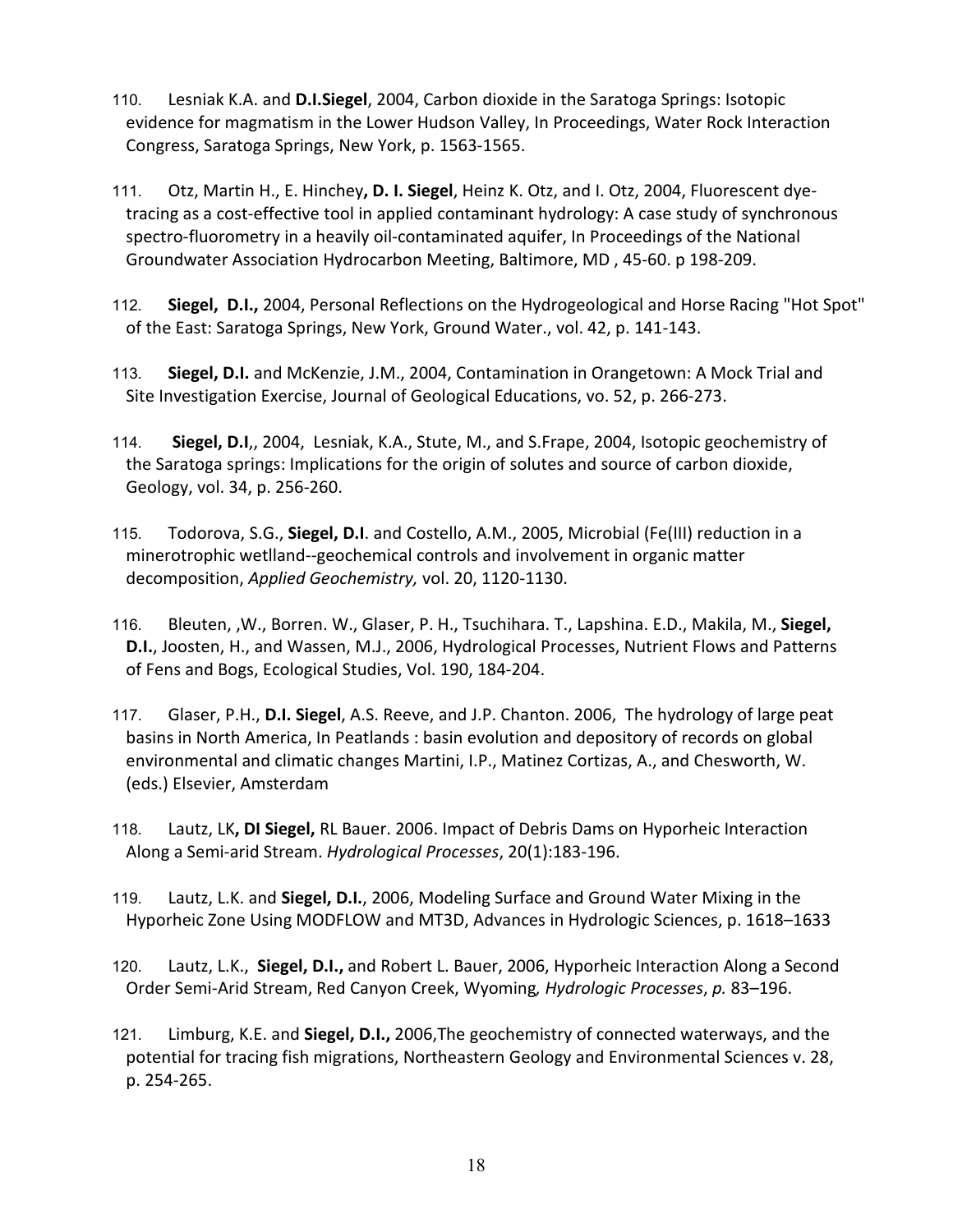110. Lesniak K.A. and **D.I.Siegel**, 2004, Carbon dioxide in the Saratoga Springs: Isotopic evidence for magmatism in the Lower Hudson Valley, In Proceedings, Water Rock Interaction Congress, Saratoga Springs, New York, p. 1563-1565.

111. Otz, Martin H., E. Hinchey**, D. I. Siegel**, Heinz K. Otz, and I. Otz, 2004, Fluorescent dye-tracing as a cost-effective tool in applied contaminant hydrology: A case study of synchronous spectro-fluorometry in a heavily oil-contaminated aquifer, In Proceedings of the National Groundwater Association Hydrocarbon Meeting, Baltimore, MD , 45-60. p 198-209.

112. **Siegel, D.I.,** 2004, Personal Reflections on the Hydrogeological and Horse Racing "Hot Spot" of the East: Saratoga Springs, New York, Ground Water., vol. 42, p. 141-143.

113. **Siegel, D.I.** and McKenzie, J.M., 2004, Contamination in Orangetown: A Mock Trial and Site Investigation Exercise, Journal of Geological Educations, vo. 52, p. 266-273.

114. **Siegel, D.I**,, 2004, Lesniak, K.A., Stute, M., and S.Frape, 2004, Isotopic geochemistry of the Saratoga springs: Implications for the origin of solutes and source of carbon dioxide, Geology, vol. 34, p. 256-260.

115. Todorova, S.G., **Siegel, D.I**. and Costello, A.M., 2005, Microbial (Fe(III) reduction in a minerotrophic wetland--geochemical controls and involvement in organic matter decomposition, *Applied Geochemistry,* vol. 20, 1120-1130.

116. Bleuten, ,W., Borren. W., Glaser, P. H., Tsuchihara. T., Lapshina. E.D., Makila, M., **Siegel, D.I.**, Joosten, H., and Wassen, M.J., 2006, Hydrological Processes, Nutrient Flows and Patterns of Fens and Bogs, Ecological Studies, Vol. 190, 184-204.

117. Glaser, P.H., **D.I. Siegel**, A.S. Reeve, and J.P. Chanton. 2006, The hydrology of large peat basins in North America, In Peatlands : basin evolution and depository of records on global environmental and climatic changes Martini, I.P., Matinez Cortizas, A., and Chesworth, W. (eds.) Elsevier, Amsterdam

118. Lautz, LK**, DI Siegel,** RL Bauer. 2006. Impact of Debris Dams on Hyporheic Interaction Along a Semi-arid Stream. *Hydrological Processes*, 20(1):183-196.

119. Lautz, L.K. and **Siegel, D.I.**, 2006, Modeling Surface and Ground Water Mixing in the Hyporheic Zone Using MODFLOW and MT3D, Advances in Hydrologic Sciences, p. 1618–1633

120. Lautz, L.K., **Siegel, D.I.,** and Robert L. Bauer, 2006, Hyporheic Interaction Along a Second Order Semi-Arid Stream, Red Canyon Creek, Wyoming*, Hydrologic Processes*, *p.* 83–196.

121. Limburg, K.E. and **Siegel, D.I.,** 2006,The geochemistry of connected waterways, and the potential for tracing fish migrations, Northeastern Geology and Environmental Sciences v. 28, p. 254-265.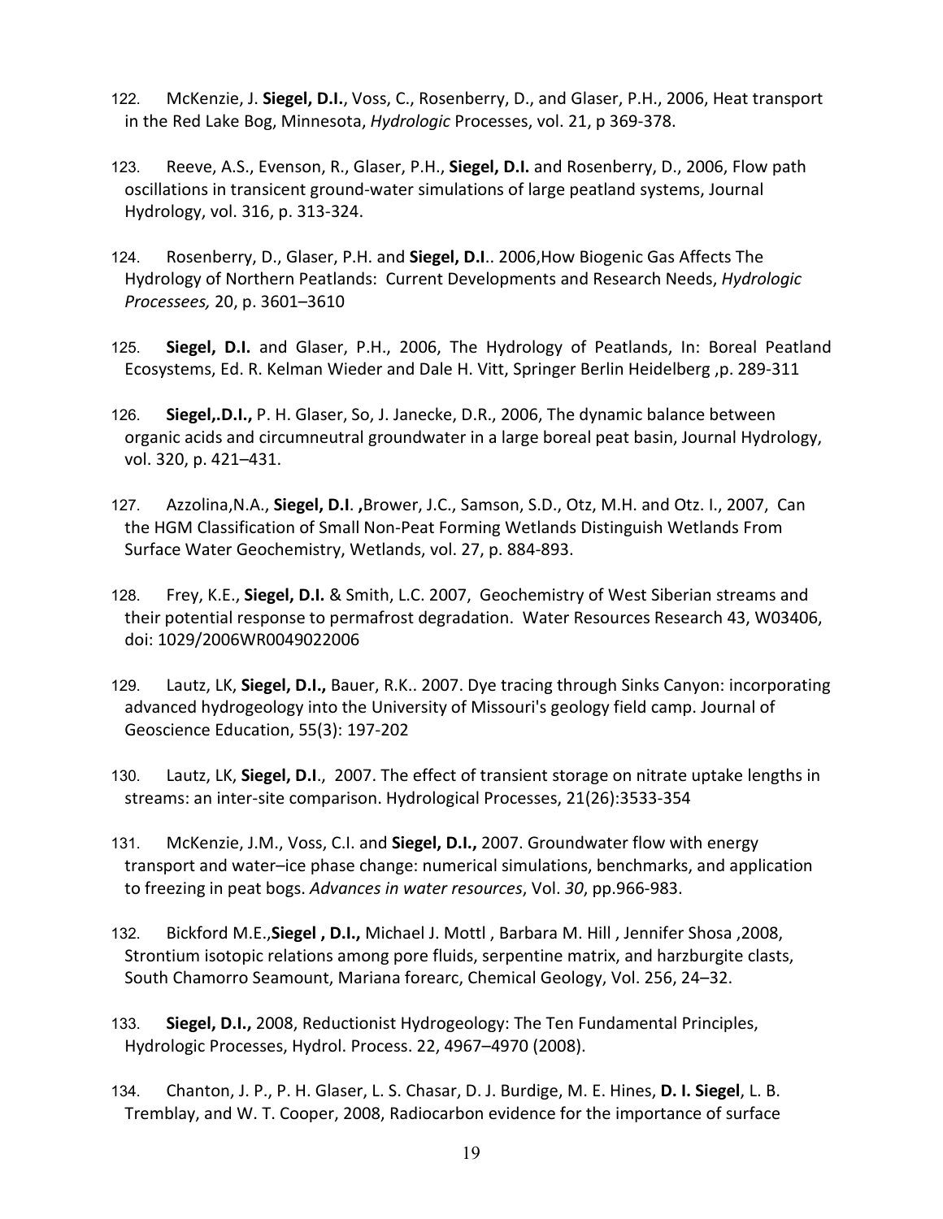122. McKenzie, J. **Siegel, D.I.**, Voss, C., Rosenberry, D., and Glaser, P.H., 2006, Heat transport in the Red Lake Bog, Minnesota, *Hydrologic* Processes, vol. 21, p 369-378.

123. Reeve, A.S., Evenson, R., Glaser, P.H., **Siegel, D.I.** and Rosenberry, D., 2006, Flow path oscillations in transicent ground-water simulations of large peatland systems, Journal Hydrology, vol. 316, p. 313-324.

124. Rosenberry, D., Glaser, P.H. and **Siegel, D.I**.. 2006,How Biogenic Gas Affects The Hydrology of Northern Peatlands: Current Developments and Research Needs, *Hydrologic Processees,* 20, p. 3601–3610

125. **Siegel, D.I.** and Glaser, P.H., 2006, The Hydrology of Peatlands, In: Boreal Peatland Ecosystems, Ed. R. Kelman Wieder and Dale H. Vitt, Springer Berlin Heidelberg ,p. 289-311

126. **Siegel,.D.I.,** P. H. Glaser, So, J. Janecke, D.R., 2006, The dynamic balance between organic acids and circumneutral groundwater in a large boreal peat basin, Journal Hydrology, vol. 320, p. 421–431.

127. Azzolina,N.A., **Siegel, D.I**. **,**Brower, J.C., Samson, S.D., Otz, M.H. and Otz. I., 2007, Can the HGM Classification of Small Non-Peat Forming Wetlands Distinguish Wetlands From Surface Water Geochemistry, Wetlands, vol. 27, p. 884-893.

128. Frey, K.E., **Siegel, D.I.** & Smith, L.C. 2007, Geochemistry of West Siberian streams and their potential response to permafrost degradation. Water Resources Research 43, W03406, doi: 1029/2006WR0049022006

129. Lautz, LK, **Siegel, D.I.,** Bauer, R.K.. 2007. Dye tracing through Sinks Canyon: incorporating advanced hydrogeology into the University of Missouri's geology field camp. Journal of Geoscience Education, 55(3): 197-202

130. Lautz, LK, **Siegel, D.I**., 2007. The effect of transient storage on nitrate uptake lengths in streams: an inter-site comparison. Hydrological Processes, 21(26):3533-354

131. McKenzie, J.M., Voss, C.I. and **Siegel, D.I.,** 2007. Groundwater flow with energy transport and water–ice phase change: numerical simulations, benchmarks, and application to freezing in peat bogs. *Advances in water resources*, Vol. *30*, pp.966-983.

132. Bickford M.E.,**Siegel , D.I.,** Michael J. Mottl , Barbara M. Hill , Jennifer Shosa ,2008, Strontium isotopic relations among pore fluids, serpentine matrix, and harzburgite clasts, South Chamorro Seamount, Mariana forearc, Chemical Geology, Vol. 256, 24–32.

133. **Siegel, D.I.,** 2008, Reductionist Hydrogeology: The Ten Fundamental Principles, Hydrologic Processes, Hydrol. Process. 22, 4967–4970 (2008).

134. Chanton, J. P., P. H. Glaser, L. S. Chasar, D. J. Burdige, M. E. Hines, **D. I. Siegel**, L. B. Tremblay, and W. T. Cooper, 2008, Radiocarbon evidence for the importance of surface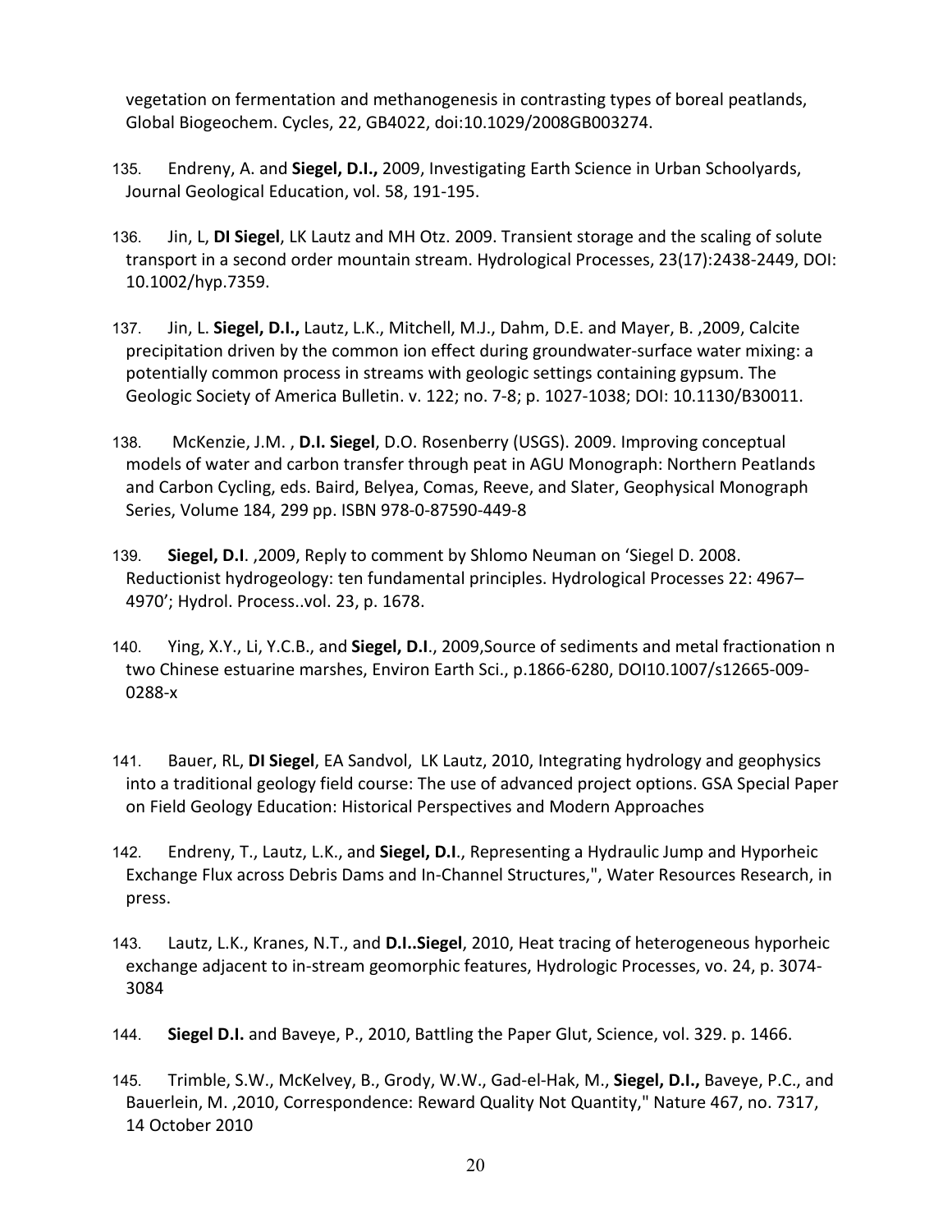vegetation on fermentation and methanogenesis in contrasting types of boreal peatlands, Global Biogeochem. Cycles, 22, GB4022, doi:10.1029/2008GB003274.

135. Endreny, A. and **Siegel, D.I.,** 2009, Investigating Earth Science in Urban Schoolyards, Journal Geological Education, vol. 58, 191-195.

136. Jin, L, **DI Siegel**, LK Lautz and MH Otz. 2009. Transient storage and the scaling of solute transport in a second order mountain stream. Hydrological Processes, 23(17):2438-2449, DOI: 10.1002/hyp.7359.

137. Jin, L. **Siegel, D.I.,** Lautz, L.K., Mitchell, M.J., Dahm, D.E. and Mayer, B. ,2009, Calcite precipitation driven by the common ion effect during groundwater-surface water mixing: a potentially common process in streams with geologic settings containing gypsum. The Geologic Society of America Bulletin. v. 122; no. 7-8; p. 1027-1038; DOI: 10.1130/B30011.

138. McKenzie, J.M. , **D.I. Siegel**, D.O. Rosenberry (USGS). 2009. Improving conceptual models of water and carbon transfer through peat in AGU Monograph: Northern Peatlands and Carbon Cycling, eds. Baird, Belyea, Comas, Reeve, and Slater, Geophysical Monograph Series, Volume 184, 299 pp. ISBN 978-0-87590-449-8

139. **Siegel, D.I**. ,2009, Reply to comment by Shlomo Neuman on 'Siegel D. 2008. Reductionist hydrogeology: ten fundamental principles. Hydrological Processes 22: 4967–4970'; Hydrol. Process..vol. 23, p. 1678.

140. Ying, X.Y., Li, Y.C.B., and **Siegel, D.I**., 2009,Source of sediments and metal fractionation n two Chinese estuarine marshes, Environ Earth Sci., p.1866-6280, DOI10.1007/s12665-009-0288-x

141. Bauer, RL, **DI Siegel**, EA Sandvol, LK Lautz, 2010, Integrating hydrology and geophysics into a traditional geology field course: The use of advanced project options. GSA Special Paper on Field Geology Education: Historical Perspectives and Modern Approaches

142. Endreny, T., Lautz, L.K., and **Siegel, D.I**., Representing a Hydraulic Jump and Hyporheic Exchange Flux across Debris Dams and In-Channel Structures,", Water Resources Research, in press.

143. Lautz, L.K., Kranes, N.T., and **D.I..Siegel**, 2010, Heat tracing of heterogeneous hyporheic exchange adjacent to in-stream geomorphic features, Hydrologic Processes, vo. 24, p. 3074-3084

144. **Siegel D.I.** and Baveye, P., 2010, Battling the Paper Glut, Science, vol. 329. p. 1466.

145. Trimble, S.W., McKelvey, B., Grody, W.W., Gad-el-Hak, M., **Siegel, D.I.,** Baveye, P.C., and Bauerlein, M. ,2010, Correspondence: Reward Quality Not Quantity," Nature 467, no. 7317, 14 October 2010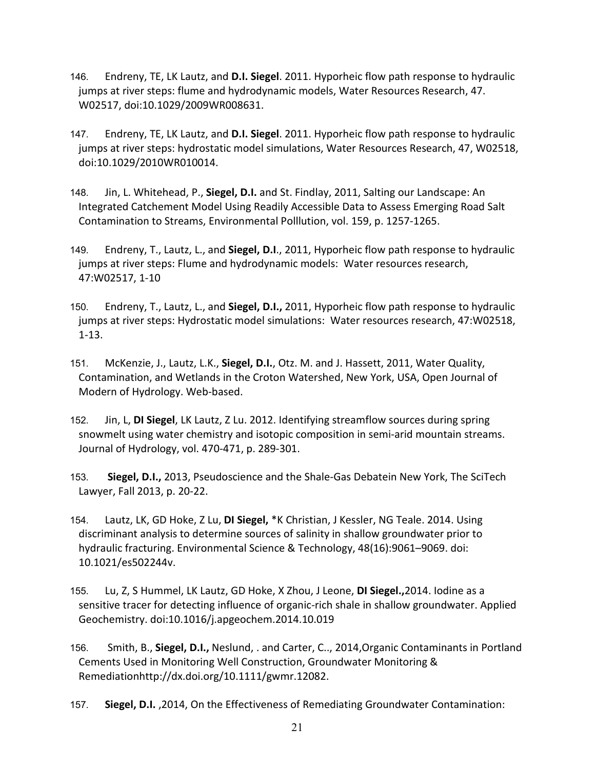146. Endreny, TE, LK Lautz, and **D.I. Siegel**. 2011. Hyporheic flow path response to hydraulic jumps at river steps: flume and hydrodynamic models, Water Resources Research, 47. W02517, doi:10.1029/2009WR008631.

147. Endreny, TE, LK Lautz, and **D.I. Siegel**. 2011. Hyporheic flow path response to hydraulic jumps at river steps: hydrostatic model simulations, Water Resources Research, 47, W02518, doi:10.1029/2010WR010014.

148. Jin, L. Whitehead, P., **Siegel, D.I.** and St. Findlay, 2011, Salting our Landscape: An Integrated Catchement Model Using Readily Accessible Data to Assess Emerging Road Salt Contamination to Streams, Environmental Polllution, vol. 159, p. 1257-1265.

149. Endreny, T., Lautz, L., and **Siegel, D.I**., 2011, Hyporheic flow path response to hydraulic jumps at river steps: Flume and hydrodynamic models: Water resources research, 47:W02517, 1-10

150. Endreny, T., Lautz, L., and **Siegel, D.I.,** 2011, Hyporheic flow path response to hydraulic jumps at river steps: Hydrostatic model simulations: Water resources research, 47:W02518, 1-13.

151. McKenzie, J., Lautz, L.K., **Siegel, D.I.**, Otz. M. and J. Hassett, 2011, Water Quality, Contamination, and Wetlands in the Croton Watershed, New York, USA, Open Journal of Modern of Hydrology. Web-based.

152. Jin, L, **DI Siegel**, LK Lautz, Z Lu. 2012. Identifying streamflow sources during spring snowmelt using water chemistry and isotopic composition in semi-arid mountain streams. Journal of Hydrology, vol. 470-471, p. 289-301.

153. **Siegel, D.I.,** 2013, Pseudoscience and the Shale-Gas Debatein New York, The SciTech Lawyer, Fall 2013, p. 20-22.

154. Lautz, LK, GD Hoke, Z Lu, **DI Siegel,** *K Christian, J Kessler, NG Teale. 2014. Using discriminant analysis to determine sources of salinity in shallow groundwater prior to hydraulic fracturing. Environmental Science & Technology, 48(16):9061–9069. doi: 10.1021/es502244v.

155. Lu, Z, S Hummel, LK Lautz, GD Hoke, X Zhou, J Leone, **DI Siegel.,**2014. Iodine as a sensitive tracer for detecting influence of organic-rich shale in shallow groundwater. Applied Geochemistry. doi:10.1016/j.apgeochem.2014.10.019

156. Smith, B., **Siegel, D.I.,** Neslund, . and Carter, C.., 2014,Organic Contaminants in Portland Cements Used in Monitoring Well Construction, Groundwater Monitoring & Remediationhttp://dx.doi.org/10.1111/gwmr.12082.

157. **Siegel, D.I.** ,2014, On the Effectiveness of Remediating Groundwater Contamination: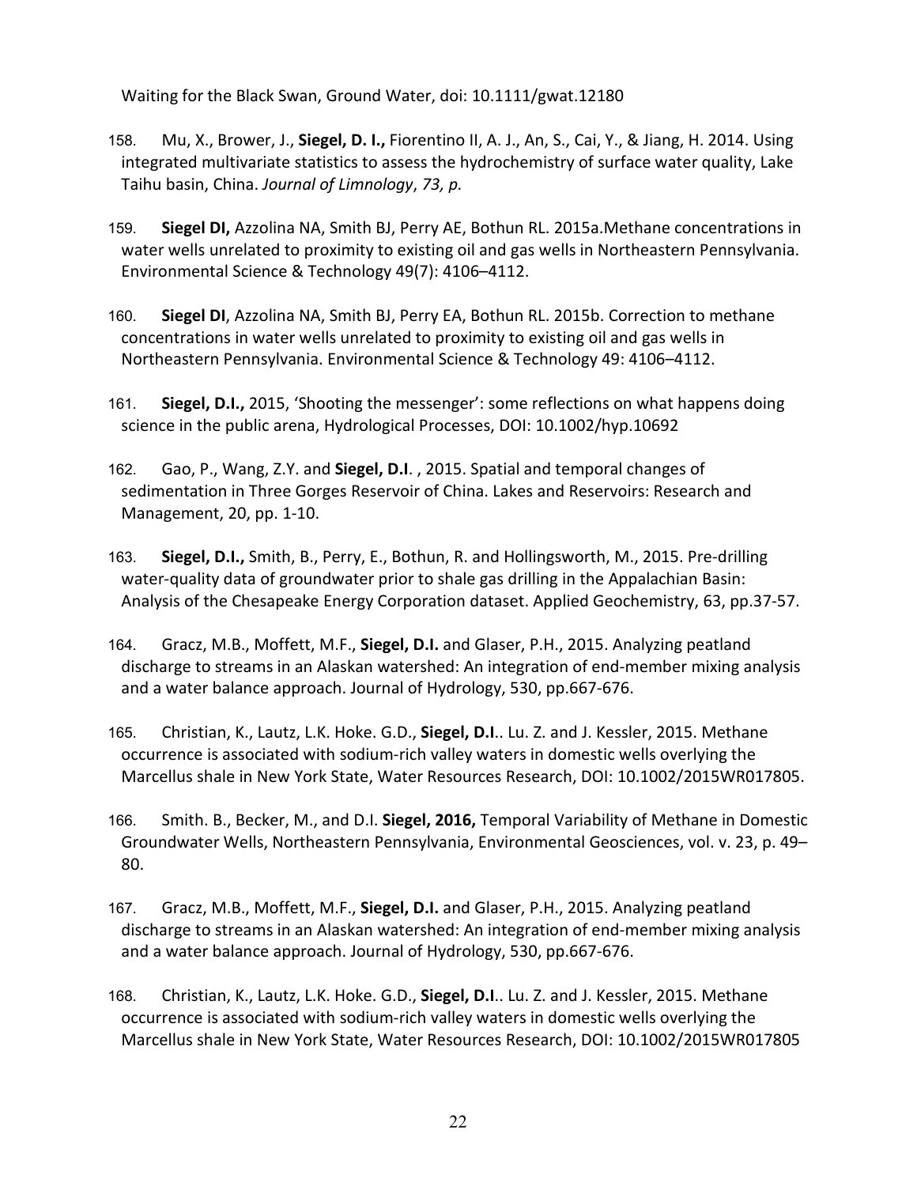Waiting for the Black Swan, Ground Water, doi: 10.1111/gwat.12180

158. Mu, X., Brower, J., **Siegel, D. I.,** Fiorentino II, A. J., An, S., Cai, Y., & Jiang, H. 2014. Using integrated multivariate statistics to assess the hydrochemistry of surface water quality, Lake Taihu basin, China. *Journal of Limnology*, *73, p.*

159. **Siegel DI,** Azzolina NA, Smith BJ, Perry AE, Bothun RL. 2015a.Methane concentrations in water wells unrelated to proximity to existing oil and gas wells in Northeastern Pennsylvania. Environmental Science & Technology 49(7): 4106–4112.

160. **Siegel DI**, Azzolina NA, Smith BJ, Perry EA, Bothun RL. 2015b. Correction to methane concentrations in water wells unrelated to proximity to existing oil and gas wells in Northeastern Pennsylvania. Environmental Science & Technology 49: 4106–4112.

161. **Siegel, D.I.,** 2015, 'Shooting the messenger': some reflections on what happens doing science in the public arena, Hydrological Processes, DOI: 10.1002/hyp.10692

162. Gao, P., Wang, Z.Y. and **Siegel, D.I**. , 2015. Spatial and temporal changes of sedimentation in Three Gorges Reservoir of China. Lakes and Reservoirs: Research and Management, 20, pp. 1-10.

163. **Siegel, D.I.,** Smith, B., Perry, E., Bothun, R. and Hollingsworth, M., 2015. Pre-drilling water-quality data of groundwater prior to shale gas drilling in the Appalachian Basin: Analysis of the Chesapeake Energy Corporation dataset. Applied Geochemistry, 63, pp.37-57.

164. Gracz, M.B., Moffett, M.F., **Siegel, D.I.** and Glaser, P.H., 2015. Analyzing peatland discharge to streams in an Alaskan watershed: An integration of end-member mixing analysis and a water balance approach. Journal of Hydrology, 530, pp.667-676.

165. Christian, K., Lautz, L.K. Hoke. G.D., **Siegel, D.I**.. Lu. Z. and J. Kessler, 2015. Methane occurrence is associated with sodium-rich valley waters in domestic wells overlying the Marcellus shale in New York State, Water Resources Research, DOI: 10.1002/2015WR017805.

166. Smith. B., Becker, M., and D.I. **Siegel, 2016,** Temporal Variability of Methane in Domestic Groundwater Wells, Northeastern Pennsylvania, Environmental Geosciences, vol. v. 23, p. 49–80.

167. Gracz, M.B., Moffett, M.F., **Siegel, D.I.** and Glaser, P.H., 2015. Analyzing peatland discharge to streams in an Alaskan watershed: An integration of end-member mixing analysis and a water balance approach. Journal of Hydrology, 530, pp.667-676.

168. Christian, K., Lautz, L.K. Hoke. G.D., **Siegel, D.I**.. Lu. Z. and J. Kessler, 2015. Methane occurrence is associated with sodium-rich valley waters in domestic wells overlying the Marcellus shale in New York State, Water Resources Research, DOI: 10.1002/2015WR017805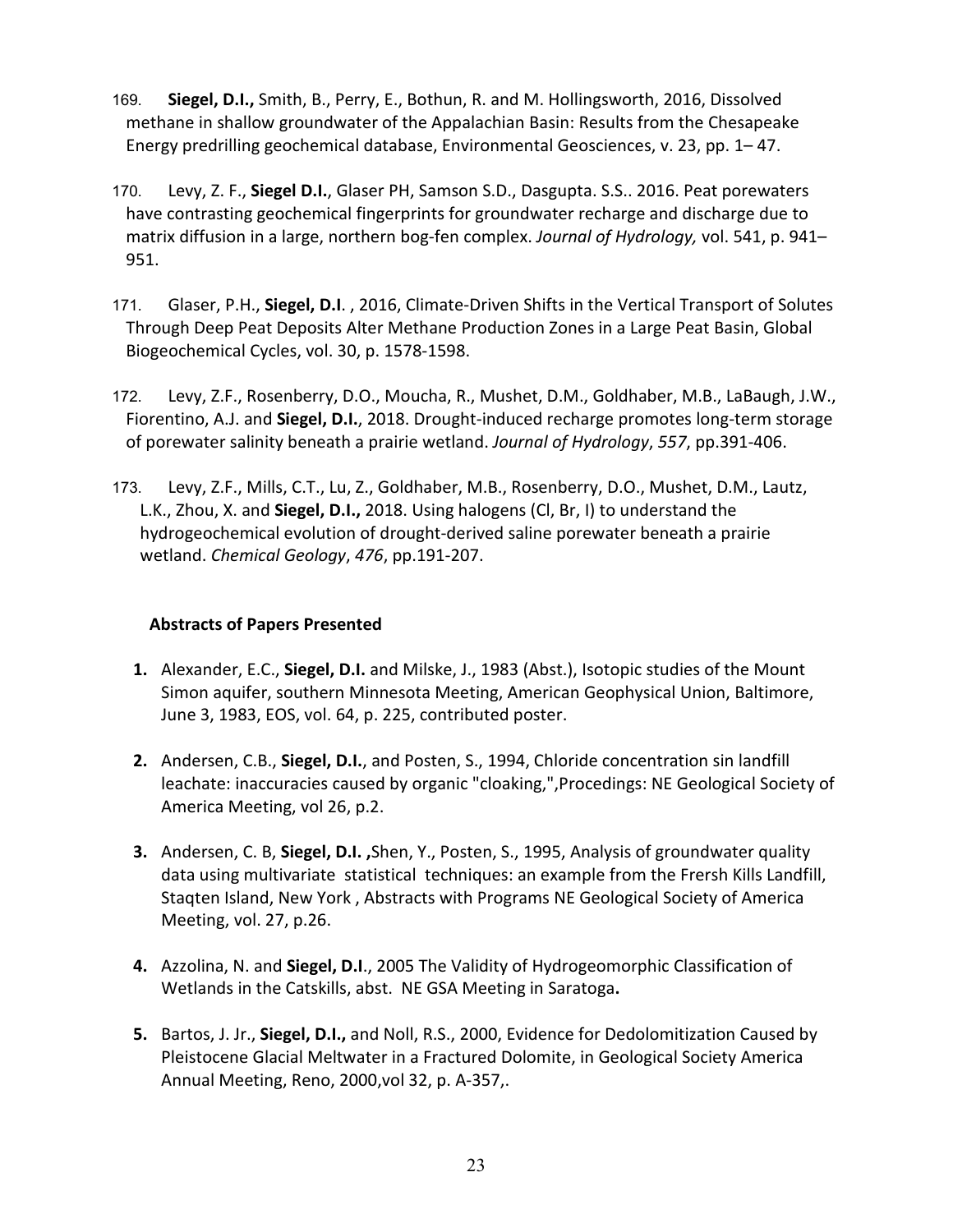169. **Siegel, D.I.,** Smith, B., Perry, E., Bothun, R. and M. Hollingsworth, 2016, Dissolved methane in shallow groundwater of the Appalachian Basin: Results from the Chesapeake Energy predrilling geochemical database, Environmental Geosciences, v. 23, pp. 1– 47.

170. Levy, Z. F., **Siegel D.I.**, Glaser PH, Samson S.D., Dasgupta. S.S.. 2016. Peat porewaters have contrasting geochemical fingerprints for groundwater recharge and discharge due to matrix diffusion in a large, northern bog-fen complex. *Journal of Hydrology,* vol. 541, p. 941–951.

171. Glaser, P.H., **Siegel, D.I**. , 2016, Climate-Driven Shifts in the Vertical Transport of Solutes Through Deep Peat Deposits Alter Methane Production Zones in a Large Peat Basin, Global Biogeochemical Cycles, vol. 30, p. 1578-1598.

172. Levy, Z.F., Rosenberry, D.O., Moucha, R., Mushet, D.M., Goldhaber, M.B., LaBaugh, J.W., Fiorentino, A.J. and **Siegel, D.I.**, 2018. Drought-induced recharge promotes long-term storage of porewater salinity beneath a prairie wetland. *Journal of Hydrology*, *557*, pp.391-406.

173. Levy, Z.F., Mills, C.T., Lu, Z., Goldhaber, M.B., Rosenberry, D.O., Mushet, D.M., Lautz, L.K., Zhou, X. and **Siegel, D.I.,** 2018. Using halogens (Cl, Br, I) to understand the hydrogeochemical evolution of drought-derived saline porewater beneath a prairie wetland. *Chemical Geology*, *476*, pp.191-207.

## Abstracts of Papers Presented

1. Alexander, E.C., **Siegel, D.I.** and Milske, J., 1983 (Abst.), Isotopic studies of the Mount Simon aquifer, southern Minnesota Meeting, American Geophysical Union, Baltimore, June 3, 1983, EOS, vol. 64, p. 225, contributed poster.

2. Andersen, C.B., **Siegel, D.I.**, and Posten, S., 1994, Chloride concentration sin landfill leachate: inaccuracies caused by organic "cloaking,",Procedings: NE Geological Society of America Meeting, vol 26, p.2.

3. Andersen, C. B, **Siegel, D.I. ,**Shen, Y., Posten, S., 1995, Analysis of groundwater quality data using multivariate statistical techniques: an example from the Frersh Kills Landfill, Staqten Island, New York , Abstracts with Programs NE Geological Society of America Meeting, vol. 27, p.26.

4. Azzolina, N. and **Siegel, D.I**., 2005 The Validity of Hydrogeomorphic Classification of Wetlands in the Catskills, abst. NE GSA Meeting in Saratoga**.**

5. Bartos, J. Jr., **Siegel, D.I.,** and Noll, R.S., 2000, Evidence for Dedolomitization Caused by Pleistocene Glacial Meltwater in a Fractured Dolomite, in Geological Society America Annual Meeting, Reno, 2000,vol 32, p. A-357,.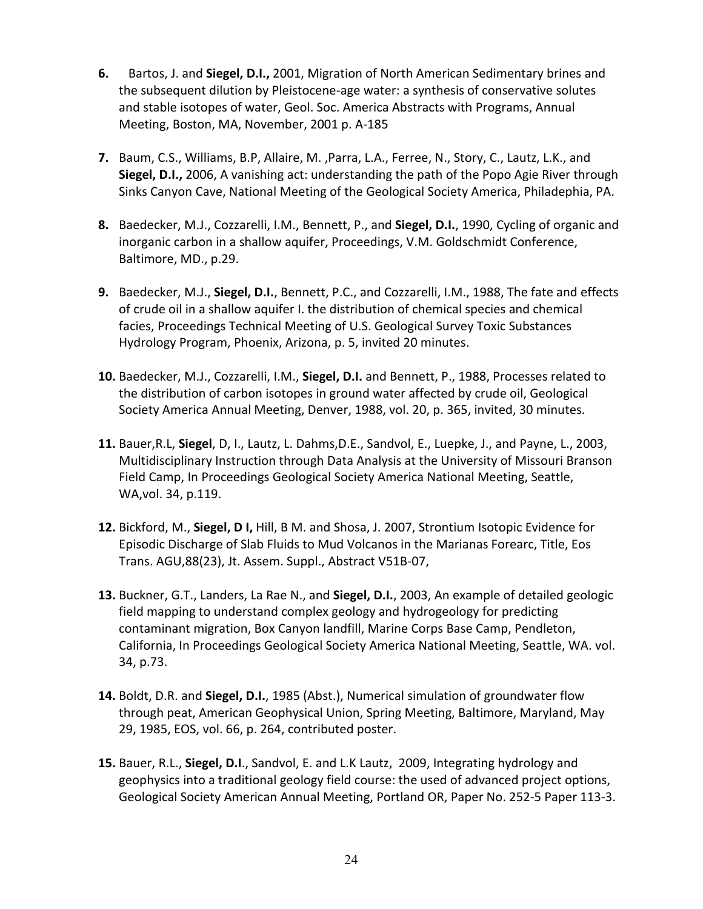6. Bartos, J. and **Siegel, D.I.,** 2001, Migration of North American Sedimentary brines and the subsequent dilution by Pleistocene-age water: a synthesis of conservative solutes and stable isotopes of water, Geol. Soc. America Abstracts with Programs, Annual Meeting, Boston, MA, November, 2001 p. A-185

7. Baum, C.S., Williams, B.P, Allaire, M. ,Parra, L.A., Ferree, N., Story, C., Lautz, L.K., and **Siegel, D.I.,** 2006, A vanishing act: understanding the path of the Popo Agie River through Sinks Canyon Cave, National Meeting of the Geological Society America, Philadephia, PA.

8. Baedecker, M.J., Cozzarelli, I.M., Bennett, P., and **Siegel, D.I.**, 1990, Cycling of organic and inorganic carbon in a shallow aquifer, Proceedings, V.M. Goldschmidt Conference, Baltimore, MD., p.29.

9. Baedecker, M.J., **Siegel, D.I.**, Bennett, P.C., and Cozzarelli, I.M., 1988, The fate and effects of crude oil in a shallow aquifer I. the distribution of chemical species and chemical facies, Proceedings Technical Meeting of U.S. Geological Survey Toxic Substances Hydrology Program, Phoenix, Arizona, p. 5, invited 20 minutes.

10. Baedecker, M.J., Cozzarelli, I.M., **Siegel, D.I.** and Bennett, P., 1988, Processes related to the distribution of carbon isotopes in ground water affected by crude oil, Geological Society America Annual Meeting, Denver, 1988, vol. 20, p. 365, invited, 30 minutes.

11. Bauer,R.L, **Siegel**, D, I., Lautz, L. Dahms,D.E., Sandvol, E., Luepke, J., and Payne, L., 2003, Multidisciplinary Instruction through Data Analysis at the University of Missouri Branson Field Camp, In Proceedings Geological Society America National Meeting, Seattle, WA,vol. 34, p.119.

12. Bickford, M., **Siegel, D I,** Hill, B M. and Shosa, J. 2007, Strontium Isotopic Evidence for Episodic Discharge of Slab Fluids to Mud Volcanos in the Marianas Forearc, Title, Eos Trans. AGU,88(23), Jt. Assem. Suppl., Abstract V51B-07,

13. Buckner, G.T., Landers, La Rae N., and **Siegel, D.I.**, 2003, An example of detailed geologic field mapping to understand complex geology and hydrogeology for predicting contaminant migration, Box Canyon landfill, Marine Corps Base Camp, Pendleton, California, In Proceedings Geological Society America National Meeting, Seattle, WA. vol. 34, p.73.

14. Boldt, D.R. and **Siegel, D.I.**, 1985 (Abst.), Numerical simulation of groundwater flow through peat, American Geophysical Union, Spring Meeting, Baltimore, Maryland, May 29, 1985, EOS, vol. 66, p. 264, contributed poster.

15. Bauer, R.L., **Siegel, D.I**., Sandvol, E. and L.K Lautz, 2009, Integrating hydrology and geophysics into a traditional geology field course: the used of advanced project options, Geological Society American Annual Meeting, Portland OR, Paper No. 252-5 Paper 113-3.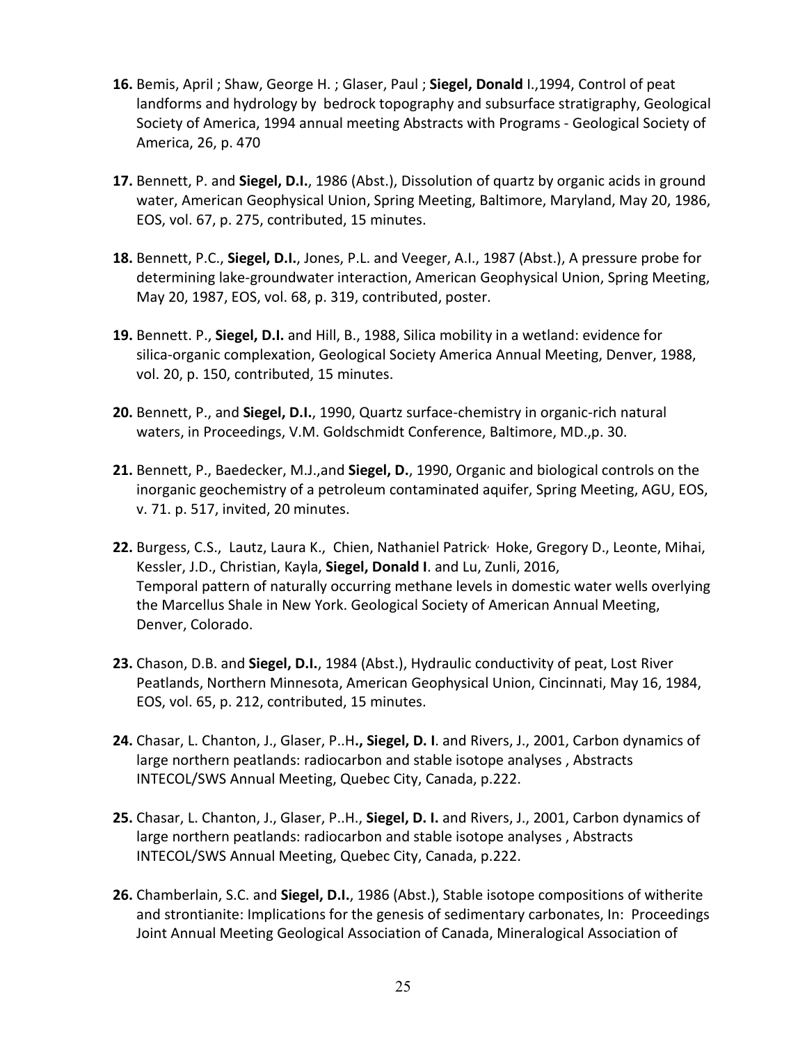**16.** Bemis, April ; Shaw, George H. ; Glaser, Paul ; **Siegel, Donald** I.,1994, Control of peat landforms and hydrology by bedrock topography and subsurface stratigraphy, Geological Society of America, 1994 annual meeting Abstracts with Programs - Geological Society of America, 26, p. 470

**17.** Bennett, P. and **Siegel, D.I.**, 1986 (Abst.), Dissolution of quartz by organic acids in ground water, American Geophysical Union, Spring Meeting, Baltimore, Maryland, May 20, 1986, EOS, vol. 67, p. 275, contributed, 15 minutes.

**18.** Bennett, P.C., **Siegel, D.I.**, Jones, P.L. and Veeger, A.I., 1987 (Abst.), A pressure probe for determining lake-groundwater interaction, American Geophysical Union, Spring Meeting, May 20, 1987, EOS, vol. 68, p. 319, contributed, poster.

**19.** Bennett. P., **Siegel, D.I.** and Hill, B., 1988, Silica mobility in a wetland: evidence for silica-organic complexation, Geological Society America Annual Meeting, Denver, 1988, vol. 20, p. 150, contributed, 15 minutes.

**20.** Bennett, P., and **Siegel, D.I.**, 1990, Quartz surface-chemistry in organic-rich natural waters, in Proceedings, V.M. Goldschmidt Conference, Baltimore, MD.,p. 30.

**21.** Bennett, P., Baedecker, M.J.,and **Siegel, D.**, 1990, Organic and biological controls on the inorganic geochemistry of a petroleum contaminated aquifer, Spring Meeting, AGU, EOS, v. 71. p. 517, invited, 20 minutes.

**22.** Burgess, C.S., Lautz, Laura K., Chien, Nathaniel Patrick, Hoke, Gregory D., Leonte, Mihai, Kessler, J.D., Christian, Kayla, **Siegel, Donald I**. and Lu, Zunli, 2016, Temporal pattern of naturally occurring methane levels in domestic water wells overlying the Marcellus Shale in New York. Geological Society of American Annual Meeting, Denver, Colorado.

**23.** Chason, D.B. and **Siegel, D.I.**, 1984 (Abst.), Hydraulic conductivity of peat, Lost River Peatlands, Northern Minnesota, American Geophysical Union, Cincinnati, May 16, 1984, EOS, vol. 65, p. 212, contributed, 15 minutes.

**24.** Chasar, L. Chanton, J., Glaser, P..H**., Siegel, D. I**. and Rivers, J., 2001, Carbon dynamics of large northern peatlands: radiocarbon and stable isotope analyses , Abstracts INTECOL/SWS Annual Meeting, Quebec City, Canada, p.222.

**25.** Chasar, L. Chanton, J., Glaser, P..H., **Siegel, D. I.** and Rivers, J., 2001, Carbon dynamics of large northern peatlands: radiocarbon and stable isotope analyses , Abstracts INTECOL/SWS Annual Meeting, Quebec City, Canada, p.222.

**26.** Chamberlain, S.C. and **Siegel, D.I.**, 1986 (Abst.), Stable isotope compositions of witherite and strontianite: Implications for the genesis of sedimentary carbonates, In: Proceedings Joint Annual Meeting Geological Association of Canada, Mineralogical Association of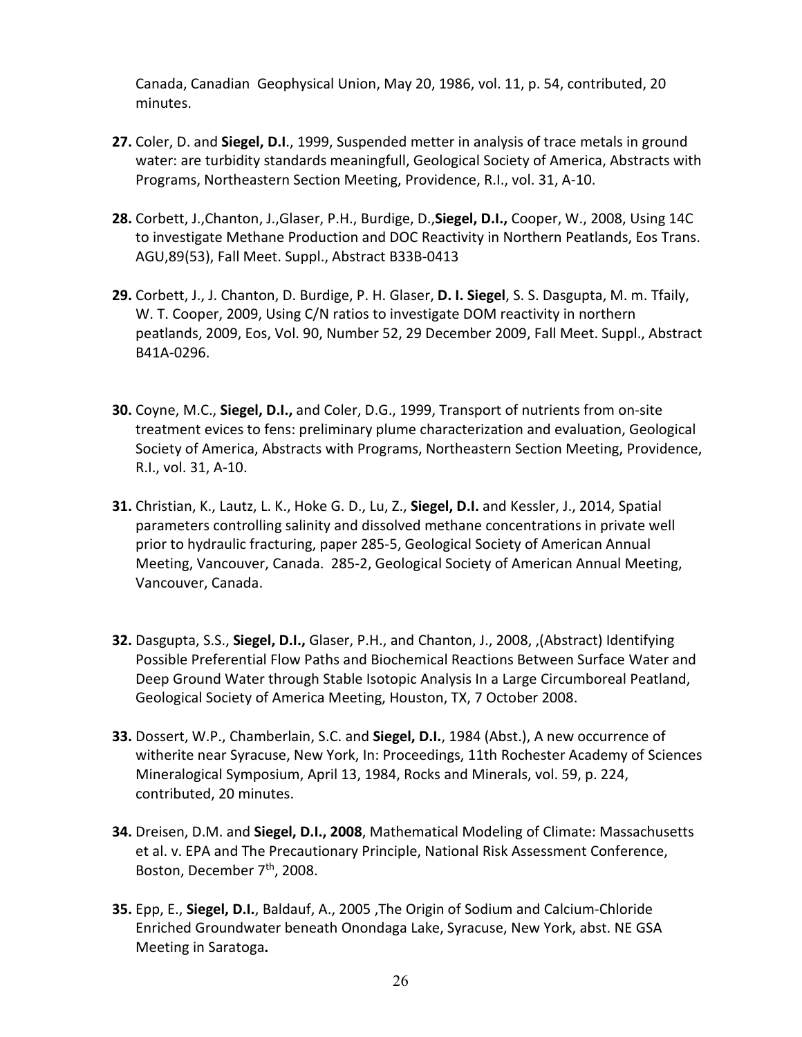Canada, Canadian  Geophysical Union, May 20, 1986, vol. 11, p. 54, contributed, 20 minutes.

**27.** Coler, D. and **Siegel, D.I**., 1999, Suspended metter in analysis of trace metals in ground water: are turbidity standards meaningfull, Geological Society of America, Abstracts with Programs, Northeastern Section Meeting, Providence, R.I., vol. 31, A-10.

**28.** Corbett, J.,Chanton, J.,Glaser, P.H., Burdige, D.,**Siegel, D.I.,** Cooper, W., 2008, Using 14C to investigate Methane Production and DOC Reactivity in Northern Peatlands, Eos Trans. AGU,89(53), Fall Meet. Suppl., Abstract B33B-0413

**29.** Corbett, J., J. Chanton, D. Burdige, P. H. Glaser, **D. I. Siegel**, S. S. Dasgupta, M. m. Tfaily, W. T. Cooper, 2009, Using C/N ratios to investigate DOM reactivity in northern peatlands, 2009, Eos, Vol. 90, Number 52, 29 December 2009, Fall Meet. Suppl., Abstract B41A-0296.

**30.** Coyne, M.C., **Siegel, D.I.,** and Coler, D.G., 1999, Transport of nutrients from on-site treatment evices to fens: preliminary plume characterization and evaluation, Geological Society of America, Abstracts with Programs, Northeastern Section Meeting, Providence, R.I., vol. 31, A-10.

**31.** Christian, K., Lautz, L. K., Hoke G. D., Lu, Z., **Siegel, D.I.** and Kessler, J., 2014, Spatial parameters controlling salinity and dissolved methane concentrations in private well prior to hydraulic fracturing, paper 285-5, Geological Society of American Annual Meeting, Vancouver, Canada.  285-2, Geological Society of American Annual Meeting, Vancouver, Canada.

**32.** Dasgupta, S.S., **Siegel, D.I.,** Glaser, P.H., and Chanton, J., 2008, ,(Abstract) Identifying Possible Preferential Flow Paths and Biochemical Reactions Between Surface Water and Deep Ground Water through Stable Isotopic Analysis In a Large Circumboreal Peatland, Geological Society of America Meeting, Houston, TX, 7 October 2008.

**33.** Dossert, W.P., Chamberlain, S.C. and **Siegel, D.I.**, 1984 (Abst.), A new occurrence of witherite near Syracuse, New York, In: Proceedings, 11th Rochester Academy of Sciences Mineralogical Symposium, April 13, 1984, Rocks and Minerals, vol. 59, p. 224, contributed, 20 minutes.

**34.** Dreisen, D.M. and **Siegel, D.I., 2008**, Mathematical Modeling of Climate: Massachusetts et al. v. EPA and The Precautionary Principle, National Risk Assessment Conference, Boston, December 7th, 2008.

**35.** Epp, E., **Siegel, D.I.**, Baldauf, A., 2005 ,The Origin of Sodium and Calcium-Chloride Enriched Groundwater beneath Onondaga Lake, Syracuse, New York, abst. NE GSA Meeting in Saratoga**.**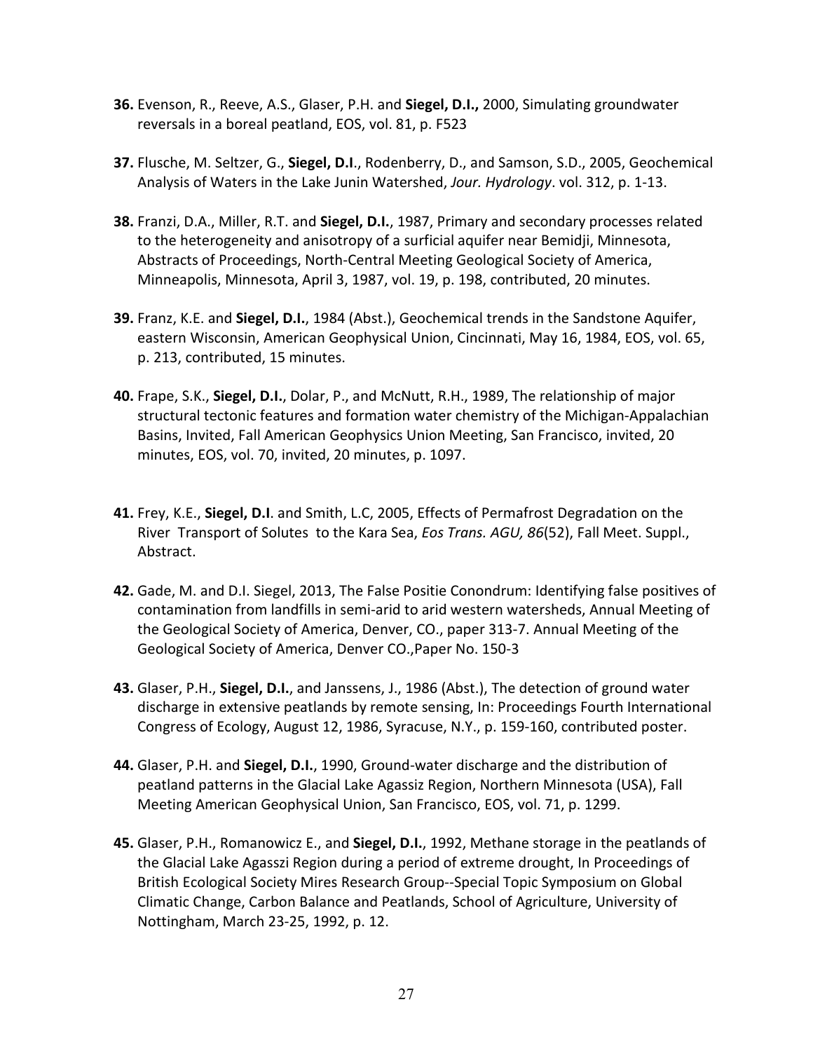**36.** Evenson, R., Reeve, A.S., Glaser, P.H. and **Siegel, D.I.,** 2000, Simulating groundwater reversals in a boreal peatland, EOS, vol. 81, p. F523

**37.** Flusche, M. Seltzer, G., **Siegel, D.I**., Rodenberry, D., and Samson, S.D., 2005, Geochemical Analysis of Waters in the Lake Junin Watershed, *Jour. Hydrology*. vol. 312, p. 1-13.

**38.** Franzi, D.A., Miller, R.T. and **Siegel, D.I.**, 1987, Primary and secondary processes related to the heterogeneity and anisotropy of a surficial aquifer near Bemidji, Minnesota, Abstracts of Proceedings, North-Central Meeting Geological Society of America, Minneapolis, Minnesota, April 3, 1987, vol. 19, p. 198, contributed, 20 minutes.

**39.** Franz, K.E. and **Siegel, D.I.**, 1984 (Abst.), Geochemical trends in the Sandstone Aquifer, eastern Wisconsin, American Geophysical Union, Cincinnati, May 16, 1984, EOS, vol. 65, p. 213, contributed, 15 minutes.

**40.** Frape, S.K., **Siegel, D.I.**, Dolar, P., and McNutt, R.H., 1989, The relationship of major structural tectonic features and formation water chemistry of the Michigan-Appalachian Basins, Invited, Fall American Geophysics Union Meeting, San Francisco, invited, 20 minutes, EOS, vol. 70, invited, 20 minutes, p. 1097.

**41.** Frey, K.E., **Siegel, D.I**. and Smith, L.C, 2005, Effects of Permafrost Degradation on the River Transport of Solutes to the Kara Sea, *Eos Trans. AGU, 86*(52), Fall Meet. Suppl., Abstract.

**42.** Gade, M. and D.I. Siegel, 2013, The False Positie Conondrum: Identifying false positives of contamination from landfills in semi-arid to arid western watersheds, Annual Meeting of the Geological Society of America, Denver, CO., paper 313-7. Annual Meeting of the Geological Society of America, Denver CO.,Paper No. 150-3

**43.** Glaser, P.H., **Siegel, D.I.**, and Janssens, J., 1986 (Abst.), The detection of ground water discharge in extensive peatlands by remote sensing, In: Proceedings Fourth International Congress of Ecology, August 12, 1986, Syracuse, N.Y., p. 159-160, contributed poster.

**44.** Glaser, P.H. and **Siegel, D.I.**, 1990, Ground-water discharge and the distribution of peatland patterns in the Glacial Lake Agassiz Region, Northern Minnesota (USA), Fall Meeting American Geophysical Union, San Francisco, EOS, vol. 71, p. 1299.

**45.** Glaser, P.H., Romanowicz E., and **Siegel, D.I.**, 1992, Methane storage in the peatlands of the Glacial Lake Agasszi Region during a period of extreme drought, In Proceedings of British Ecological Society Mires Research Group--Special Topic Symposium on Global Climatic Change, Carbon Balance and Peatlands, School of Agriculture, University of Nottingham, March 23-25, 1992, p. 12.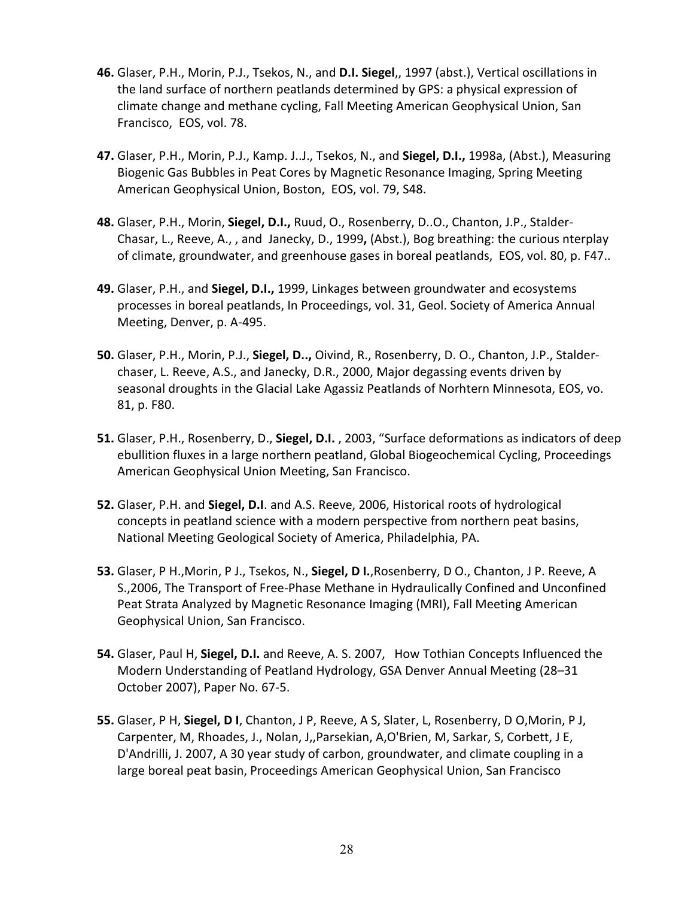**46.** Glaser, P.H., Morin, P.J., Tsekos, N., and **D.I. Siegel**,, 1997 (abst.), Vertical oscillations in the land surface of northern peatlands determined by GPS: a physical expression of climate change and methane cycling, Fall Meeting American Geophysical Union, San Francisco, EOS, vol. 78.

**47.** Glaser, P.H., Morin, P.J., Kamp. J..J., Tsekos, N., and **Siegel, D.I.,** 1998a, (Abst.), Measuring Biogenic Gas Bubbles in Peat Cores by Magnetic Resonance Imaging, Spring Meeting American Geophysical Union, Boston, EOS, vol. 79, S48.

**48.** Glaser, P.H., Morin, **Siegel, D.I.,** Ruud, O., Rosenberry, D..O., Chanton, J.P., Stalder-Chasar, L., Reeve, A., , and Janecky, D., 1999**,** (Abst.), Bog breathing: the curious nterplay of climate, groundwater, and greenhouse gases in boreal peatlands, EOS, vol. 80, p. F47..

**49.** Glaser, P.H., and **Siegel, D.I.,** 1999, Linkages between groundwater and ecosystems processes in boreal peatlands, In Proceedings, vol. 31, Geol. Society of America Annual Meeting, Denver, p. A-495.

**50.** Glaser, P.H., Morin, P.J., **Siegel, D..,** Oivind, R., Rosenberry, D. O., Chanton, J.P., Stalder-chaser, L. Reeve, A.S., and Janecky, D.R., 2000, Major degassing events driven by seasonal droughts in the Glacial Lake Agassiz Peatlands of Norhtern Minnesota, EOS, vo. 81, p. F80.

**51.** Glaser, P.H., Rosenberry, D., **Siegel, D.I.** , 2003, "Surface deformations as indicators of deep ebullition fluxes in a large northern peatland, Global Biogeochemical Cycling, Proceedings American Geophysical Union Meeting, San Francisco.

**52.** Glaser, P.H. and **Siegel, D.I**. and A.S. Reeve, 2006, Historical roots of hydrological concepts in peatland science with a modern perspective from northern peat basins, National Meeting Geological Society of America, Philadelphia, PA.

**53.** Glaser, P H.,Morin, P J., Tsekos, N., **Siegel, D I.**,Rosenberry, D O., Chanton, J P. Reeve, A S.,2006, The Transport of Free-Phase Methane in Hydraulically Confined and Unconfined Peat Strata Analyzed by Magnetic Resonance Imaging (MRI), Fall Meeting American Geophysical Union, San Francisco.

**54.** Glaser, Paul H, **Siegel, D.I.** and Reeve, A. S. 2007, How Tothian Concepts Influenced the Modern Understanding of Peatland Hydrology, GSA Denver Annual Meeting (28–31 October 2007), Paper No. 67-5.

**55.** Glaser, P H, **Siegel, D I**, Chanton, J P, Reeve, A S, Slater, L, Rosenberry, D O,Morin, P J, Carpenter, M, Rhoades, J., Nolan, J,,Parsekian, A,O'Brien, M, Sarkar, S, Corbett, J E, D'Andrilli, J. 2007, A 30 year study of carbon, groundwater, and climate coupling in a large boreal peat basin, Proceedings American Geophysical Union, San Francisco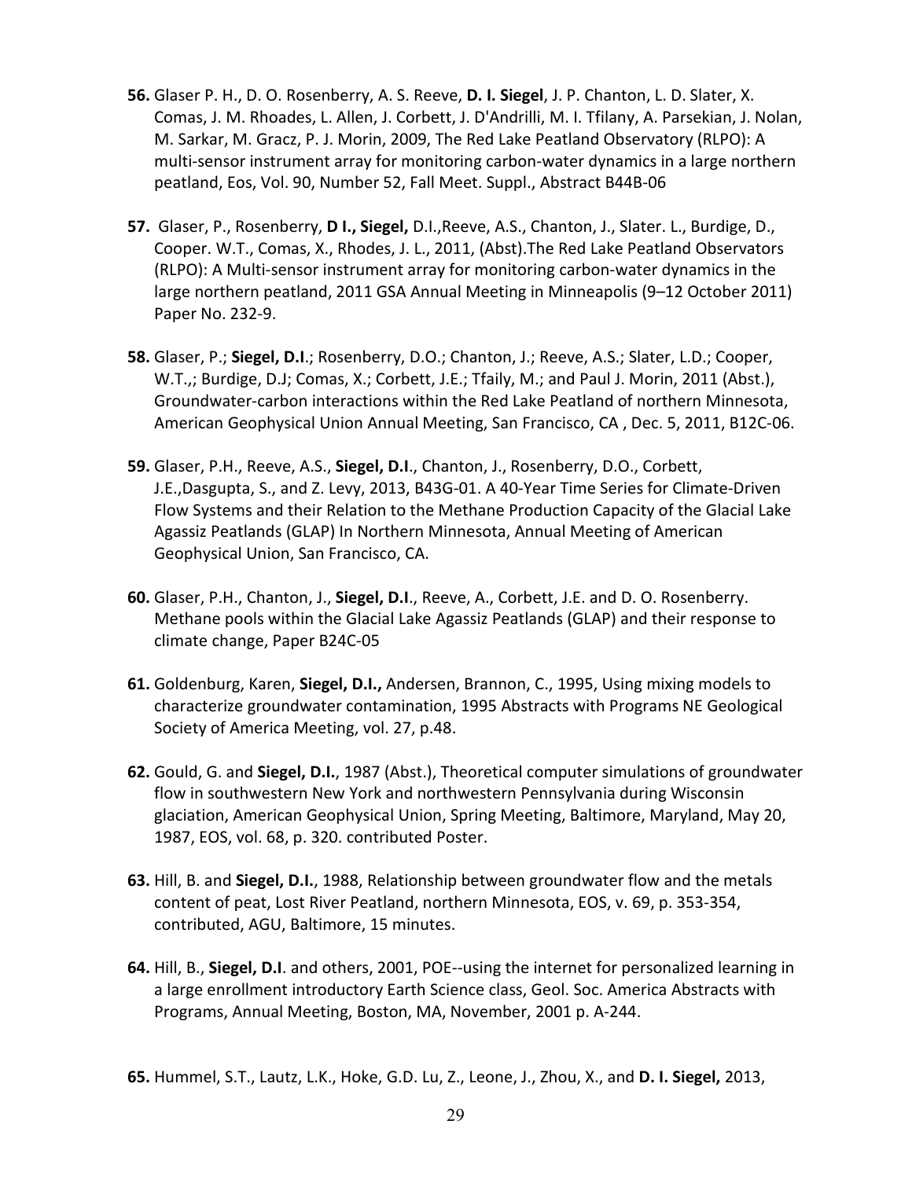**56.** Glaser P. H., D. O. Rosenberry, A. S. Reeve, **D. I. Siegel**, J. P. Chanton, L. D. Slater, X. Comas, J. M. Rhoades, L. Allen, J. Corbett, J. D'Andrilli, M. I. Tfilany, A. Parsekian, J. Nolan, M. Sarkar, M. Gracz, P. J. Morin, 2009, The Red Lake Peatland Observatory (RLPO): A multi-sensor instrument array for monitoring carbon-water dynamics in a large northern peatland, Eos, Vol. 90, Number 52, Fall Meet. Suppl., Abstract B44B-06

**57.** Glaser, P., Rosenberry, **D I., Siegel,** D.I.,Reeve, A.S., Chanton, J., Slater. L., Burdige, D., Cooper. W.T., Comas, X., Rhodes, J. L., 2011, (Abst).The Red Lake Peatland Observators (RLPO): A Multi-sensor instrument array for monitoring carbon-water dynamics in the large northern peatland, 2011 GSA Annual Meeting in Minneapolis (9–12 October 2011) Paper No. 232-9.

**58.** Glaser, P.; **Siegel, D.I**.; Rosenberry, D.O.; Chanton, J.; Reeve, A.S.; Slater, L.D.; Cooper, W.T.,; Burdige, D.J; Comas, X.; Corbett, J.E.; Tfaily, M.; and Paul J. Morin, 2011 (Abst.), Groundwater-carbon interactions within the Red Lake Peatland of northern Minnesota, American Geophysical Union Annual Meeting, San Francisco, CA , Dec. 5, 2011, B12C-06.

**59.** Glaser, P.H., Reeve, A.S., **Siegel, D.I**., Chanton, J., Rosenberry, D.O., Corbett, J.E.,Dasgupta, S., and Z. Levy, 2013, B43G-01. A 40-Year Time Series for Climate-Driven Flow Systems and their Relation to the Methane Production Capacity of the Glacial Lake Agassiz Peatlands (GLAP) In Northern Minnesota, Annual Meeting of American Geophysical Union, San Francisco, CA.

**60.** Glaser, P.H., Chanton, J., **Siegel, D.I**., Reeve, A., Corbett, J.E. and D. O. Rosenberry. Methane pools within the Glacial Lake Agassiz Peatlands (GLAP) and their response to climate change, Paper B24C-05

**61.** Goldenburg, Karen, **Siegel, D.I.,** Andersen, Brannon, C., 1995, Using mixing models to characterize groundwater contamination, 1995 Abstracts with Programs NE Geological Society of America Meeting, vol. 27, p.48.

**62.** Gould, G. and **Siegel, D.I.**, 1987 (Abst.), Theoretical computer simulations of groundwater flow in southwestern New York and northwestern Pennsylvania during Wisconsin glaciation, American Geophysical Union, Spring Meeting, Baltimore, Maryland, May 20, 1987, EOS, vol. 68, p. 320. contributed Poster.

**63.** Hill, B. and **Siegel, D.I.**, 1988, Relationship between groundwater flow and the metals content of peat, Lost River Peatland, northern Minnesota, EOS, v. 69, p. 353-354, contributed, AGU, Baltimore, 15 minutes.

**64.** Hill, B., **Siegel, D.I**. and others, 2001, POE--using the internet for personalized learning in a large enrollment introductory Earth Science class, Geol. Soc. America Abstracts with Programs, Annual Meeting, Boston, MA, November, 2001 p. A-244.

**65.** Hummel, S.T., Lautz, L.K., Hoke, G.D. Lu, Z., Leone, J., Zhou, X., and **D. I. Siegel,** 2013,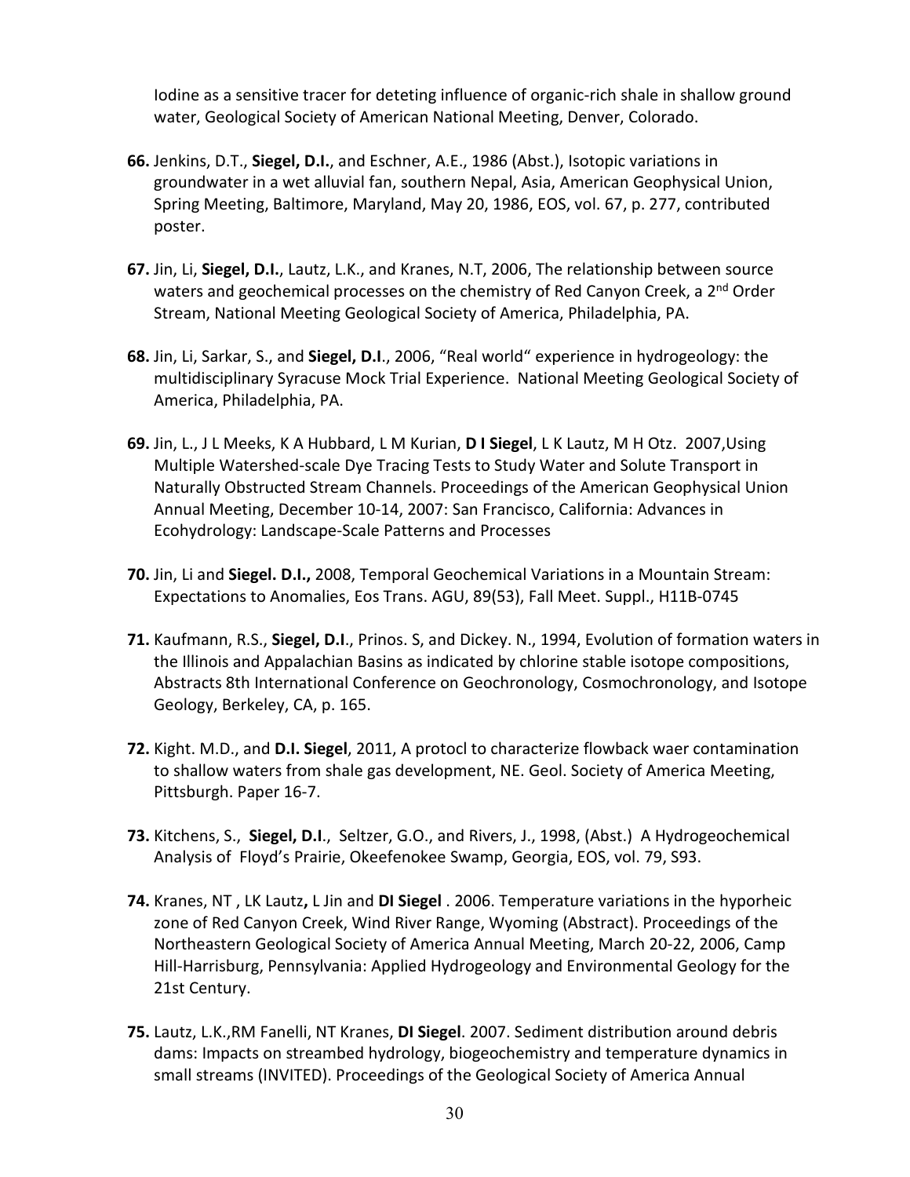Iodine as a sensitive tracer for deteting influence of organic-rich shale in shallow ground water, Geological Society of American National Meeting, Denver, Colorado.

**66.** Jenkins, D.T., **Siegel, D.I.**, and Eschner, A.E., 1986 (Abst.), Isotopic variations in groundwater in a wet alluvial fan, southern Nepal, Asia, American Geophysical Union, Spring Meeting, Baltimore, Maryland, May 20, 1986, EOS, vol. 67, p. 277, contributed poster.

**67.** Jin, Li, **Siegel, D.I.**, Lautz, L.K., and Kranes, N.T, 2006, The relationship between source waters and geochemical processes on the chemistry of Red Canyon Creek, a 2nd Order Stream, National Meeting Geological Society of America, Philadelphia, PA.

**68.** Jin, Li, Sarkar, S., and **Siegel, D.I**., 2006, "Real world" experience in hydrogeology: the multidisciplinary Syracuse Mock Trial Experience. National Meeting Geological Society of America, Philadelphia, PA.

**69.** Jin, L., J L Meeks, K A Hubbard, L M Kurian, **D I Siegel**, L K Lautz, M H Otz. 2007,Using Multiple Watershed-scale Dye Tracing Tests to Study Water and Solute Transport in Naturally Obstructed Stream Channels. Proceedings of the American Geophysical Union Annual Meeting, December 10-14, 2007: San Francisco, California: Advances in Ecohydrology: Landscape-Scale Patterns and Processes

**70.** Jin, Li and **Siegel. D.I.,** 2008, Temporal Geochemical Variations in a Mountain Stream: Expectations to Anomalies, Eos Trans. AGU, 89(53), Fall Meet. Suppl., H11B-0745

**71.** Kaufmann, R.S., **Siegel, D.I**., Prinos. S, and Dickey. N., 1994, Evolution of formation waters in the Illinois and Appalachian Basins as indicated by chlorine stable isotope compositions, Abstracts 8th International Conference on Geochronology, Cosmochronology, and Isotope Geology, Berkeley, CA, p. 165.

**72.** Kight. M.D., and **D.I. Siegel**, 2011, A protocl to characterize flowback waer contamination to shallow waters from shale gas development, NE. Geol. Society of America Meeting, Pittsburgh. Paper 16-7.

**73.** Kitchens, S., **Siegel, D.I**., Seltzer, G.O., and Rivers, J., 1998, (Abst.) A Hydrogeochemical Analysis of Floyd's Prairie, Okeefenokee Swamp, Georgia, EOS, vol. 79, S93.

**74.** Kranes, NT , LK Lautz**,** L Jin and **DI Siegel** . 2006. Temperature variations in the hyporheic zone of Red Canyon Creek, Wind River Range, Wyoming (Abstract). Proceedings of the Northeastern Geological Society of America Annual Meeting, March 20-22, 2006, Camp Hill-Harrisburg, Pennsylvania: Applied Hydrogeology and Environmental Geology for the 21st Century.

**75.** Lautz, L.K.,RM Fanelli, NT Kranes, **DI Siegel**. 2007. Sediment distribution around debris dams: Impacts on streambed hydrology, biogeochemistry and temperature dynamics in small streams (INVITED). Proceedings of the Geological Society of America Annual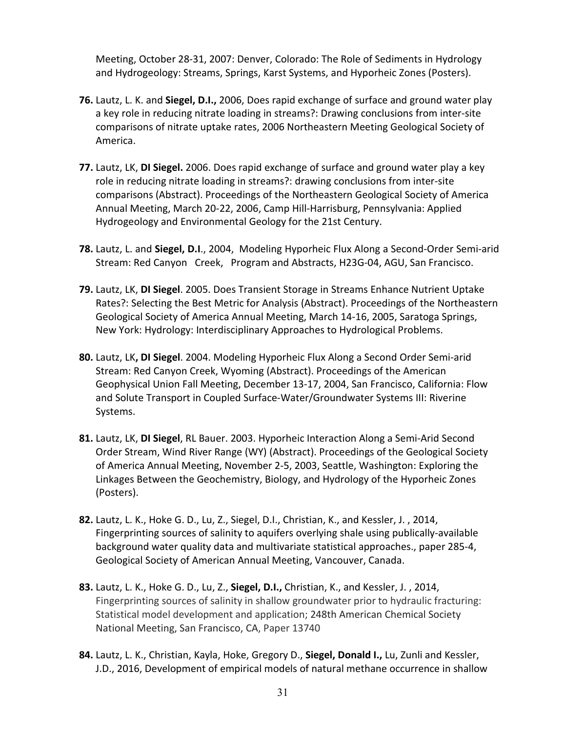Meeting, October 28-31, 2007: Denver, Colorado: The Role of Sediments in Hydrology and Hydrogeology: Streams, Springs, Karst Systems, and Hyporheic Zones (Posters).

**76.** Lautz, L. K. and **Siegel, D.I.,** 2006, Does rapid exchange of surface and ground water play a key role in reducing nitrate loading in streams?: Drawing conclusions from inter-site comparisons of nitrate uptake rates, 2006 Northeastern Meeting Geological Society of America.

**77.** Lautz, LK, **DI Siegel.** 2006. Does rapid exchange of surface and ground water play a key role in reducing nitrate loading in streams?: drawing conclusions from inter-site comparisons (Abstract). Proceedings of the Northeastern Geological Society of America Annual Meeting, March 20-22, 2006, Camp Hill-Harrisburg, Pennsylvania: Applied Hydrogeology and Environmental Geology for the 21st Century.

**78.** Lautz, L. and **Siegel, D.I**., 2004, Modeling Hyporheic Flux Along a Second-Order Semi-arid Stream: Red Canyon Creek, Program and Abstracts, H23G-04, AGU, San Francisco.

**79.** Lautz, LK, **DI Siegel**. 2005. Does Transient Storage in Streams Enhance Nutrient Uptake Rates?: Selecting the Best Metric for Analysis (Abstract). Proceedings of the Northeastern Geological Society of America Annual Meeting, March 14-16, 2005, Saratoga Springs, New York: Hydrology: Interdisciplinary Approaches to Hydrological Problems.

**80.** Lautz, LK**, DI Siegel**. 2004. Modeling Hyporheic Flux Along a Second Order Semi-arid Stream: Red Canyon Creek, Wyoming (Abstract). Proceedings of the American Geophysical Union Fall Meeting, December 13-17, 2004, San Francisco, California: Flow and Solute Transport in Coupled Surface-Water/Groundwater Systems III: Riverine Systems.

**81.** Lautz, LK, **DI Siegel**, RL Bauer. 2003. Hyporheic Interaction Along a Semi-Arid Second Order Stream, Wind River Range (WY) (Abstract). Proceedings of the Geological Society of America Annual Meeting, November 2-5, 2003, Seattle, Washington: Exploring the Linkages Between the Geochemistry, Biology, and Hydrology of the Hyporheic Zones (Posters).

**82.** Lautz, L. K., Hoke G. D., Lu, Z., Siegel, D.I., Christian, K., and Kessler, J. , 2014, Fingerprinting sources of salinity to aquifers overlying shale using publically-available background water quality data and multivariate statistical approaches., paper 285-4, Geological Society of American Annual Meeting, Vancouver, Canada.

**83.** Lautz, L. K., Hoke G. D., Lu, Z., **Siegel, D.I.,** Christian, K., and Kessler, J. , 2014, Fingerprinting sources of salinity in shallow groundwater prior to hydraulic fracturing: Statistical model development and application; 248th American Chemical Society National Meeting, San Francisco, CA, Paper 13740

**84.** Lautz, L. K., Christian, Kayla, Hoke, Gregory D., **Siegel, Donald I.,** Lu, Zunli and Kessler, J.D., 2016, Development of empirical models of natural methane occurrence in shallow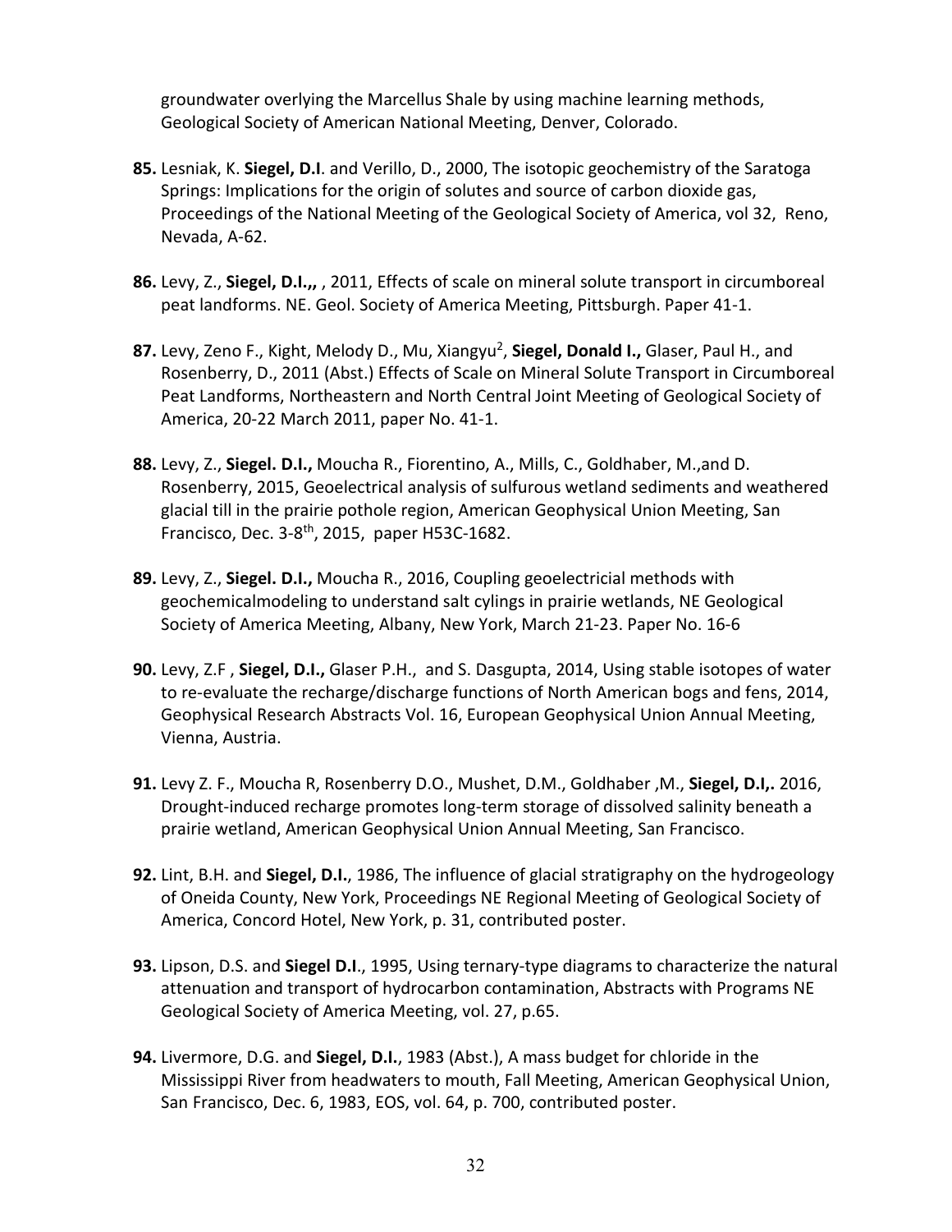groundwater overlying the Marcellus Shale by using machine learning methods, Geological Society of American National Meeting, Denver, Colorado.

**85.** Lesniak, K. **Siegel, D.I**. and Verillo, D., 2000, The isotopic geochemistry of the Saratoga Springs: Implications for the origin of solutes and source of carbon dioxide gas, Proceedings of the National Meeting of the Geological Society of America, vol 32, Reno, Nevada, A-62.

**86.** Levy, Z., **Siegel, D.I.,,** , 2011, Effects of scale on mineral solute transport in circumboreal peat landforms. NE. Geol. Society of America Meeting, Pittsburgh. Paper 41-1.

**87.** Levy, Zeno F., Kight, Melody D., Mu, Xiangyu[2], **Siegel, Donald I.,** Glaser, Paul H., and Rosenberry, D., 2011 (Abst.) Effects of Scale on Mineral Solute Transport in Circumboreal Peat Landforms, Northeastern and North Central Joint Meeting of Geological Society of America, 20-22 March 2011, paper No. 41-1.

**88.** Levy, Z., **Siegel. D.I.,** Moucha R., Fiorentino, A., Mills, C., Goldhaber, M.,and D. Rosenberry, 2015, Geoelectrical analysis of sulfurous wetland sediments and weathered glacial till in the prairie pothole region, American Geophysical Union Meeting, San Francisco, Dec. 3-8th, 2015, paper H53C-1682.

**89.** Levy, Z., **Siegel. D.I.,** Moucha R., 2016, Coupling geoelectricial methods with geochemicalmodeling to understand salt cylings in prairie wetlands, NE Geological Society of America Meeting, Albany, New York, March 21-23. Paper No. 16-6

**90.** Levy, Z.F , **Siegel, D.I.,** Glaser P.H., and S. Dasgupta, 2014, Using stable isotopes of water to re-evaluate the recharge/discharge functions of North American bogs and fens, 2014, Geophysical Research Abstracts Vol. 16, European Geophysical Union Annual Meeting, Vienna, Austria.

**91.** Levy Z. F., Moucha R, Rosenberry D.O., Mushet, D.M., Goldhaber ,M., **Siegel, D.I,.** 2016, Drought-induced recharge promotes long-term storage of dissolved salinity beneath a prairie wetland, American Geophysical Union Annual Meeting, San Francisco.

**92.** Lint, B.H. and **Siegel, D.I.**, 1986, The influence of glacial stratigraphy on the hydrogeology of Oneida County, New York, Proceedings NE Regional Meeting of Geological Society of America, Concord Hotel, New York, p. 31, contributed poster.

**93.** Lipson, D.S. and **Siegel D.I**., 1995, Using ternary-type diagrams to characterize the natural attenuation and transport of hydrocarbon contamination, Abstracts with Programs NE Geological Society of America Meeting, vol. 27, p.65.

**94.** Livermore, D.G. and **Siegel, D.I.**, 1983 (Abst.), A mass budget for chloride in the Mississippi River from headwaters to mouth, Fall Meeting, American Geophysical Union, San Francisco, Dec. 6, 1983, EOS, vol. 64, p. 700, contributed poster.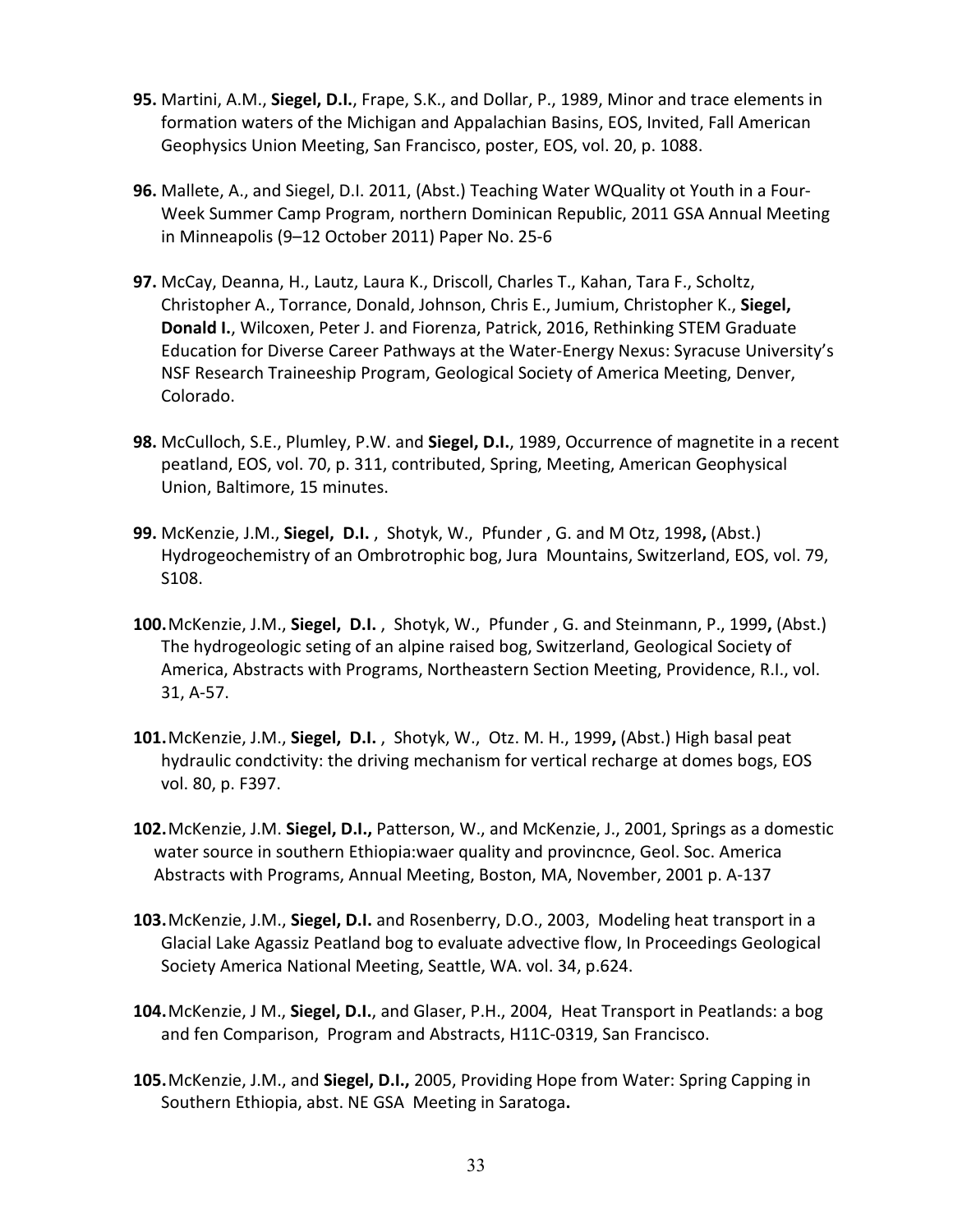**95.** Martini, A.M., **Siegel, D.I.**, Frape, S.K., and Dollar, P., 1989, Minor and trace elements in formation waters of the Michigan and Appalachian Basins, EOS, Invited, Fall American Geophysics Union Meeting, San Francisco, poster, EOS, vol. 20, p. 1088.

**96.** Mallete, A., and Siegel, D.I. 2011, (Abst.) Teaching Water WQuality ot Youth in a Four-Week Summer Camp Program, northern Dominican Republic, 2011 GSA Annual Meeting in Minneapolis (9–12 October 2011) Paper No. 25-6

**97.** McCay, Deanna, H., Lautz, Laura K., Driscoll, Charles T., Kahan, Tara F., Scholtz, Christopher A., Torrance, Donald, Johnson, Chris E., Jumium, Christopher K., **Siegel, Donald I.**, Wilcoxen, Peter J. and Fiorenza, Patrick, 2016, Rethinking STEM Graduate Education for Diverse Career Pathways at the Water-Energy Nexus: Syracuse University's NSF Research Traineeship Program, Geological Society of America Meeting, Denver, Colorado.

**98.** McCulloch, S.E., Plumley, P.W. and **Siegel, D.I.**, 1989, Occurrence of magnetite in a recent peatland, EOS, vol. 70, p. 311, contributed, Spring, Meeting, American Geophysical Union, Baltimore, 15 minutes.

**99.** McKenzie, J.M., **Siegel, D.I.** , Shotyk, W., Pfunder , G. and M Otz, 1998**,** (Abst.) Hydrogeochemistry of an Ombrotrophic bog, Jura Mountains, Switzerland, EOS, vol. 79, S108.

**100.** McKenzie, J.M., **Siegel, D.I.** , Shotyk, W., Pfunder , G. and Steinmann, P., 1999**,** (Abst.) The hydrogeologic seting of an alpine raised bog, Switzerland, Geological Society of America, Abstracts with Programs, Northeastern Section Meeting, Providence, R.I., vol. 31, A-57.

**101.** McKenzie, J.M., **Siegel, D.I.** , Shotyk, W., Otz. M. H., 1999**,** (Abst.) High basal peat hydraulic condctivity: the driving mechanism for vertical recharge at domes bogs, EOS vol. 80, p. F397.

**102.** McKenzie, J.M. **Siegel, D.I.,** Patterson, W., and McKenzie, J., 2001, Springs as a domestic water source in southern Ethiopia:waer quality and provincnce, Geol. Soc. America Abstracts with Programs, Annual Meeting, Boston, MA, November, 2001 p. A-137

**103.** McKenzie, J.M., **Siegel, D.I.** and Rosenberry, D.O., 2003, Modeling heat transport in a Glacial Lake Agassiz Peatland bog to evaluate advective flow, In Proceedings Geological Society America National Meeting, Seattle, WA. vol. 34, p.624.

**104.** McKenzie, J M., **Siegel, D.I.**, and Glaser, P.H., 2004, Heat Transport in Peatlands: a bog and fen Comparison, Program and Abstracts, H11C-0319, San Francisco.

**105.** McKenzie, J.M., and **Siegel, D.I.,** 2005, Providing Hope from Water: Spring Capping in Southern Ethiopia, abst. NE GSA Meeting in Saratoga**.**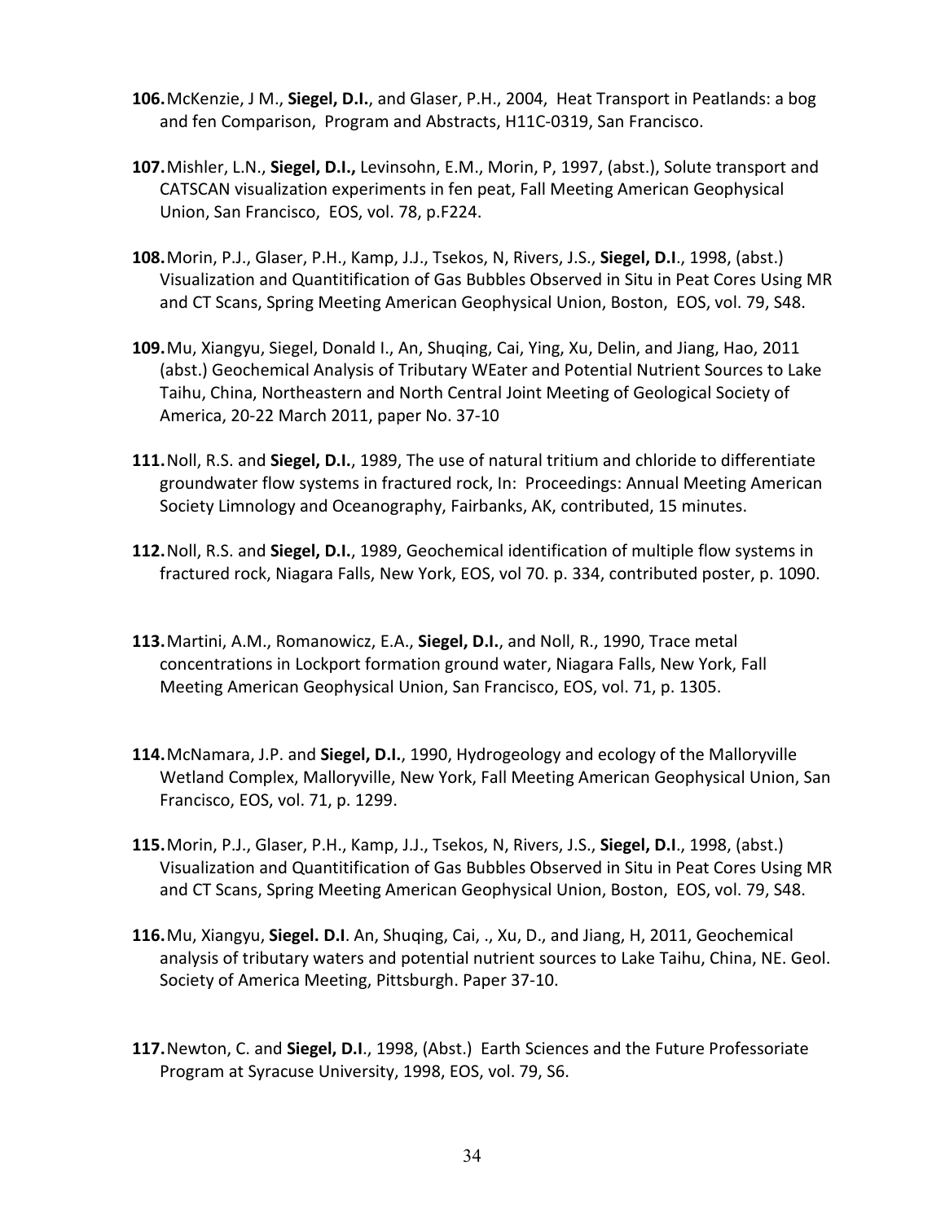**106.** McKenzie, J M., **Siegel, D.I.**, and Glaser, P.H., 2004, Heat Transport in Peatlands: a bog and fen Comparison, Program and Abstracts, H11C-0319, San Francisco.

**107.** Mishler, L.N., **Siegel, D.I.,** Levinsohn, E.M., Morin, P, 1997, (abst.), Solute transport and CATSCAN visualization experiments in fen peat, Fall Meeting American Geophysical Union, San Francisco, EOS, vol. 78, p.F224.

**108.** Morin, P.J., Glaser, P.H., Kamp, J.J., Tsekos, N, Rivers, J.S., **Siegel, D.I**., 1998, (abst.) Visualization and Quantitification of Gas Bubbles Observed in Situ in Peat Cores Using MR and CT Scans, Spring Meeting American Geophysical Union, Boston, EOS, vol. 79, S48.

**109.** Mu, Xiangyu, Siegel, Donald I., An, Shuqing, Cai, Ying, Xu, Delin, and Jiang, Hao, 2011 (abst.) Geochemical Analysis of Tributary WEater and Potential Nutrient Sources to Lake Taihu, China, Northeastern and North Central Joint Meeting of Geological Society of America, 20-22 March 2011, paper No. 37-10

**111.** Noll, R.S. and **Siegel, D.I.**, 1989, The use of natural tritium and chloride to differentiate groundwater flow systems in fractured rock, In: Proceedings: Annual Meeting American Society Limnology and Oceanography, Fairbanks, AK, contributed, 15 minutes.

**112.** Noll, R.S. and **Siegel, D.I.**, 1989, Geochemical identification of multiple flow systems in fractured rock, Niagara Falls, New York, EOS, vol 70. p. 334, contributed poster, p. 1090.

**113.** Martini, A.M., Romanowicz, E.A., **Siegel, D.I.**, and Noll, R., 1990, Trace metal concentrations in Lockport formation ground water, Niagara Falls, New York, Fall Meeting American Geophysical Union, San Francisco, EOS, vol. 71, p. 1305.

**114.** McNamara, J.P. and **Siegel, D.I.**, 1990, Hydrogeology and ecology of the Malloryville Wetland Complex, Malloryville, New York, Fall Meeting American Geophysical Union, San Francisco, EOS, vol. 71, p. 1299.

**115.** Morin, P.J., Glaser, P.H., Kamp, J.J., Tsekos, N, Rivers, J.S., **Siegel, D.I**., 1998, (abst.) Visualization and Quantitification of Gas Bubbles Observed in Situ in Peat Cores Using MR and CT Scans, Spring Meeting American Geophysical Union, Boston, EOS, vol. 79, S48.

**116.** Mu, Xiangyu, **Siegel. D.I**. An, Shuqing, Cai, ., Xu, D., and Jiang, H, 2011, Geochemical analysis of tributary waters and potential nutrient sources to Lake Taihu, China, NE. Geol. Society of America Meeting, Pittsburgh. Paper 37-10.

**117.** Newton, C. and **Siegel, D.I**., 1998, (Abst.) Earth Sciences and the Future Professoriate Program at Syracuse University, 1998, EOS, vol. 79, S6.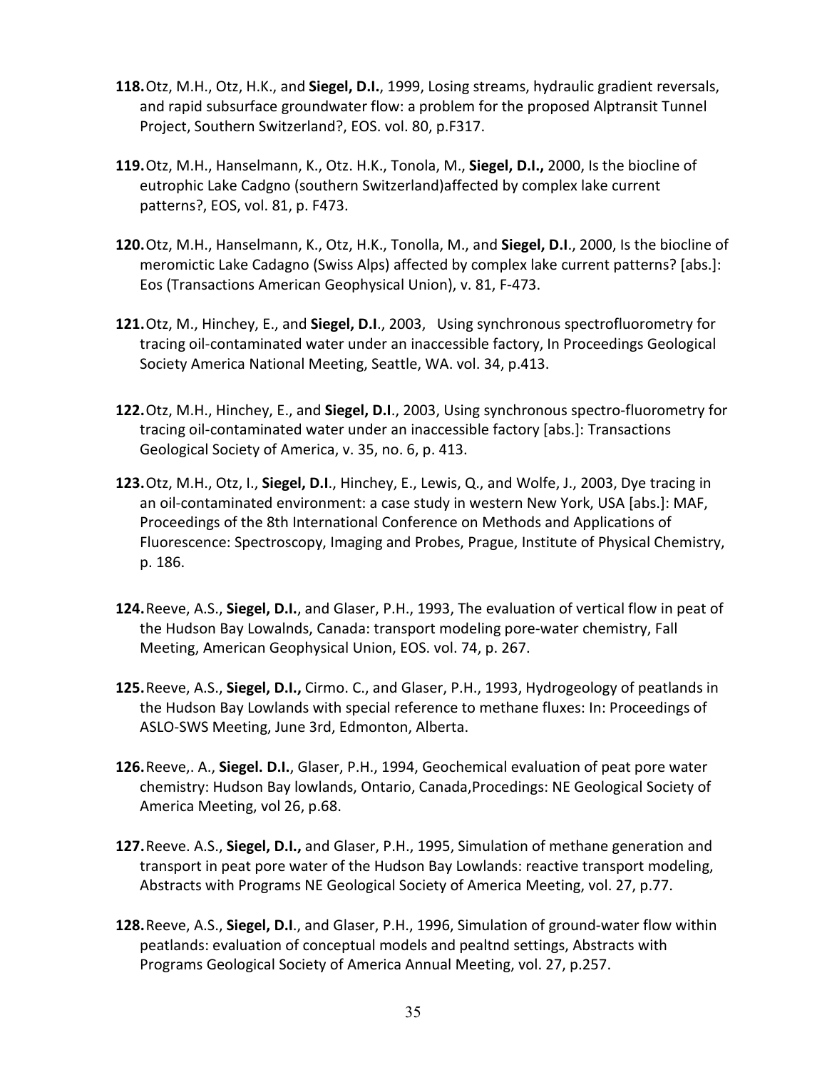**118.** Otz, M.H., Otz, H.K., and **Siegel, D.I.**, 1999, Losing streams, hydraulic gradient reversals, and rapid subsurface groundwater flow: a problem for the proposed Alptransit Tunnel Project, Southern Switzerland?, EOS. vol. 80, p.F317.

**119.** Otz, M.H., Hanselmann, K., Otz. H.K., Tonola, M., **Siegel, D.I.,** 2000, Is the biocline of eutrophic Lake Cadgno (southern Switzerland)affected by complex lake current patterns?, EOS, vol. 81, p. F473.

**120.** Otz, M.H., Hanselmann, K., Otz, H.K., Tonolla, M., and **Siegel, D.I**., 2000, Is the biocline of meromictic Lake Cadagno (Swiss Alps) affected by complex lake current patterns? [abs.]: Eos (Transactions American Geophysical Union), v. 81, F-473.

**121.** Otz, M., Hinchey, E., and **Siegel, D.I**., 2003, Using synchronous spectrofluorometry for tracing oil-contaminated water under an inaccessible factory, In Proceedings Geological Society America National Meeting, Seattle, WA. vol. 34, p.413.

**122.** Otz, M.H., Hinchey, E., and **Siegel, D.I**., 2003, Using synchronous spectro-fluorometry for tracing oil-contaminated water under an inaccessible factory [abs.]: Transactions Geological Society of America, v. 35, no. 6, p. 413.

**123.** Otz, M.H., Otz, I., **Siegel, D.I**., Hinchey, E., Lewis, Q., and Wolfe, J., 2003, Dye tracing in an oil-contaminated environment: a case study in western New York, USA [abs.]: MAF, Proceedings of the 8th International Conference on Methods and Applications of Fluorescence: Spectroscopy, Imaging and Probes, Prague, Institute of Physical Chemistry, p. 186.

**124.** Reeve, A.S., **Siegel, D.I.**, and Glaser, P.H., 1993, The evaluation of vertical flow in peat of the Hudson Bay Lowalnds, Canada: transport modeling pore-water chemistry, Fall Meeting, American Geophysical Union, EOS. vol. 74, p. 267.

**125.** Reeve, A.S., **Siegel, D.I.,** Cirmo. C., and Glaser, P.H., 1993, Hydrogeology of peatlands in the Hudson Bay Lowlands with special reference to methane fluxes: In: Proceedings of ASLO-SWS Meeting, June 3rd, Edmonton, Alberta.

**126.** Reeve,. A., **Siegel. D.I.**, Glaser, P.H., 1994, Geochemical evaluation of peat pore water chemistry: Hudson Bay lowlands, Ontario, Canada,Procedings: NE Geological Society of America Meeting, vol 26, p.68.

**127.** Reeve. A.S., **Siegel, D.I.,** and Glaser, P.H., 1995, Simulation of methane generation and transport in peat pore water of the Hudson Bay Lowlands: reactive transport modeling, Abstracts with Programs NE Geological Society of America Meeting, vol. 27, p.77.

**128.** Reeve, A.S., **Siegel, D.I**., and Glaser, P.H., 1996, Simulation of ground-water flow within peatlands: evaluation of conceptual models and pealtnd settings, Abstracts with Programs Geological Society of America Annual Meeting, vol. 27, p.257.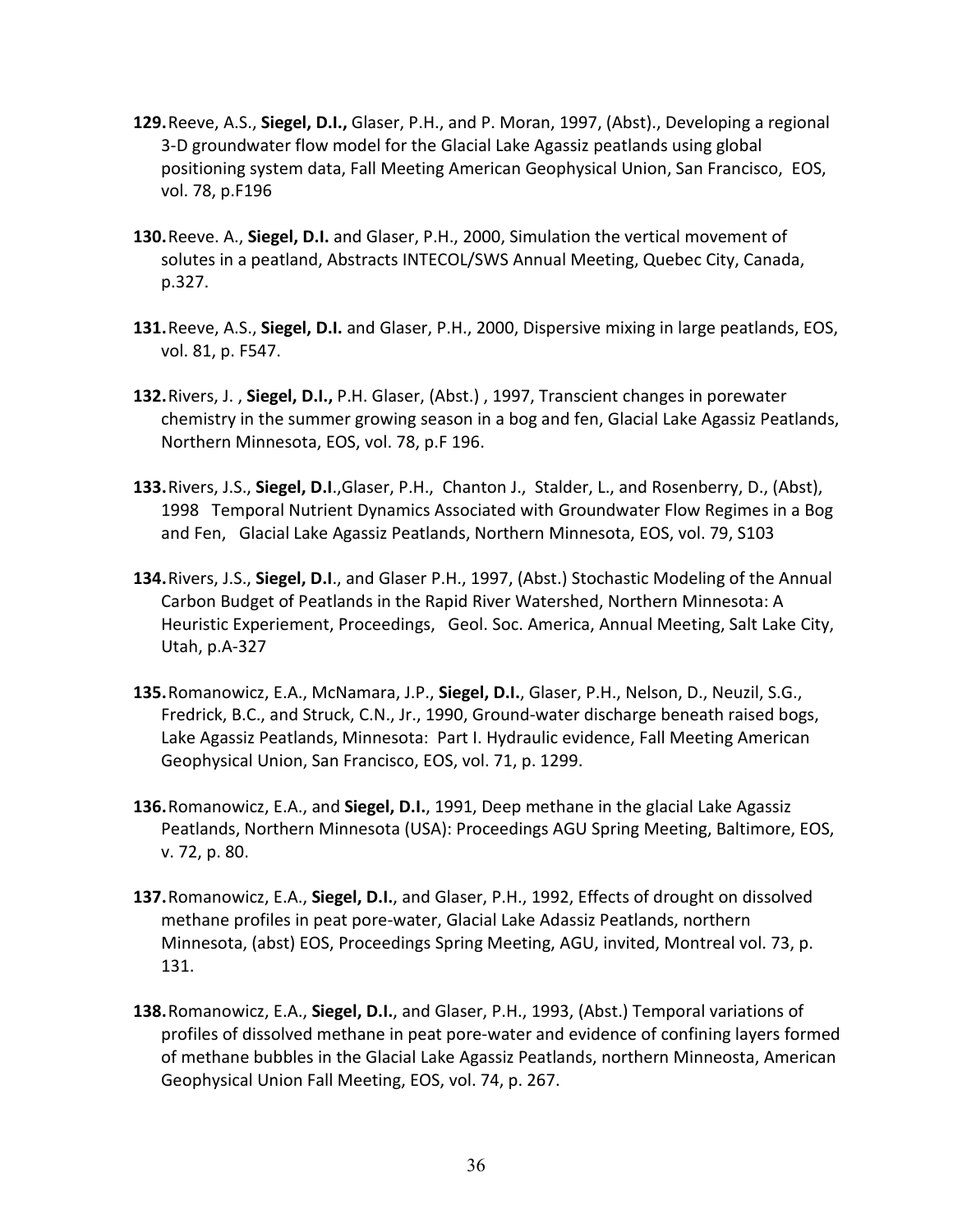**129.** Reeve, A.S., **Siegel, D.I.,** Glaser, P.H., and P. Moran, 1997, (Abst)., Developing a regional 3-D groundwater flow model for the Glacial Lake Agassiz peatlands using global positioning system data, Fall Meeting American Geophysical Union, San Francisco, EOS, vol. 78, p.F196

**130.** Reeve. A., **Siegel, D.I.** and Glaser, P.H., 2000, Simulation the vertical movement of solutes in a peatland, Abstracts INTECOL/SWS Annual Meeting, Quebec City, Canada, p.327.

**131.** Reeve, A.S., **Siegel, D.I.** and Glaser, P.H., 2000, Dispersive mixing in large peatlands, EOS, vol. 81, p. F547.

**132.** Rivers, J. , **Siegel, D.I.,** P.H. Glaser, (Abst.) , 1997, Transcient changes in porewater chemistry in the summer growing season in a bog and fen, Glacial Lake Agassiz Peatlands, Northern Minnesota, EOS, vol. 78, p.F 196.

**133.** Rivers, J.S., **Siegel, D.I**.,Glaser, P.H., Chanton J., Stalder, L., and Rosenberry, D., (Abst), 1998 Temporal Nutrient Dynamics Associated with Groundwater Flow Regimes in a Bog and Fen, Glacial Lake Agassiz Peatlands, Northern Minnesota, EOS, vol. 79, S103

**134.** Rivers, J.S., **Siegel, D.I**., and Glaser P.H., 1997, (Abst.) Stochastic Modeling of the Annual Carbon Budget of Peatlands in the Rapid River Watershed, Northern Minnesota: A Heuristic Experiement, Proceedings, Geol. Soc. America, Annual Meeting, Salt Lake City, Utah, p.A-327

**135.** Romanowicz, E.A., McNamara, J.P., **Siegel, D.I.**, Glaser, P.H., Nelson, D., Neuzil, S.G., Fredrick, B.C., and Struck, C.N., Jr., 1990, Ground-water discharge beneath raised bogs, Lake Agassiz Peatlands, Minnesota: Part I. Hydraulic evidence, Fall Meeting American Geophysical Union, San Francisco, EOS, vol. 71, p. 1299.

**136.** Romanowicz, E.A., and **Siegel, D.I.**, 1991, Deep methane in the glacial Lake Agassiz Peatlands, Northern Minnesota (USA): Proceedings AGU Spring Meeting, Baltimore, EOS, v. 72, p. 80.

**137.** Romanowicz, E.A., **Siegel, D.I.**, and Glaser, P.H., 1992, Effects of drought on dissolved methane profiles in peat pore-water, Glacial Lake Adassiz Peatlands, northern Minnesota, (abst) EOS, Proceedings Spring Meeting, AGU, invited, Montreal vol. 73, p. 131.

**138.** Romanowicz, E.A., **Siegel, D.I.**, and Glaser, P.H., 1993, (Abst.) Temporal variations of profiles of dissolved methane in peat pore-water and evidence of confining layers formed of methane bubbles in the Glacial Lake Agassiz Peatlands, northern Minneosta, American Geophysical Union Fall Meeting, EOS, vol. 74, p. 267.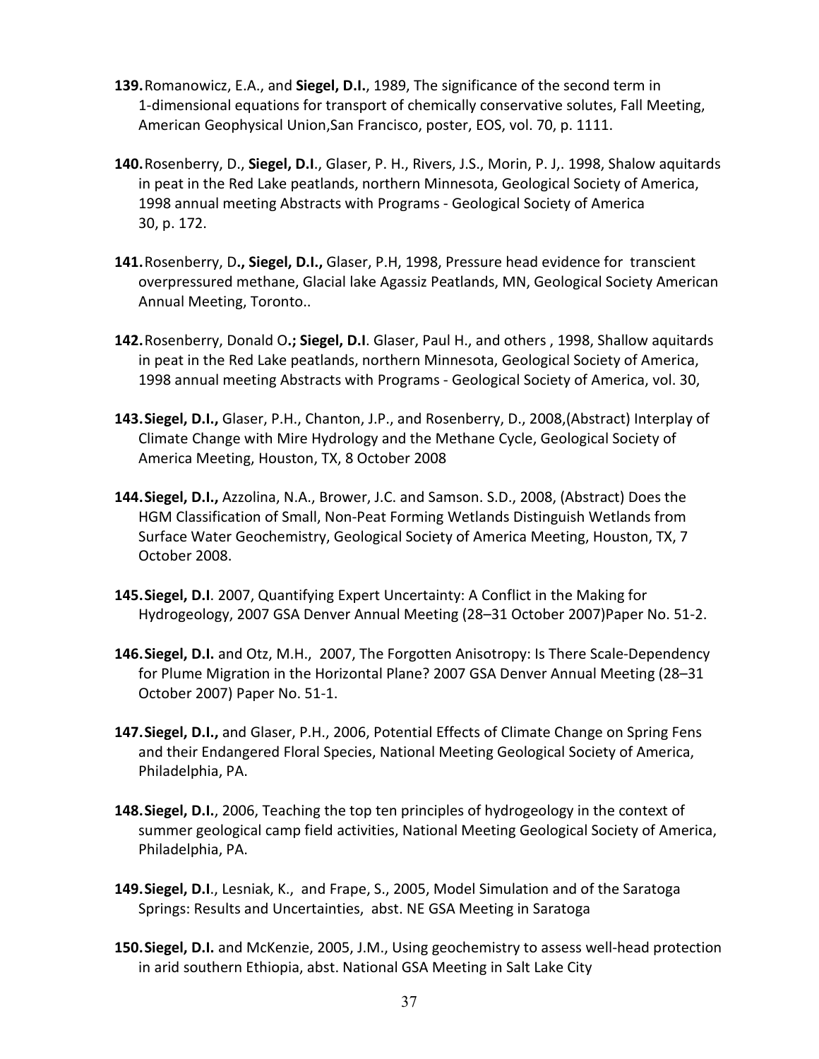**139.** Romanowicz, E.A., and **Siegel, D.I.**, 1989, The significance of the second term in 1-dimensional equations for transport of chemically conservative solutes, Fall Meeting, American Geophysical Union,San Francisco, poster, EOS, vol. 70, p. 1111.

**140.** Rosenberry, D., **Siegel, D.I**., Glaser, P. H., Rivers, J.S., Morin, P. J,. 1998, Shalow aquitards in peat in the Red Lake peatlands, northern Minnesota, Geological Society of America, 1998 annual meeting Abstracts with Programs - Geological Society of America 30, p. 172.

**141.** Rosenberry, D**., Siegel, D.I.,** Glaser, P.H, 1998, Pressure head evidence for transcient overpressured methane, Glacial lake Agassiz Peatlands, MN, Geological Society American Annual Meeting, Toronto..

**142.** Rosenberry, Donald O**.; Siegel, D.I**. Glaser, Paul H., and others , 1998, Shallow aquitards in peat in the Red Lake peatlands, northern Minnesota, Geological Society of America, 1998 annual meeting Abstracts with Programs - Geological Society of America, vol. 30,

**143.** **Siegel, D.I.,** Glaser, P.H., Chanton, J.P., and Rosenberry, D., 2008,(Abstract) Interplay of Climate Change with Mire Hydrology and the Methane Cycle, Geological Society of America Meeting, Houston, TX, 8 October 2008

**144.** **Siegel, D.I.,** Azzolina, N.A., Brower, J.C. and Samson. S.D., 2008, (Abstract) Does the HGM Classification of Small, Non-Peat Forming Wetlands Distinguish Wetlands from Surface Water Geochemistry, Geological Society of America Meeting, Houston, TX, 7 October 2008.

**145.** **Siegel, D.I**. 2007, Quantifying Expert Uncertainty: A Conflict in the Making for Hydrogeology, 2007 GSA Denver Annual Meeting (28–31 October 2007)Paper No. 51-2.

**146.** **Siegel, D.I.** and Otz, M.H., 2007, The Forgotten Anisotropy: Is There Scale-Dependency for Plume Migration in the Horizontal Plane? 2007 GSA Denver Annual Meeting (28–31 October 2007) Paper No. 51-1.

**147.** **Siegel, D.I.,** and Glaser, P.H., 2006, Potential Effects of Climate Change on Spring Fens and their Endangered Floral Species, National Meeting Geological Society of America, Philadelphia, PA.

**148.** **Siegel, D.I.**, 2006, Teaching the top ten principles of hydrogeology in the context of summer geological camp field activities, National Meeting Geological Society of America, Philadelphia, PA.

**149.** **Siegel, D.I**., Lesniak, K., and Frape, S., 2005, Model Simulation and of the Saratoga Springs: Results and Uncertainties, abst. NE GSA Meeting in Saratoga

**150.** **Siegel, D.I.** and McKenzie, 2005, J.M., Using geochemistry to assess well-head protection in arid southern Ethiopia, abst. National GSA Meeting in Salt Lake City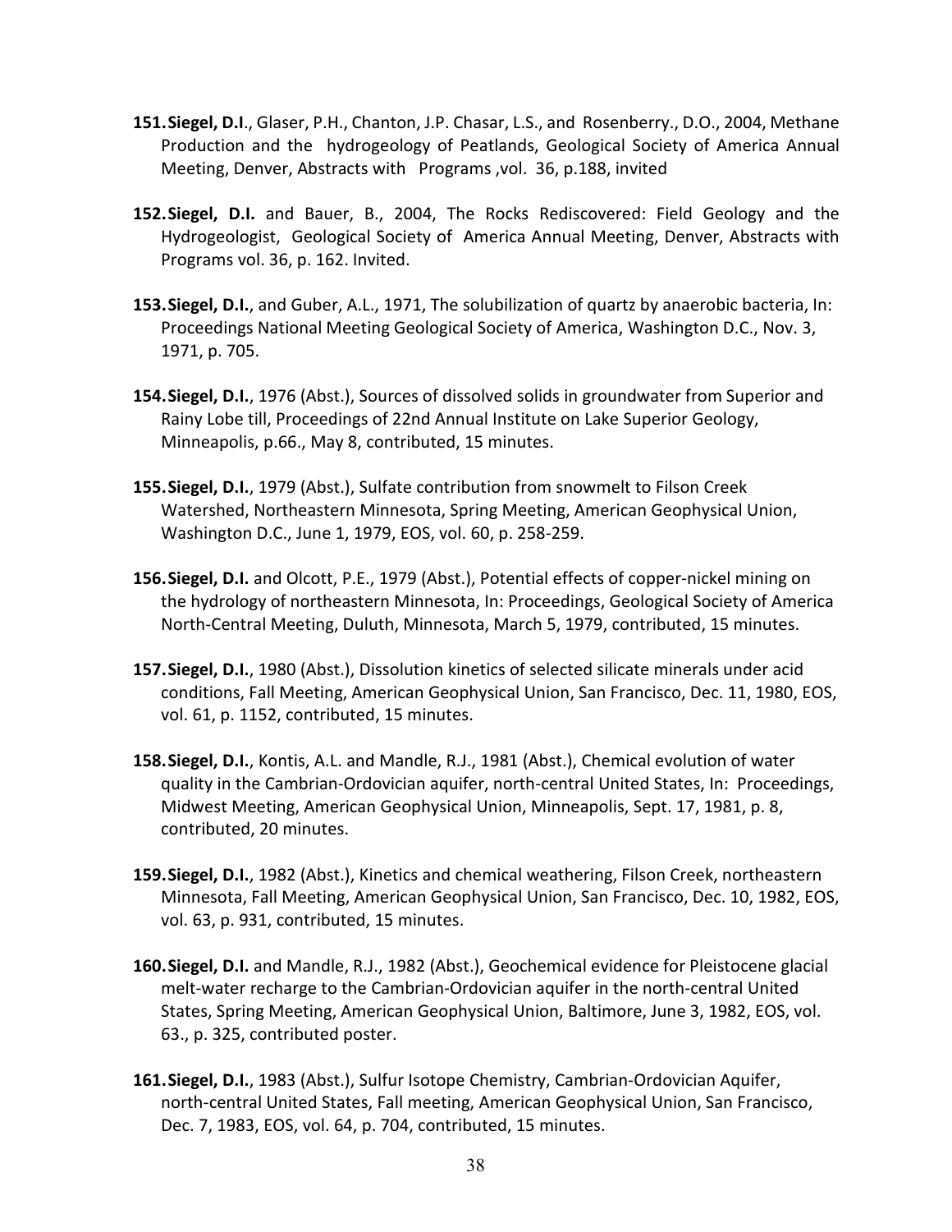151. **Siegel, D.I**., Glaser, P.H., Chanton, J.P. Chasar, L.S., and Rosenberry., D.O., 2004, Methane Production and the hydrogeology of Peatlands, Geological Society of America Annual Meeting, Denver, Abstracts with Programs ,vol. 36, p.188, invited

152. **Siegel, D.I.** and Bauer, B., 2004, The Rocks Rediscovered: Field Geology and the Hydrogeologist, Geological Society of America Annual Meeting, Denver, Abstracts with Programs vol. 36, p. 162. Invited.

153. **Siegel, D.I.**, and Guber, A.L., 1971, The solubilization of quartz by anaerobic bacteria, In: Proceedings National Meeting Geological Society of America, Washington D.C., Nov. 3, 1971, p. 705.

154. **Siegel, D.I.**, 1976 (Abst.), Sources of dissolved solids in groundwater from Superior and Rainy Lobe till, Proceedings of 22nd Annual Institute on Lake Superior Geology, Minneapolis, p.66., May 8, contributed, 15 minutes.

155. **Siegel, D.I.**, 1979 (Abst.), Sulfate contribution from snowmelt to Filson Creek Watershed, Northeastern Minnesota, Spring Meeting, American Geophysical Union, Washington D.C., June 1, 1979, EOS, vol. 60, p. 258-259.

156. **Siegel, D.I.** and Olcott, P.E., 1979 (Abst.), Potential effects of copper-nickel mining on the hydrology of northeastern Minnesota, In: Proceedings, Geological Society of America North-Central Meeting, Duluth, Minnesota, March 5, 1979, contributed, 15 minutes.

157. **Siegel, D.I.**, 1980 (Abst.), Dissolution kinetics of selected silicate minerals under acid conditions, Fall Meeting, American Geophysical Union, San Francisco, Dec. 11, 1980, EOS, vol. 61, p. 1152, contributed, 15 minutes.

158. **Siegel, D.I.**, Kontis, A.L. and Mandle, R.J., 1981 (Abst.), Chemical evolution of water quality in the Cambrian-Ordovician aquifer, north-central United States, In: Proceedings, Midwest Meeting, American Geophysical Union, Minneapolis, Sept. 17, 1981, p. 8, contributed, 20 minutes.

159. **Siegel, D.I.**, 1982 (Abst.), Kinetics and chemical weathering, Filson Creek, northeastern Minnesota, Fall Meeting, American Geophysical Union, San Francisco, Dec. 10, 1982, EOS, vol. 63, p. 931, contributed, 15 minutes.

160. **Siegel, D.I.** and Mandle, R.J., 1982 (Abst.), Geochemical evidence for Pleistocene glacial melt-water recharge to the Cambrian-Ordovician aquifer in the north-central United States, Spring Meeting, American Geophysical Union, Baltimore, June 3, 1982, EOS, vol. 63., p. 325, contributed poster.

161. **Siegel, D.I.**, 1983 (Abst.), Sulfur Isotope Chemistry, Cambrian-Ordovician Aquifer, north-central United States, Fall meeting, American Geophysical Union, San Francisco, Dec. 7, 1983, EOS, vol. 64, p. 704, contributed, 15 minutes.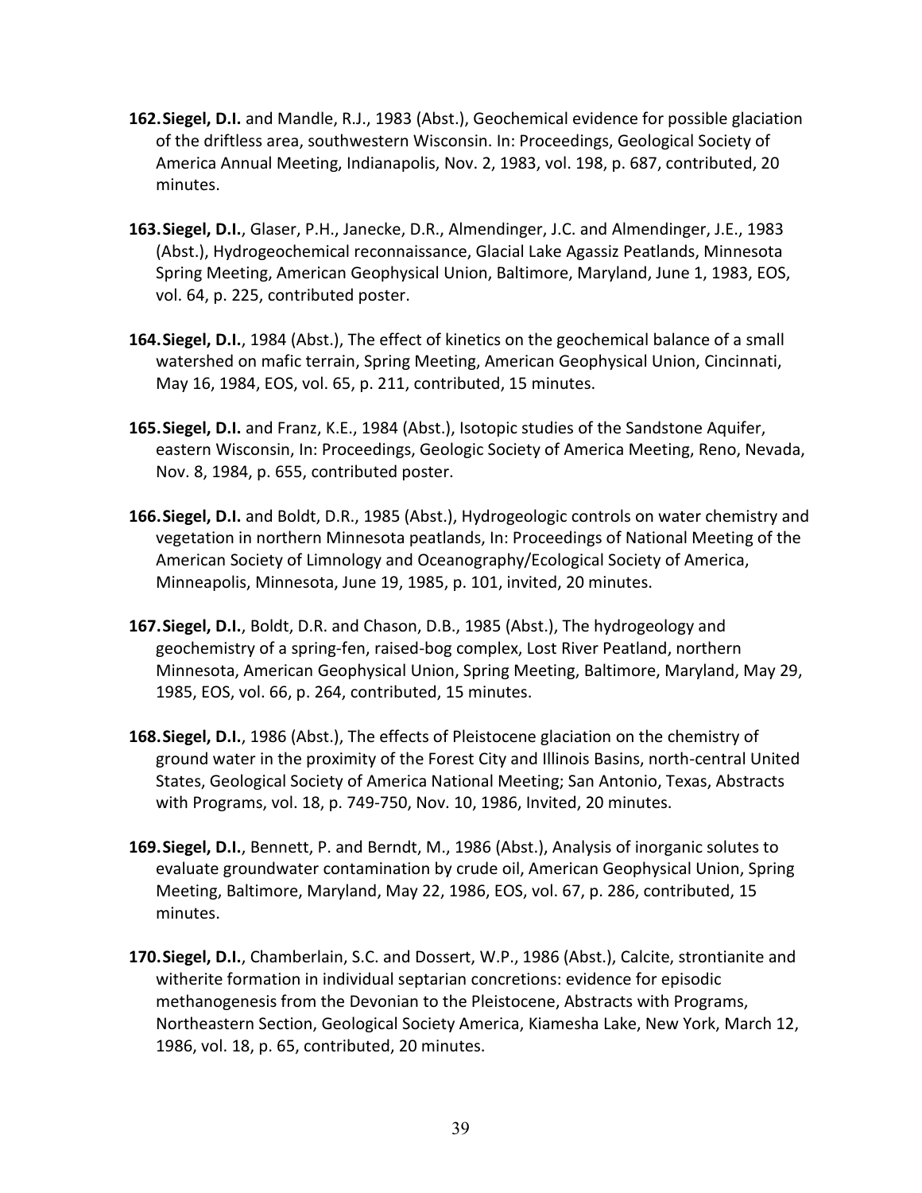**162. Siegel, D.I.** and Mandle, R.J., 1983 (Abst.), Geochemical evidence for possible glaciation of the driftless area, southwestern Wisconsin. In: Proceedings, Geological Society of America Annual Meeting, Indianapolis, Nov. 2, 1983, vol. 198, p. 687, contributed, 20 minutes.

**163. Siegel, D.I.**, Glaser, P.H., Janecke, D.R., Almendinger, J.C. and Almendinger, J.E., 1983 (Abst.), Hydrogeochemical reconnaissance, Glacial Lake Agassiz Peatlands, Minnesota Spring Meeting, American Geophysical Union, Baltimore, Maryland, June 1, 1983, EOS, vol. 64, p. 225, contributed poster.

**164. Siegel, D.I.**, 1984 (Abst.), The effect of kinetics on the geochemical balance of a small watershed on mafic terrain, Spring Meeting, American Geophysical Union, Cincinnati, May 16, 1984, EOS, vol. 65, p. 211, contributed, 15 minutes.

**165. Siegel, D.I.** and Franz, K.E., 1984 (Abst.), Isotopic studies of the Sandstone Aquifer, eastern Wisconsin, In: Proceedings, Geologic Society of America Meeting, Reno, Nevada, Nov. 8, 1984, p. 655, contributed poster.

**166. Siegel, D.I.** and Boldt, D.R., 1985 (Abst.), Hydrogeologic controls on water chemistry and vegetation in northern Minnesota peatlands, In: Proceedings of National Meeting of the American Society of Limnology and Oceanography/Ecological Society of America, Minneapolis, Minnesota, June 19, 1985, p. 101, invited, 20 minutes.

**167. Siegel, D.I.**, Boldt, D.R. and Chason, D.B., 1985 (Abst.), The hydrogeology and geochemistry of a spring-fen, raised-bog complex, Lost River Peatland, northern Minnesota, American Geophysical Union, Spring Meeting, Baltimore, Maryland, May 29, 1985, EOS, vol. 66, p. 264, contributed, 15 minutes.

**168. Siegel, D.I.**, 1986 (Abst.), The effects of Pleistocene glaciation on the chemistry of ground water in the proximity of the Forest City and Illinois Basins, north-central United States, Geological Society of America National Meeting; San Antonio, Texas, Abstracts with Programs, vol. 18, p. 749-750, Nov. 10, 1986, Invited, 20 minutes.

**169. Siegel, D.I.**, Bennett, P. and Berndt, M., 1986 (Abst.), Analysis of inorganic solutes to evaluate groundwater contamination by crude oil, American Geophysical Union, Spring Meeting, Baltimore, Maryland, May 22, 1986, EOS, vol. 67, p. 286, contributed, 15 minutes.

**170. Siegel, D.I.**, Chamberlain, S.C. and Dossert, W.P., 1986 (Abst.), Calcite, strontianite and witherite formation in individual septarian concretions: evidence for episodic methanogenesis from the Devonian to the Pleistocene, Abstracts with Programs, Northeastern Section, Geological Society America, Kiamesha Lake, New York, March 12, 1986, vol. 18, p. 65, contributed, 20 minutes.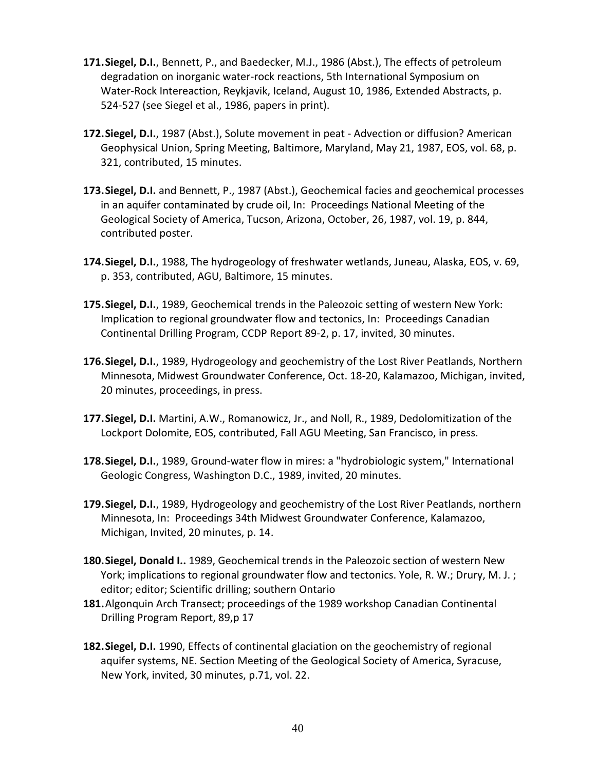171. **Siegel, D.I.**, Bennett, P., and Baedecker, M.J., 1986 (Abst.), The effects of petroleum degradation on inorganic water-rock reactions, 5th International Symposium on Water-Rock Intereaction, Reykjavik, Iceland, August 10, 1986, Extended Abstracts, p. 524-527 (see Siegel et al., 1986, papers in print).

172. **Siegel, D.I.**, 1987 (Abst.), Solute movement in peat - Advection or diffusion? American Geophysical Union, Spring Meeting, Baltimore, Maryland, May 21, 1987, EOS, vol. 68, p. 321, contributed, 15 minutes.

173. **Siegel, D.I.** and Bennett, P., 1987 (Abst.), Geochemical facies and geochemical processes in an aquifer contaminated by crude oil, In: Proceedings National Meeting of the Geological Society of America, Tucson, Arizona, October, 26, 1987, vol. 19, p. 844, contributed poster.

174. **Siegel, D.I.**, 1988, The hydrogeology of freshwater wetlands, Juneau, Alaska, EOS, v. 69, p. 353, contributed, AGU, Baltimore, 15 minutes.

175. **Siegel, D.I.**, 1989, Geochemical trends in the Paleozoic setting of western New York: Implication to regional groundwater flow and tectonics, In: Proceedings Canadian Continental Drilling Program, CCDP Report 89-2, p. 17, invited, 30 minutes.

176. **Siegel, D.I.**, 1989, Hydrogeology and geochemistry of the Lost River Peatlands, Northern Minnesota, Midwest Groundwater Conference, Oct. 18-20, Kalamazoo, Michigan, invited, 20 minutes, proceedings, in press.

177. **Siegel, D.I.** Martini, A.W., Romanowicz, Jr., and Noll, R., 1989, Dedolomitization of the Lockport Dolomite, EOS, contributed, Fall AGU Meeting, San Francisco, in press.

178. **Siegel, D.I.**, 1989, Ground-water flow in mires: a "hydrobiologic system," International Geologic Congress, Washington D.C., 1989, invited, 20 minutes.

179. **Siegel, D.I.**, 1989, Hydrogeology and geochemistry of the Lost River Peatlands, northern Minnesota, In: Proceedings 34th Midwest Groundwater Conference, Kalamazoo, Michigan, Invited, 20 minutes, p. 14.

180. **Siegel, Donald I..** 1989, Geochemical trends in the Paleozoic section of western New York; implications to regional groundwater flow and tectonics. Yole, R. W.; Drury, M. J. ; editor; editor; Scientific drilling; southern Ontario

181. Algonquin Arch Transect; proceedings of the 1989 workshop Canadian Continental Drilling Program Report, 89,p 17

182. **Siegel, D.I.** 1990, Effects of continental glaciation on the geochemistry of regional aquifer systems, NE. Section Meeting of the Geological Society of America, Syracuse, New York, invited, 30 minutes, p.71, vol. 22.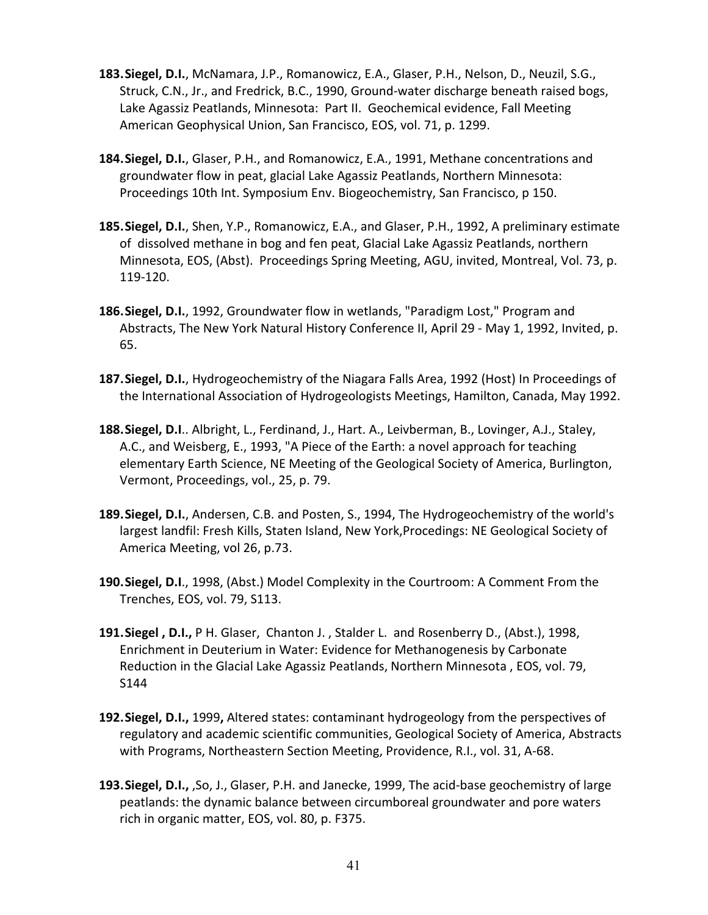**183. Siegel, D.I.**, McNamara, J.P., Romanowicz, E.A., Glaser, P.H., Nelson, D., Neuzil, S.G., Struck, C.N., Jr., and Fredrick, B.C., 1990, Ground-water discharge beneath raised bogs, Lake Agassiz Peatlands, Minnesota: Part II. Geochemical evidence, Fall Meeting American Geophysical Union, San Francisco, EOS, vol. 71, p. 1299.

**184. Siegel, D.I.**, Glaser, P.H., and Romanowicz, E.A., 1991, Methane concentrations and groundwater flow in peat, glacial Lake Agassiz Peatlands, Northern Minnesota: Proceedings 10th Int. Symposium Env. Biogeochemistry, San Francisco, p 150.

**185. Siegel, D.I.**, Shen, Y.P., Romanowicz, E.A., and Glaser, P.H., 1992, A preliminary estimate of dissolved methane in bog and fen peat, Glacial Lake Agassiz Peatlands, northern Minnesota, EOS, (Abst). Proceedings Spring Meeting, AGU, invited, Montreal, Vol. 73, p. 119-120.

**186. Siegel, D.I.**, 1992, Groundwater flow in wetlands, "Paradigm Lost," Program and Abstracts, The New York Natural History Conference II, April 29 - May 1, 1992, Invited, p. 65.

**187. Siegel, D.I.**, Hydrogeochemistry of the Niagara Falls Area, 1992 (Host) In Proceedings of the International Association of Hydrogeologists Meetings, Hamilton, Canada, May 1992.

**188. Siegel, D.I**.. Albright, L., Ferdinand, J., Hart. A., Leivberman, B., Lovinger, A.J., Staley, A.C., and Weisberg, E., 1993, "A Piece of the Earth: a novel approach for teaching elementary Earth Science, NE Meeting of the Geological Society of America, Burlington, Vermont, Proceedings, vol., 25, p. 79.

**189. Siegel, D.I.**, Andersen, C.B. and Posten, S., 1994, The Hydrogeochemistry of the world's largest landfil: Fresh Kills, Staten Island, New York,Procedings: NE Geological Society of America Meeting, vol 26, p.73.

**190. Siegel, D.I**., 1998, (Abst.) Model Complexity in the Courtroom: A Comment From the Trenches, EOS, vol. 79, S113.

**191. Siegel , D.I.,** P H. Glaser, Chanton J. , Stalder L. and Rosenberry D., (Abst.), 1998, Enrichment in Deuterium in Water: Evidence for Methanogenesis by Carbonate Reduction in the Glacial Lake Agassiz Peatlands, Northern Minnesota , EOS, vol. 79, S144

**192. Siegel, D.I.,** 1999**,** Altered states: contaminant hydrogeology from the perspectives of regulatory and academic scientific communities, Geological Society of America, Abstracts with Programs, Northeastern Section Meeting, Providence, R.I., vol. 31, A-68.

**193. Siegel, D.I.,** ,So, J., Glaser, P.H. and Janecke, 1999, The acid-base geochemistry of large peatlands: the dynamic balance between circumboreal groundwater and pore waters rich in organic matter, EOS, vol. 80, p. F375.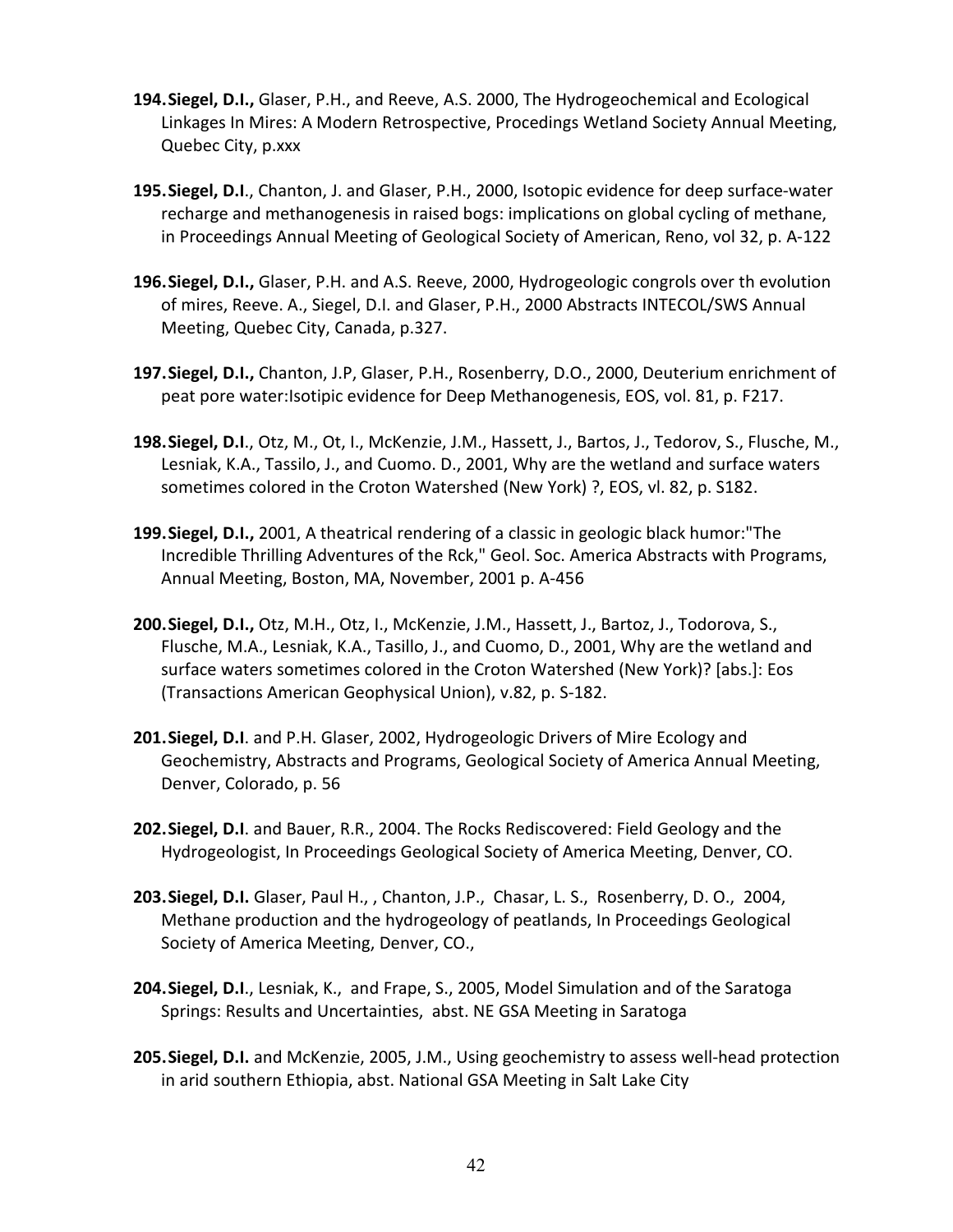194. **Siegel, D.I.,** Glaser, P.H., and Reeve, A.S. 2000, The Hydrogeochemical and Ecological Linkages In Mires: A Modern Retrospective, Procedings Wetland Society Annual Meeting, Quebec City, p.xxx

195. **Siegel, D.I**., Chanton, J. and Glaser, P.H., 2000, Isotopic evidence for deep surface-water recharge and methanogenesis in raised bogs: implications on global cycling of methane, in Proceedings Annual Meeting of Geological Society of American, Reno, vol 32, p. A-122

196. **Siegel, D.I.,** Glaser, P.H. and A.S. Reeve, 2000, Hydrogeologic congrols over th evolution of mires, Reeve. A., Siegel, D.I. and Glaser, P.H., 2000 Abstracts INTECOL/SWS Annual Meeting, Quebec City, Canada, p.327.

197. **Siegel, D.I.,** Chanton, J.P, Glaser, P.H., Rosenberry, D.O., 2000, Deuterium enrichment of peat pore water:Isotipic evidence for Deep Methanogenesis, EOS, vol. 81, p. F217.

198. **Siegel, D.I**., Otz, M., Ot, I., McKenzie, J.M., Hassett, J., Bartos, J., Tedorov, S., Flusche, M., Lesniak, K.A., Tassilo, J., and Cuomo. D., 2001, Why are the wetland and surface waters sometimes colored in the Croton Watershed (New York) ?, EOS, vl. 82, p. S182.

199. **Siegel, D.I.,** 2001, A theatrical rendering of a classic in geologic black humor:"The Incredible Thrilling Adventures of the Rck," Geol. Soc. America Abstracts with Programs, Annual Meeting, Boston, MA, November, 2001 p. A-456

200. **Siegel, D.I.,** Otz, M.H., Otz, I., McKenzie, J.M., Hassett, J., Bartoz, J., Todorova, S., Flusche, M.A., Lesniak, K.A., Tasillo, J., and Cuomo, D., 2001, Why are the wetland and surface waters sometimes colored in the Croton Watershed (New York)? [abs.]: Eos (Transactions American Geophysical Union), v.82, p. S-182.

201. **Siegel, D.I**. and P.H. Glaser, 2002, Hydrogeologic Drivers of Mire Ecology and Geochemistry, Abstracts and Programs, Geological Society of America Annual Meeting, Denver, Colorado, p. 56

202. **Siegel, D.I**. and Bauer, R.R., 2004. The Rocks Rediscovered: Field Geology and the Hydrogeologist, In Proceedings Geological Society of America Meeting, Denver, CO.

203. **Siegel, D.I.** Glaser, Paul H., , Chanton, J.P., Chasar, L. S., Rosenberry, D. O., 2004, Methane production and the hydrogeology of peatlands, In Proceedings Geological Society of America Meeting, Denver, CO.,

204. **Siegel, D.I**., Lesniak, K., and Frape, S., 2005, Model Simulation and of the Saratoga Springs: Results and Uncertainties, abst. NE GSA Meeting in Saratoga

205. **Siegel, D.I.** and McKenzie, 2005, J.M., Using geochemistry to assess well-head protection in arid southern Ethiopia, abst. National GSA Meeting in Salt Lake City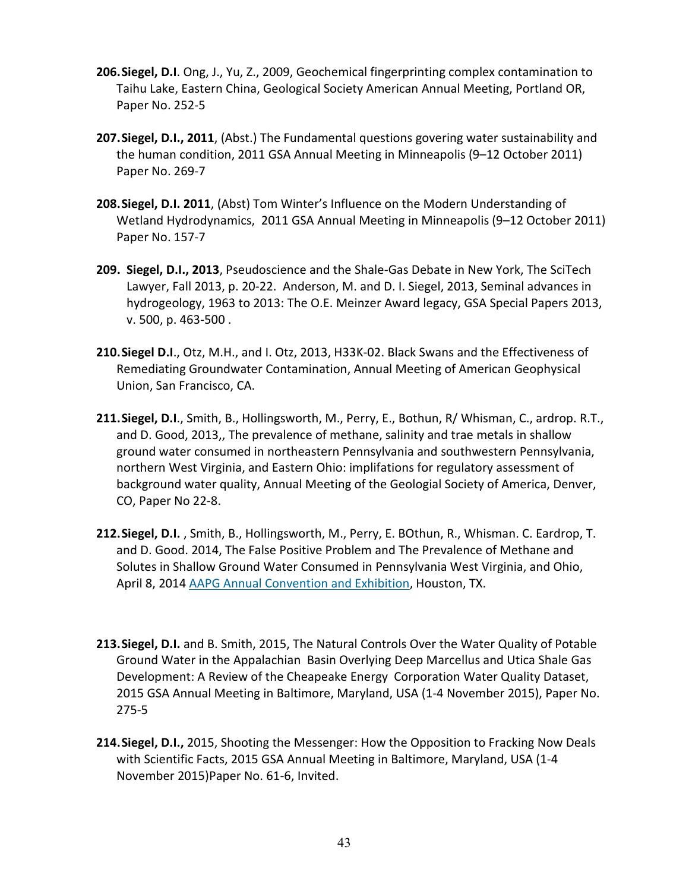206. **Siegel, D.I**. Ong, J., Yu, Z., 2009, Geochemical fingerprinting complex contamination to Taihu Lake, Eastern China, Geological Society American Annual Meeting, Portland OR, Paper No. 252-5

207. **Siegel, D.I., 2011**, (Abst.) The Fundamental questions govering water sustainability and the human condition, 2011 GSA Annual Meeting in Minneapolis (9–12 October 2011) Paper No. 269-7

208. **Siegel, D.I. 2011**, (Abst) Tom Winter's Influence on the Modern Understanding of Wetland Hydrodynamics, 2011 GSA Annual Meeting in Minneapolis (9–12 October 2011) Paper No. 157-7

209. **Siegel, D.I., 2013**, Pseudoscience and the Shale-Gas Debate in New York, The SciTech Lawyer, Fall 2013, p. 20-22. Anderson, M. and D. I. Siegel, 2013, Seminal advances in hydrogeology, 1963 to 2013: The O.E. Meinzer Award legacy, GSA Special Papers 2013, v. 500, p. 463-500 .

210. **Siegel D.I**., Otz, M.H., and I. Otz, 2013, H33K-02. Black Swans and the Effectiveness of Remediating Groundwater Contamination, Annual Meeting of American Geophysical Union, San Francisco, CA.

211. **Siegel, D.I**., Smith, B., Hollingsworth, M., Perry, E., Bothun, R/ Whisman, C., ardrop. R.T., and D. Good, 2013,, The prevalence of methane, salinity and trae metals in shallow ground water consumed in northeastern Pennsylvania and southwestern Pennsylvania, northern West Virginia, and Eastern Ohio: implifations for regulatory assessment of background water quality, Annual Meeting of the Geologial Society of America, Denver, CO, Paper No 22-8.

212. **Siegel, D.I.** , Smith, B., Hollingsworth, M., Perry, E. BOthun, R., Whisman. C. Eardrop, T. and D. Good. 2014, The False Positive Problem and The Prevalence of Methane and Solutes in Shallow Ground Water Consumed in Pennsylvania West Virginia, and Ohio, April 8, 2014 AAPG Annual Convention and Exhibition, Houston, TX.

213. **Siegel, D.I.** and B. Smith, 2015, The Natural Controls Over the Water Quality of Potable Ground Water in the Appalachian Basin Overlying Deep Marcellus and Utica Shale Gas Development: A Review of the Cheapeake Energy Corporation Water Quality Dataset, 2015 GSA Annual Meeting in Baltimore, Maryland, USA (1-4 November 2015), Paper No. 275-5

214. **Siegel, D.I.,** 2015, Shooting the Messenger: How the Opposition to Fracking Now Deals with Scientific Facts, 2015 GSA Annual Meeting in Baltimore, Maryland, USA (1-4 November 2015)Paper No. 61-6, Invited.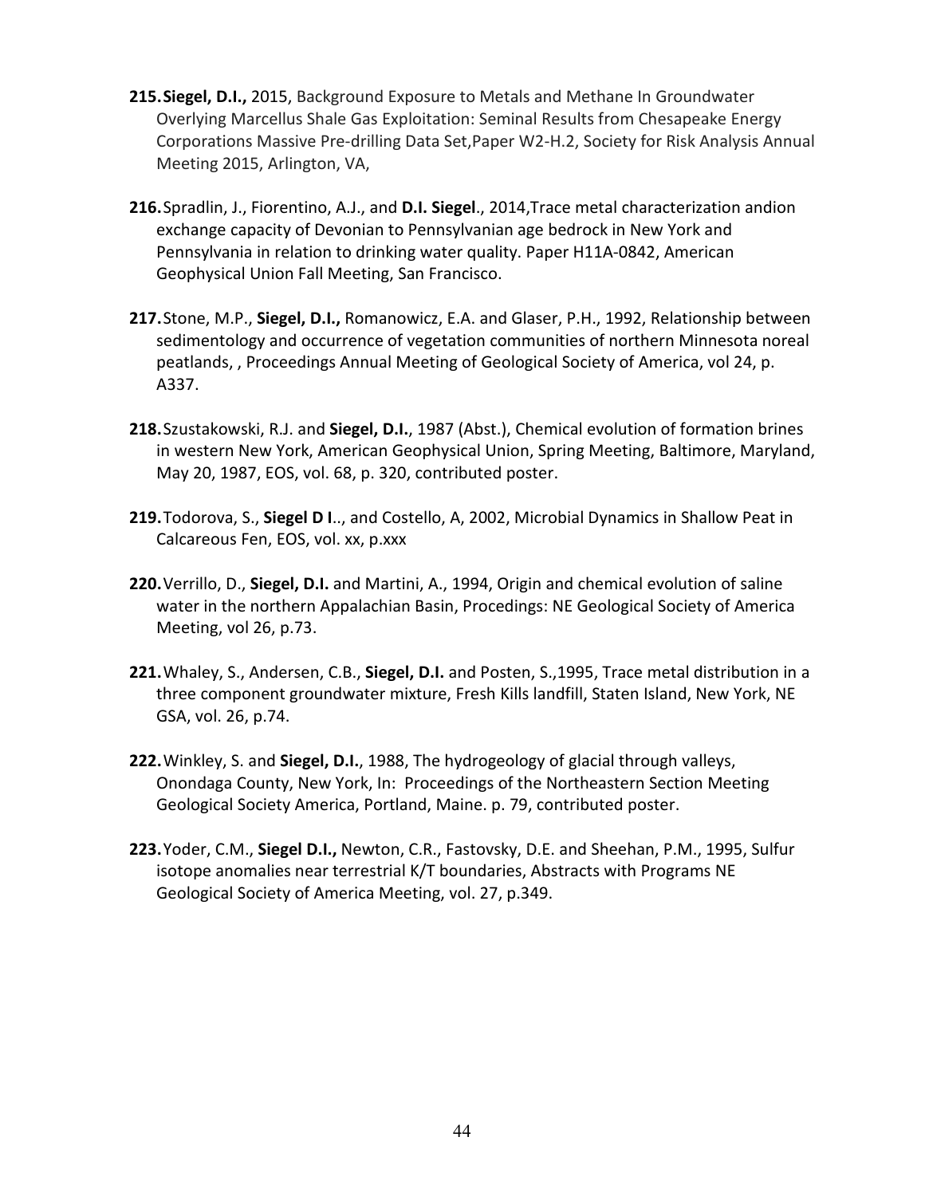215. **Siegel, D.I.,** 2015, Background Exposure to Metals and Methane In Groundwater Overlying Marcellus Shale Gas Exploitation: Seminal Results from Chesapeake Energy Corporations Massive Pre-drilling Data Set,Paper W2-H.2, Society for Risk Analysis Annual Meeting 2015, Arlington, VA,

216. Spradlin, J., Fiorentino, A.J., and **D.I. Siegel**., 2014,Trace metal characterization andion exchange capacity of Devonian to Pennsylvanian age bedrock in New York and Pennsylvania in relation to drinking water quality. Paper H11A-0842, American Geophysical Union Fall Meeting, San Francisco.

217. Stone, M.P., **Siegel, D.I.,** Romanowicz, E.A. and Glaser, P.H., 1992, Relationship between sedimentology and occurrence of vegetation communities of northern Minnesota noreal peatlands, , Proceedings Annual Meeting of Geological Society of America, vol 24, p. A337.

218. Szustakowski, R.J. and **Siegel, D.I.**, 1987 (Abst.), Chemical evolution of formation brines in western New York, American Geophysical Union, Spring Meeting, Baltimore, Maryland, May 20, 1987, EOS, vol. 68, p. 320, contributed poster.

219. Todorova, S., **Siegel D I**.., and Costello, A, 2002, Microbial Dynamics in Shallow Peat in Calcareous Fen, EOS, vol. xx, p.xxx

220. Verrillo, D., **Siegel, D.I.** and Martini, A., 1994, Origin and chemical evolution of saline water in the northern Appalachian Basin, Procedings: NE Geological Society of America Meeting, vol 26, p.73.

221. Whaley, S., Andersen, C.B., **Siegel, D.I.** and Posten, S.,1995, Trace metal distribution in a three component groundwater mixture, Fresh Kills landfill, Staten Island, New York, NE GSA, vol. 26, p.74.

222. Winkley, S. and **Siegel, D.I.**, 1988, The hydrogeology of glacial through valleys, Onondaga County, New York, In: Proceedings of the Northeastern Section Meeting Geological Society America, Portland, Maine. p. 79, contributed poster.

223. Yoder, C.M., **Siegel D.I.,** Newton, C.R., Fastovsky, D.E. and Sheehan, P.M., 1995, Sulfur isotope anomalies near terrestrial K/T boundaries, Abstracts with Programs NE Geological Society of America Meeting, vol. 27, p.349.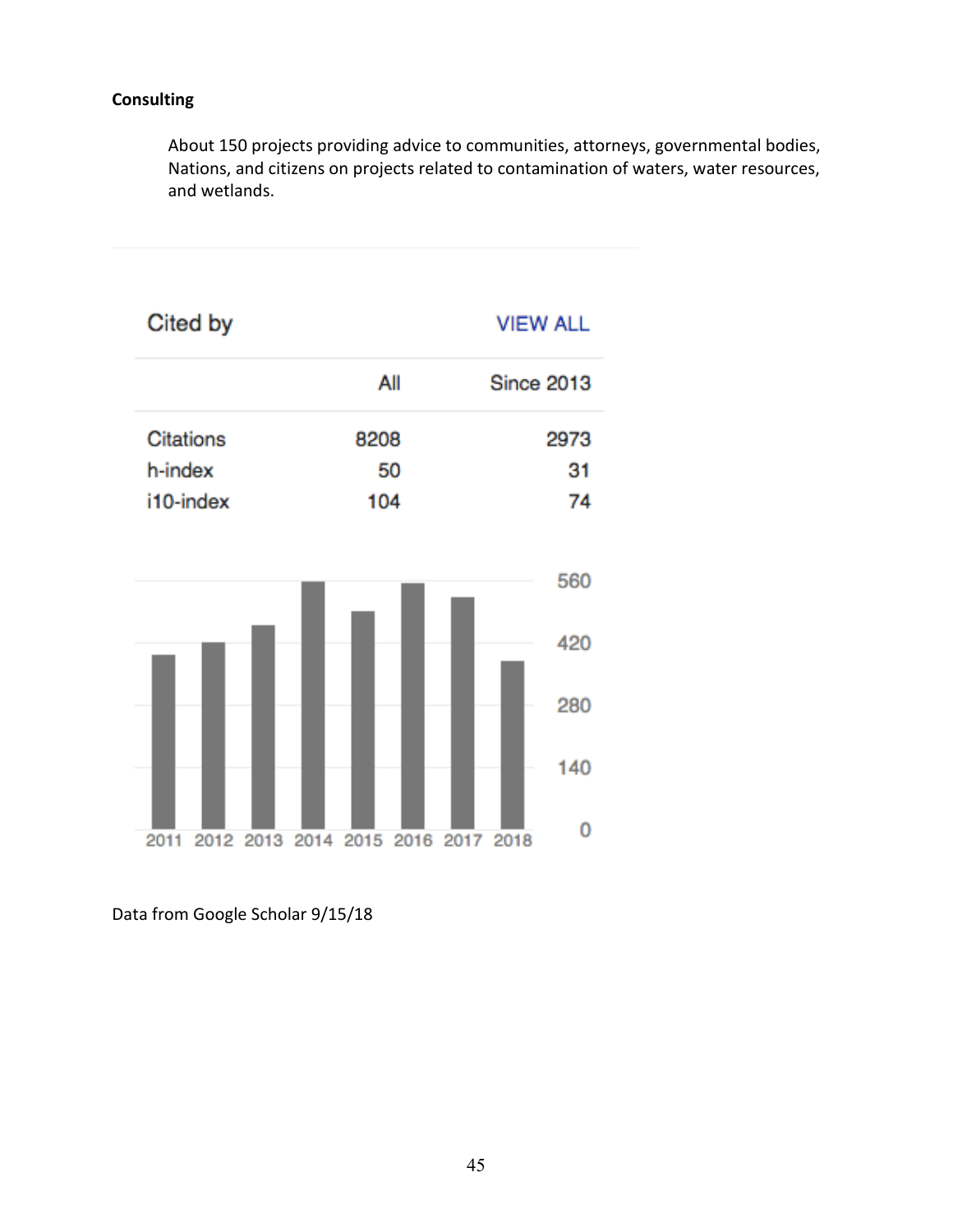**Consulting**

About 150 projects providing advice to communities, attorneys, governmental bodies, Nations, and citizens on projects related to contamination of waters, water resources, and wetlands.

Cited by

VIEW ALL

| | All | Since 2013 |
|---|---|---|
| Citations | 8208 | 2973 |
| h-index | 50 | 31 |
| i10-index | 104 | 74 |

560

420

280

140

0

2011 2012 2013 2014 2015 2016 2017 2018

Data from Google Scholar 9/15/18